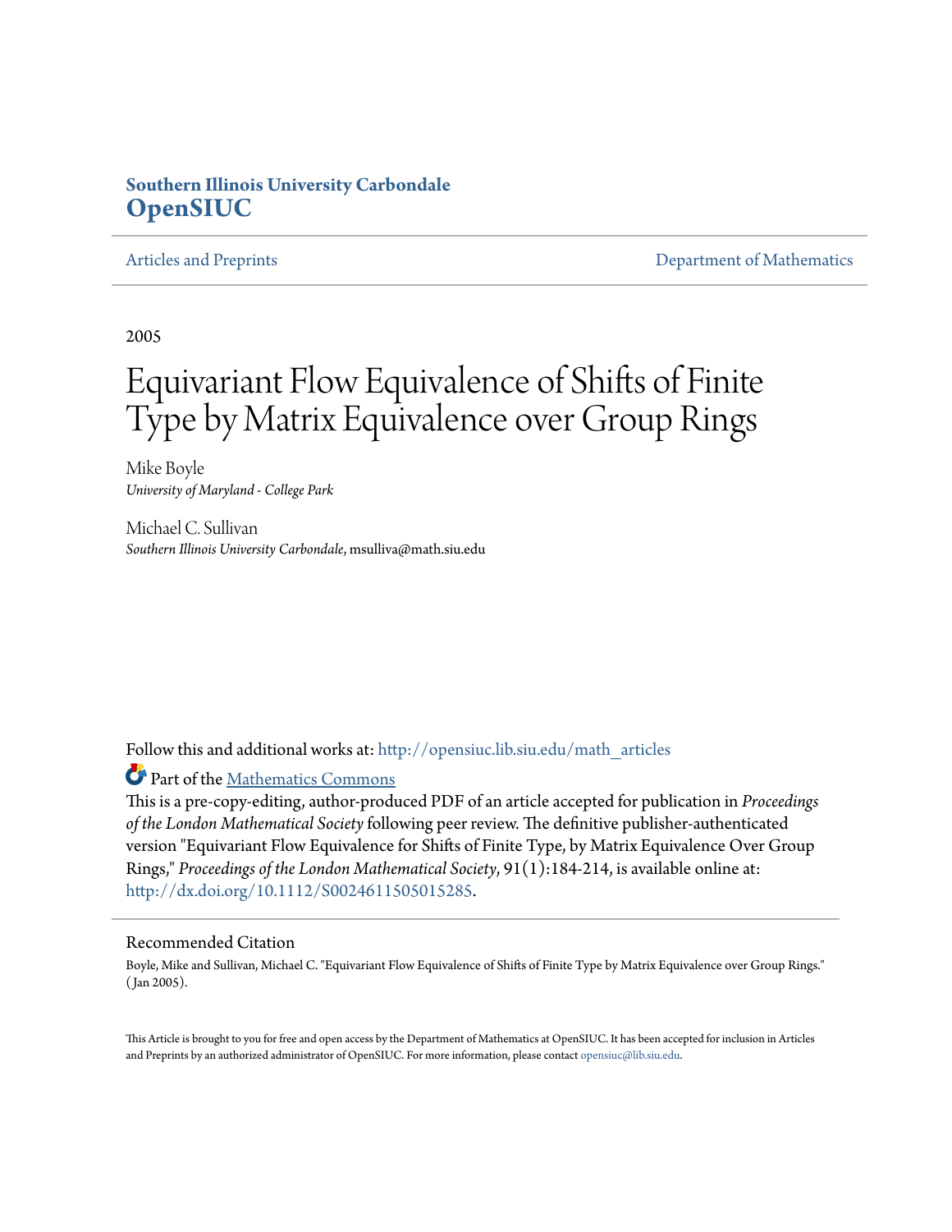**Southern Illinois University Carbondale**
**OpenSIUC**

Articles and Preprints | Department of Mathematics

2005

# Equivariant Flow Equivalence of Shifts of Finite Type by Matrix Equivalence over Group Rings

Mike Boyle
*University of Maryland - College Park*

Michael C. Sullivan
*Southern Illinois University Carbondale*, msulliva@math.siu.edu

Follow this and additional works at: http://opensiuc.lib.siu.edu/math_articles

Part of the Mathematics Commons

This is a pre-copy-editing, author-produced PDF of an article accepted for publication in *Proceedings of the London Mathematical Society* following peer review. The definitive publisher-authenticated version "Equivariant Flow Equivalence for Shifts of Finite Type, by Matrix Equivalence Over Group Rings," *Proceedings of the London Mathematical Society*, 91(1):184-214, is available online at: http://dx.doi.org/10.1112/S0024611505015285.

## Recommended Citation

Boyle, Mike and Sullivan, Michael C. "Equivariant Flow Equivalence of Shifts of Finite Type by Matrix Equivalence over Group Rings." (Jan 2005).

This Article is brought to you for free and open access by the Department of Mathematics at OpenSIUC. It has been accepted for inclusion in Articles and Preprints by an authorized administrator of OpenSIUC. For more information, please contact opensiuc@lib.siu.edu.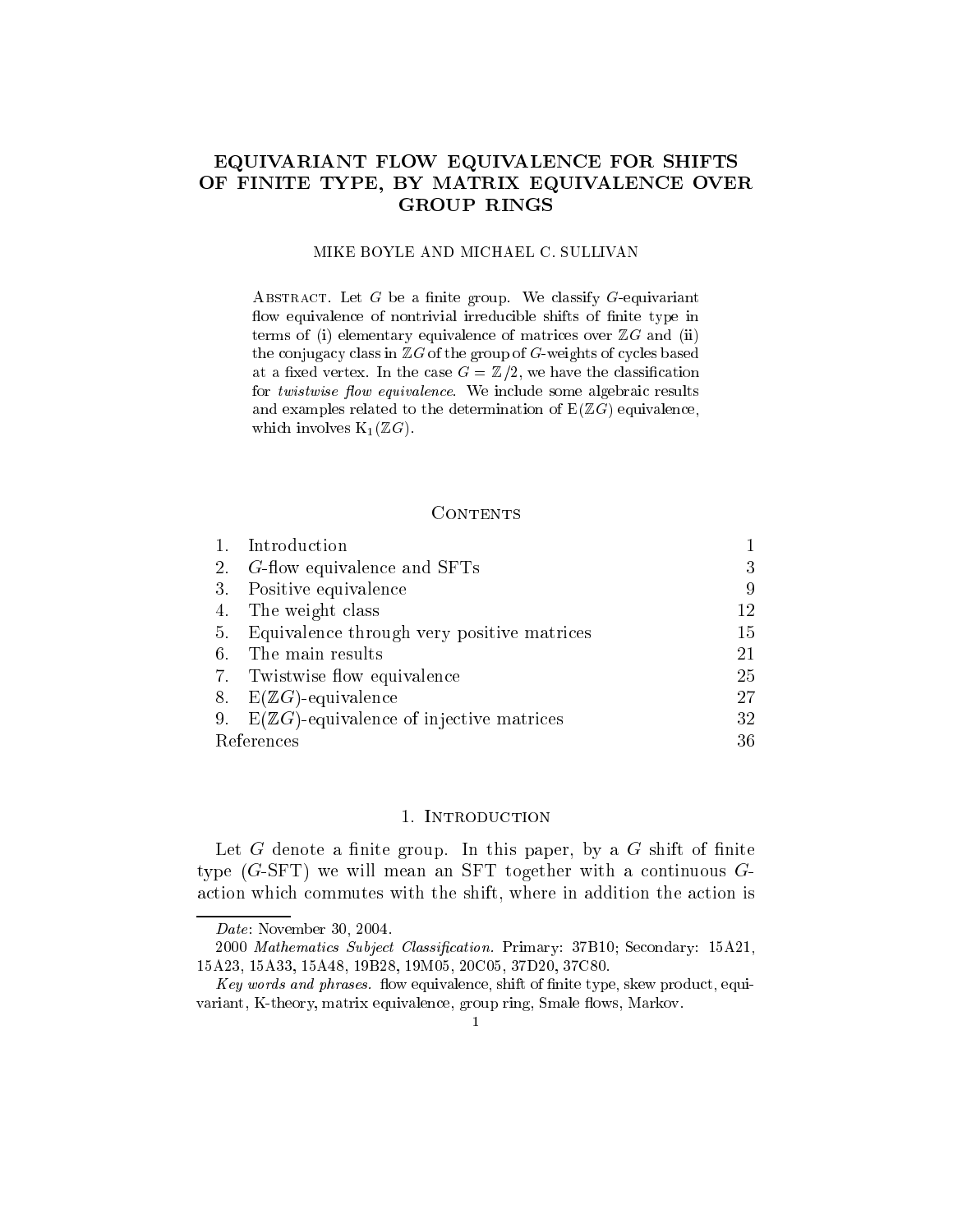# EQUIVARIANT FLOW EQUIVALENCE FOR SHIFTS OF FINITE TYPE, BY MATRIX EQUIVALENCE OVER GROUP RINGS

MIKE BOYLE AND MICHAEL C. SULLIVAN

Abstract. Let $G$ be a finite group. We classify $G$-equivariant flow equivalence of nontrivial irreducible shifts of finite type in terms of (i) elementary equivalence of matrices over $\mathbb{Z}G$ and (ii) the conjugacy class in $\mathbb{Z}G$ of the group of $G$-weights of cycles based at a fixed vertex. In the case $G = \mathbb{Z}/2$, we have the classification for *twistwise flow equivalence*. We include some algebraic results and examples related to the determination of $\mathrm{E}(\mathbb{Z}G)$ equivalence, which involves $\mathrm{K}_1(\mathbb{Z}G)$.

## Contents

| | | |
|---|---|---|
| 1. | Introduction | 1 |
| 2. | $G$-flow equivalence and SFTs | 3 |
| 3. | Positive equivalence | 9 |
| 4. | The weight class | 12 |
| 5. | Equivalence through very positive matrices | 15 |
| 6. | The main results | 21 |
| 7. | Twistwise flow equivalence | 25 |
| 8. | $\mathrm{E}(\mathbb{Z}G)$-equivalence | 27 |
| 9. | $\mathrm{E}(\mathbb{Z}G)$-equivalence of injective matrices | 32 |
| | References | 36 |

## 1. Introduction

Let $G$ denote a finite group. In this paper, by a $G$ shift of finite type ($G$-SFT) we will mean an SFT together with a continuous $G$-action which commutes with the shift, where in addition the action is

---

*Date*: November 30, 2004.

2000 *Mathematics Subject Classification.* Primary: 37B10; Secondary: 15A21, 15A23, 15A33, 15A48, 19B28, 19M05, 20C05, 37D20, 37C80.

*Key words and phrases.* flow equivalence, shift of finite type, skew product, equivariant, K-theory, matrix equivalence, group ring, Smale flows, Markov.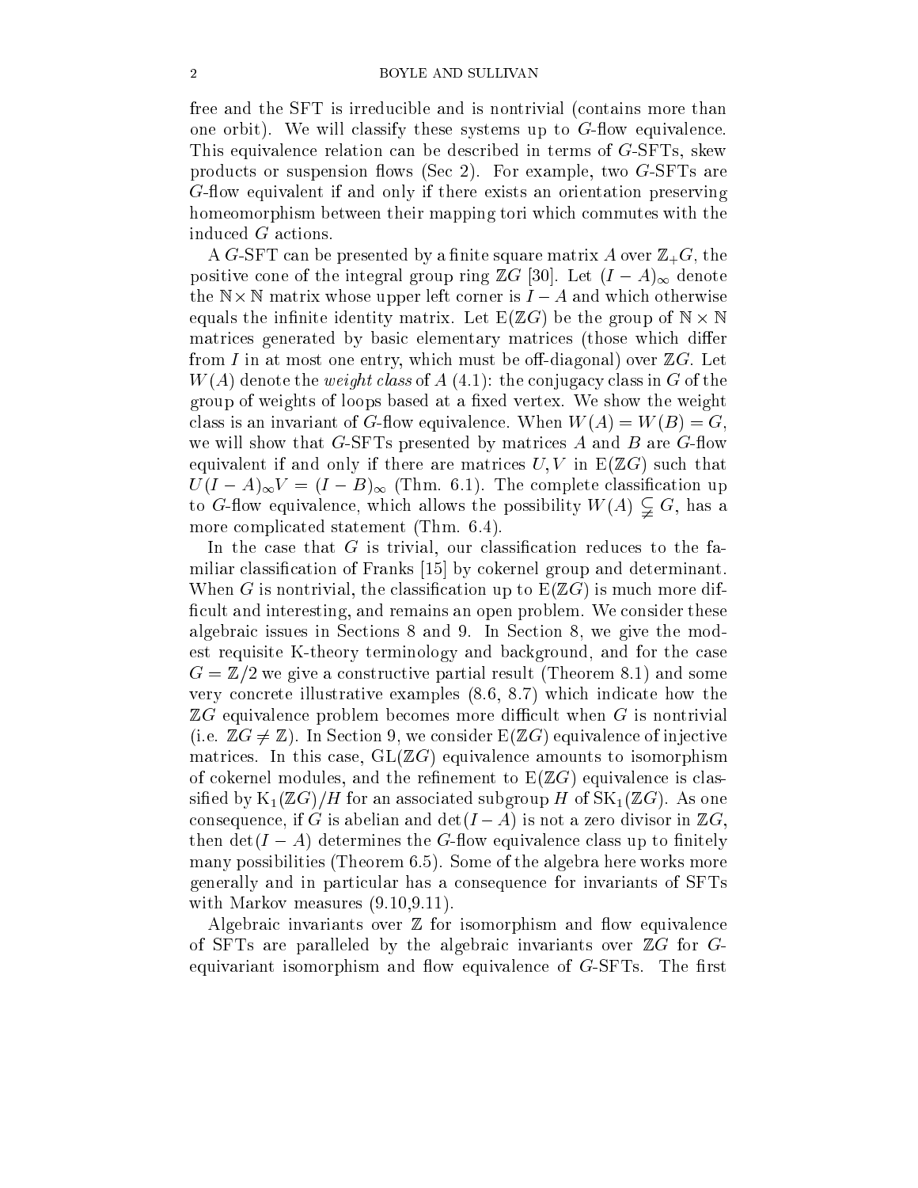free and the SFT is irreducible and is nontrivial (contains more than one orbit). We will classify these systems up to $G$-flow equivalence. This equivalence relation can be described in terms of $G$-SFTs, skew products or suspension flows (Sec 2). For example, two $G$-SFTs are $G$-flow equivalent if and only if there exists an orientation preserving homeomorphism between their mapping tori which commutes with the induced $G$ actions.

A $G$-SFT can be presented by a finite square matrix $A$ over $\mathbb{Z}_+G$, the positive cone of the integral group ring $\mathbb{Z}G$ [30]. Let $(I-A)_\infty$ denote the $\mathbb{N}\times\mathbb{N}$ matrix whose upper left corner is $I-A$ and which otherwise equals the infinite identity matrix. Let $\mathrm{E}(\mathbb{Z}G)$ be the group of $\mathbb{N}\times\mathbb{N}$ matrices generated by basic elementary matrices (those which differ from $I$ in at most one entry, which must be off-diagonal) over $\mathbb{Z}G$. Let $W(A)$ denote the *weight class* of $A$ (4.1): the conjugacy class in $G$ of the group of weights of loops based at a fixed vertex. We show the weight class is an invariant of $G$-flow equivalence. When $W(A) = W(B) = G$, we will show that $G$-SFTs presented by matrices $A$ and $B$ are $G$-flow equivalent if and only if there are matrices $U, V$ in $\mathrm{E}(\mathbb{Z}G)$ such that $U(I-A)_\infty V = (I-B)_\infty$ (Thm. 6.1). The complete classification up to $G$-flow equivalence, which allows the possibility $W(A) \subsetneqq G$, has a more complicated statement (Thm. 6.4).

In the case that $G$ is trivial, our classification reduces to the familiar classification of Franks [15] by cokernel group and determinant. When $G$ is nontrivial, the classification up to $\mathrm{E}(\mathbb{Z}G)$ is much more difficult and interesting, and remains an open problem. We consider these algebraic issues in Sections 8 and 9. In Section 8, we give the modest requisite K-theory terminology and background, and for the case $G = \mathbb{Z}/2$ we give a constructive partial result (Theorem 8.1) and some very concrete illustrative examples (8.6, 8.7) which indicate how the $\mathbb{Z}G$ equivalence problem becomes more difficult when $G$ is nontrivial (i.e. $\mathbb{Z}G \neq \mathbb{Z}$). In Section 9, we consider $\mathrm{E}(\mathbb{Z}G)$ equivalence of injective matrices. In this case, $\mathrm{GL}(\mathbb{Z}G)$ equivalence amounts to isomorphism of cokernel modules, and the refinement to $\mathrm{E}(\mathbb{Z}G)$ equivalence is classified by $\mathrm{K}_1(\mathbb{Z}G)/H$ for an associated subgroup $H$ of $\mathrm{SK}_1(\mathbb{Z}G)$. As one consequence, if $G$ is abelian and $\det(I-A)$ is not a zero divisor in $\mathbb{Z}G$, then $\det(I-A)$ determines the $G$-flow equivalence class up to finitely many possibilities (Theorem 6.5). Some of the algebra here works more generally and in particular has a consequence for invariants of SFTs with Markov measures (9.10,9.11).

Algebraic invariants over $\mathbb{Z}$ for isomorphism and flow equivalence of SFTs are paralleled by the algebraic invariants over $\mathbb{Z}G$ for $G$-equivariant isomorphism and flow equivalence of $G$-SFTs. The first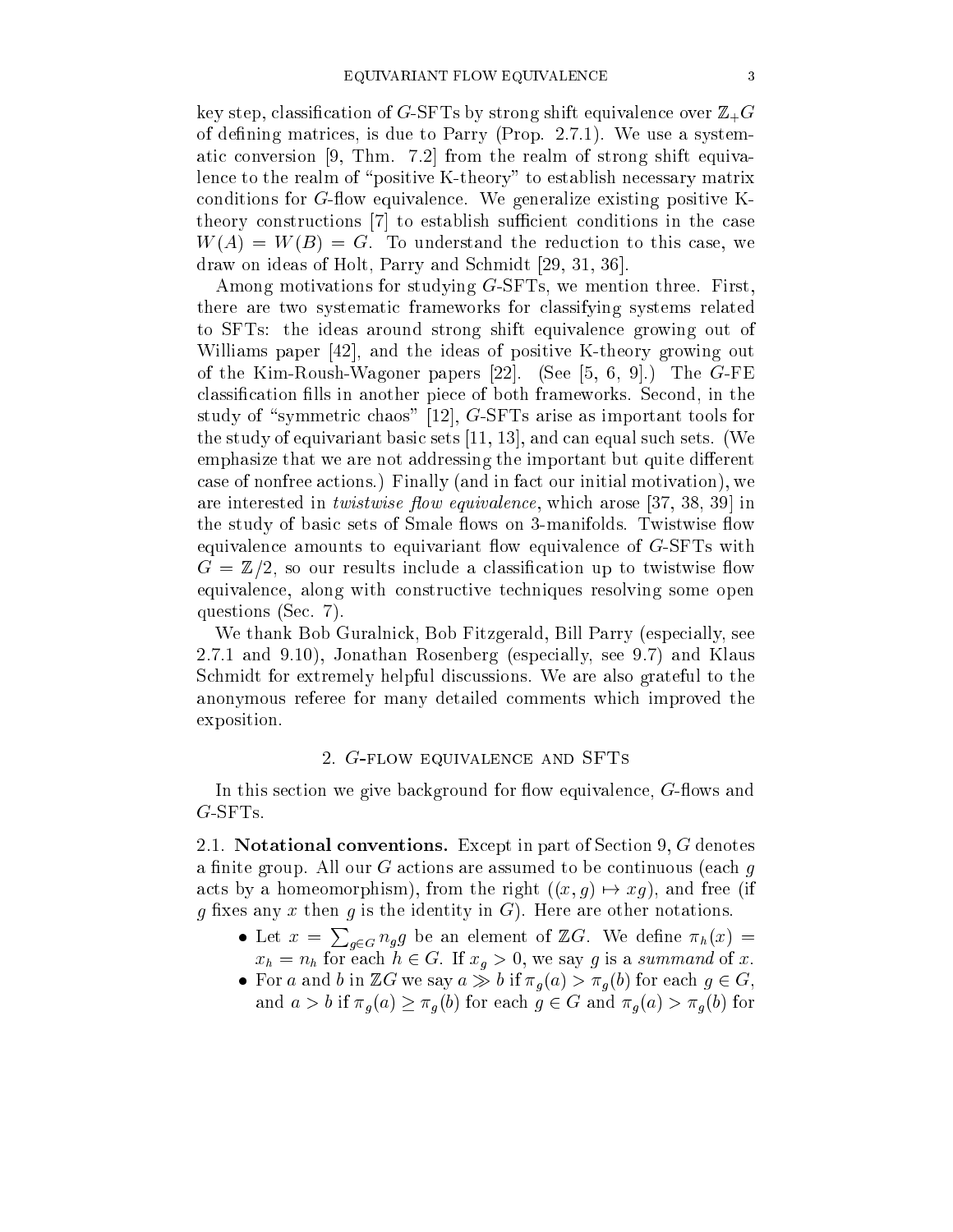key step, classification of $G$-SFTs by strong shift equivalence over $\mathbb{Z}_+G$ of defining matrices, is due to Parry (Prop. 2.7.1). We use a systematic conversion [9, Thm. 7.2] from the realm of strong shift equivalence to the realm of "positive K-theory" to establish necessary matrix conditions for $G$-flow equivalence. We generalize existing positive K-theory constructions [7] to establish sufficient conditions in the case $W(A) = W(B) = G$. To understand the reduction to this case, we draw on ideas of Holt, Parry and Schmidt [29, 31, 36].

Among motivations for studying $G$-SFTs, we mention three. First, there are two systematic frameworks for classifying systems related to SFTs: the ideas around strong shift equivalence growing out of Williams paper [42], and the ideas of positive K-theory growing out of the Kim-Roush-Wagoner papers [22]. (See [5, 6, 9].) The $G$-FE classification fills in another piece of both frameworks. Second, in the study of "symmetric chaos" [12], $G$-SFTs arise as important tools for the study of equivariant basic sets [11, 13], and can equal such sets. (We emphasize that we are not addressing the important but quite different case of nonfree actions.) Finally (and in fact our initial motivation), we are interested in *twistwise flow equivalence*, which arose [37, 38, 39] in the study of basic sets of Smale flows on 3-manifolds. Twistwise flow equivalence amounts to equivariant flow equivalence of $G$-SFTs with $G = \mathbb{Z}/2$, so our results include a classification up to twistwise flow equivalence, along with constructive techniques resolving some open questions (Sec. 7).

We thank Bob Guralnick, Bob Fitzgerald, Bill Parry (especially, see 2.7.1 and 9.10), Jonathan Rosenberg (especially, see 9.7) and Klaus Schmidt for extremely helpful discussions. We are also grateful to the anonymous referee for many detailed comments which improved the exposition.

## 2. $G$-flow equivalence and SFTs

In this section we give background for flow equivalence, $G$-flows and $G$-SFTs.

**2.1. Notational conventions.** Except in part of Section 9, $G$ denotes a finite group. All our $G$ actions are assumed to be continuous (each $g$ acts by a homeomorphism), from the right ($(x, g) \mapsto xg$), and free (if $g$ fixes any $x$ then $g$ is the identity in $G$). Here are other notations.

- Let $x = \sum_{g \in G} n_g g$ be an element of $\mathbb{Z}G$. We define $\pi_h(x) = x_h = n_h$ for each $h \in G$. If $x_g > 0$, we say $g$ is a *summand* of $x$.
- For $a$ and $b$ in $\mathbb{Z}G$ we say $a \gg b$ if $\pi_g(a) > \pi_g(b)$ for each $g \in G$, and $a > b$ if $\pi_g(a) \geq \pi_g(b)$ for each $g \in G$ and $\pi_g(a) > \pi_g(b)$ for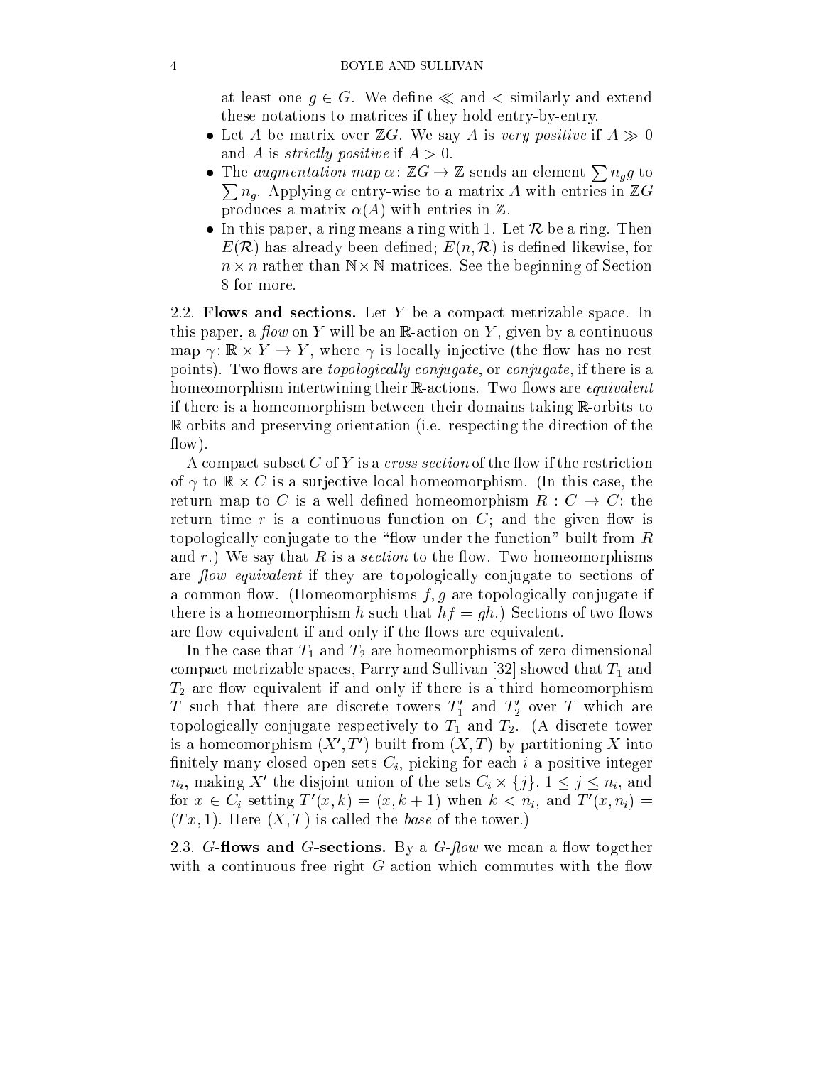at least one $g \in G$. We define $\ll$ and $<$ similarly and extend these notations to matrices if they hold entry-by-entry.

- Let $A$ be matrix over $\mathbb{Z}G$. We say $A$ is *very positive* if $A \gg 0$ and $A$ is *strictly positive* if $A > 0$.
- The *augmentation map* $\alpha\colon \mathbb{Z}G \to \mathbb{Z}$ sends an element $\sum n_g g$ to $\sum n_g$. Applying $\alpha$ entry-wise to a matrix $A$ with entries in $\mathbb{Z}G$ produces a matrix $\alpha(A)$ with entries in $\mathbb{Z}$.
- In this paper, a ring means a ring with 1. Let $\mathcal{R}$ be a ring. Then $E(\mathcal{R})$ has already been defined; $E(n, \mathcal{R})$ is defined likewise, for $n \times n$ rather than $\mathbb{N} \times \mathbb{N}$ matrices. See the beginning of Section 8 for more.

**2.2. Flows and sections.** Let $Y$ be a compact metrizable space. In this paper, a *flow* on $Y$ will be an $\mathbb{R}$-action on $Y$, given by a continuous map $\gamma\colon \mathbb{R} \times Y \to Y$, where $\gamma$ is locally injective (the flow has no rest points). Two flows are *topologically conjugate*, or *conjugate*, if there is a homeomorphism intertwining their $\mathbb{R}$-actions. Two flows are *equivalent* if there is a homeomorphism between their domains taking $\mathbb{R}$-orbits to $\mathbb{R}$-orbits and preserving orientation (i.e. respecting the direction of the flow).

A compact subset $C$ of $Y$ is a *cross section* of the flow if the restriction of $\gamma$ to $\mathbb{R} \times C$ is a surjective local homeomorphism. (In this case, the return map to $C$ is a well defined homeomorphism $R : C \to C$; the return time $r$ is a continuous function on $C$; and the given flow is topologically conjugate to the "flow under the function" built from $R$ and $r$.) We say that $R$ is a *section* to the flow. Two homeomorphisms are *flow equivalent* if they are topologically conjugate to sections of a common flow. (Homeomorphisms $f, g$ are topologically conjugate if there is a homeomorphism $h$ such that $hf = gh$.) Sections of two flows are flow equivalent if and only if the flows are equivalent.

In the case that $T_1$ and $T_2$ are homeomorphisms of zero dimensional compact metrizable spaces, Parry and Sullivan [32] showed that $T_1$ and $T_2$ are flow equivalent if and only if there is a third homeomorphism $T$ such that there are discrete towers $T_1'$ and $T_2'$ over $T$ which are topologically conjugate respectively to $T_1$ and $T_2$. (A discrete tower is a homeomorphism $(X', T')$ built from $(X, T)$ by partitioning $X$ into finitely many closed open sets $C_i$, picking for each $i$ a positive integer $n_i$, making $X'$ the disjoint union of the sets $C_i \times \{j\}$, $1 \le j \le n_i$, and for $x \in C_i$ setting $T'(x, k) = (x, k+1)$ when $k < n_i$, and $T'(x, n_i) = (Tx, 1)$. Here $(X, T)$ is called the *base* of the tower.)

**2.3. $G$-flows and $G$-sections.** By a *$G$-flow* we mean a flow together with a continuous free right $G$-action which commutes with the flow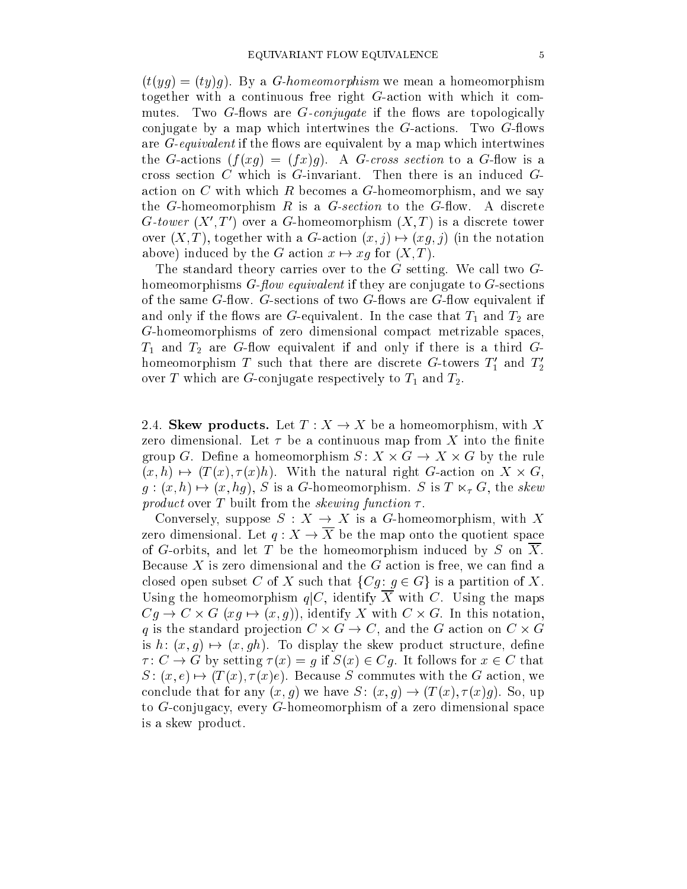$(t(yg) = (ty)g)$. By a *G-homeomorphism* we mean a homeomorphism together with a continuous free right $G$-action with which it commutes. Two $G$-flows are *G-conjugate* if the flows are topologically conjugate by a map which intertwines the $G$-actions. Two $G$-flows are *G-equivalent* if the flows are equivalent by a map which intertwines the $G$-actions $(f(xg) = (fx)g)$. A *G-cross section* to a $G$-flow is a cross section $C$ which is $G$-invariant. Then there is an induced $G$-action on $C$ with which $R$ becomes a $G$-homeomorphism, and we say the $G$-homeomorphism $R$ is a *G-section* to the $G$-flow. A discrete *G-tower* $(X', T')$ over a $G$-homeomorphism $(X, T)$ is a discrete tower over $(X, T)$, together with a $G$-action $(x, j) \mapsto (xg, j)$ (in the notation above) induced by the $G$ action $x \mapsto xg$ for $(X, T)$.

The standard theory carries over to the $G$ setting. We call two $G$-homeomorphisms *G-flow equivalent* if they are conjugate to $G$-sections of the same $G$-flow. $G$-sections of two $G$-flows are $G$-flow equivalent if and only if the flows are $G$-equivalent. In the case that $T_1$ and $T_2$ are $G$-homeomorphisms of zero dimensional compact metrizable spaces, $T_1$ and $T_2$ are $G$-flow equivalent if and only if there is a third $G$-homeomorphism $T$ such that there are discrete $G$-towers $T_1'$ and $T_2'$ over $T$ which are $G$-conjugate respectively to $T_1$ and $T_2$.

2.4. **Skew products.** Let $T : X \to X$ be a homeomorphism, with $X$ zero dimensional. Let $\tau$ be a continuous map from $X$ into the finite group $G$. Define a homeomorphism $S : X \times G \to X \times G$ by the rule $(x, h) \mapsto (T(x), \tau(x)h)$. With the natural right $G$-action on $X \times G$, $g : (x, h) \mapsto (x, hg)$, $S$ is a $G$-homeomorphism. $S$ is $T \ltimes_\tau G$, the *skew product* over $T$ built from the *skewing function* $\tau$.

Conversely, suppose $S : X \to X$ is a $G$-homeomorphism, with $X$ zero dimensional. Let $q : X \to \overline{X}$ be the map onto the quotient space of $G$-orbits, and let $T$ be the homeomorphism induced by $S$ on $\overline{X}$. Because $X$ is zero dimensional and the $G$ action is free, we can find a closed open subset $C$ of $X$ such that $\{Cg : g \in G\}$ is a partition of $X$. Using the homeomorphism $q|C$, identify $\overline{X}$ with $C$. Using the maps $Cg \to C \times G$ $(xg \mapsto (x, g))$, identify $X$ with $C \times G$. In this notation, $q$ is the standard projection $C \times G \to C$, and the $G$ action on $C \times G$ is $h : (x, g) \mapsto (x, gh)$. To display the skew product structure, define $\tau : C \to G$ by setting $\tau(x) = g$ if $S(x) \in Cg$. It follows for $x \in C$ that $S : (x, e) \mapsto (T(x), \tau(x)e)$. Because $S$ commutes with the $G$ action, we conclude that for any $(x, g)$ we have $S : (x, g) \to (T(x), \tau(x)g)$. So, up to $G$-conjugacy, every $G$-homeomorphism of a zero dimensional space is a skew product.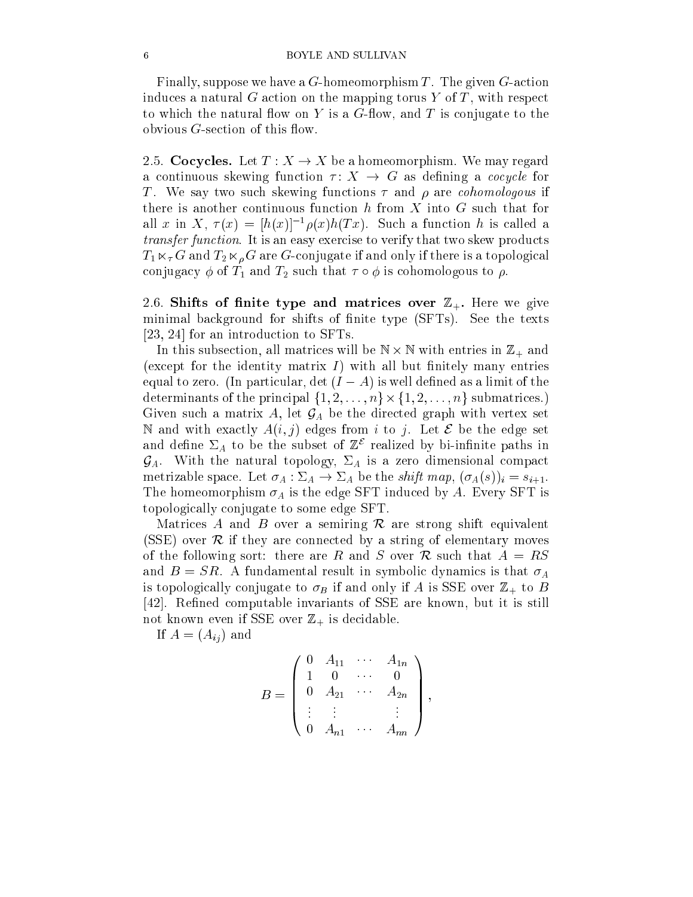Finally, suppose we have a $G$-homeomorphism $T$. The given $G$-action induces a natural $G$ action on the mapping torus $Y$ of $T$, with respect to which the natural flow on $Y$ is a $G$-flow, and $T$ is conjugate to the obvious $G$-section of this flow.

2.5. **Cocycles.** Let $T : X \to X$ be a homeomorphism. We may regard a continuous skewing function $\tau \colon X \to G$ as defining a *cocycle* for $T$. We say two such skewing functions $\tau$ and $\rho$ are *cohomologous* if there is another continuous function $h$ from $X$ into $G$ such that for all $x$ in $X$, $\tau(x) = [h(x)]^{-1}\rho(x)h(Tx)$. Such a function $h$ is called a *transfer function*. It is an easy exercise to verify that two skew products $T_1 \ltimes_\tau G$ and $T_2 \ltimes_\rho G$ are $G$-conjugate if and only if there is a topological conjugacy $\phi$ of $T_1$ and $T_2$ such that $\tau \circ \phi$ is cohomologous to $\rho$.

2.6. **Shifts of finite type and matrices over $\mathbb{Z}_+$.** Here we give minimal background for shifts of finite type (SFTs). See the texts [23, 24] for an introduction to SFTs.

In this subsection, all matrices will be $\mathbb{N} \times \mathbb{N}$ with entries in $\mathbb{Z}_+$ and (except for the identity matrix $I$) with all but finitely many entries equal to zero. (In particular, $\det(I - A)$ is well defined as a limit of the determinants of the principal $\{1, 2, \ldots, n\} \times \{1, 2, \ldots, n\}$ submatrices.) Given such a matrix $A$, let $\mathcal{G}_A$ be the directed graph with vertex set $\mathbb{N}$ and with exactly $A(i, j)$ edges from $i$ to $j$. Let $\mathcal{E}$ be the edge set and define $\Sigma_A$ to be the subset of $\mathbb{Z}^{\mathcal{E}}$ realized by bi-infinite paths in $\mathcal{G}_A$. With the natural topology, $\Sigma_A$ is a zero dimensional compact metrizable space. Let $\sigma_A : \Sigma_A \to \Sigma_A$ be the *shift map*, $(\sigma_A(s))_i = s_{i+1}$. The homeomorphism $\sigma_A$ is the edge SFT induced by $A$. Every SFT is topologically conjugate to some edge SFT.

Matrices $A$ and $B$ over a semiring $\mathcal{R}$ are strong shift equivalent (SSE) over $\mathcal{R}$ if they are connected by a string of elementary moves of the following sort: there are $R$ and $S$ over $\mathcal{R}$ such that $A = RS$ and $B = SR$. A fundamental result in symbolic dynamics is that $\sigma_A$ is topologically conjugate to $\sigma_B$ if and only if $A$ is SSE over $\mathbb{Z}_+$ to $B$ [42]. Refined computable invariants of SSE are known, but it is still not known even if SSE over $\mathbb{Z}_+$ is decidable.

If $A = (A_{ij})$ and

$$B = \begin{pmatrix} 0 & A_{11} & \cdots & A_{1n} \\ 1 & 0 & \cdots & 0 \\ 0 & A_{21} & \cdots & A_{2n} \\ \vdots & \vdots & & \vdots \\ 0 & A_{n1} & \cdots & A_{nn} \end{pmatrix},$$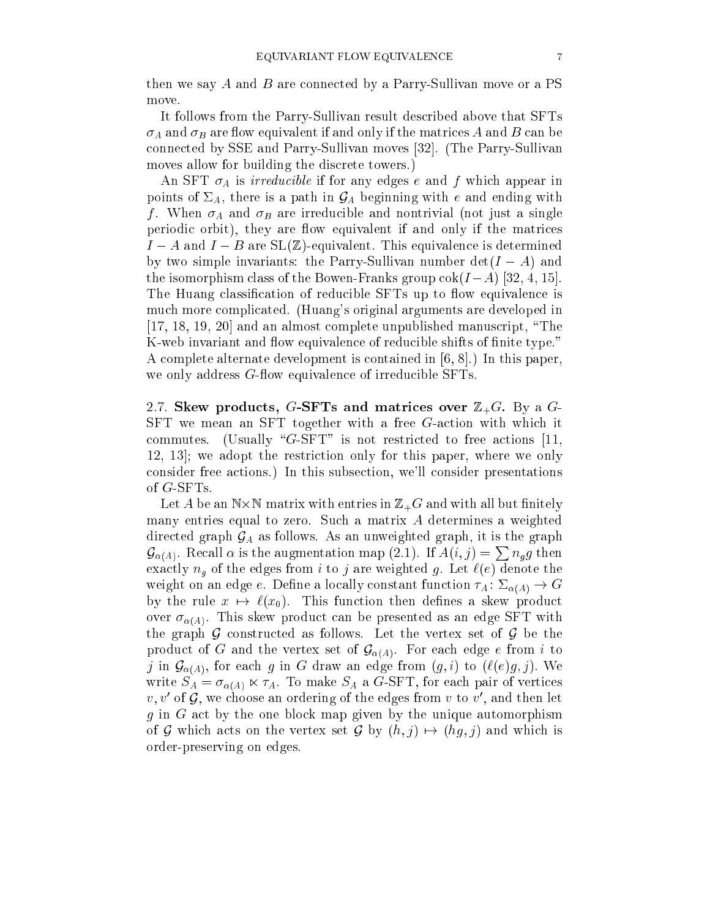then we say $A$ and $B$ are connected by a Parry-Sullivan move or a PS move.

It follows from the Parry-Sullivan result described above that SFTs $\sigma_A$ and $\sigma_B$ are flow equivalent if and only if the matrices $A$ and $B$ can be connected by SSE and Parry-Sullivan moves [32]. (The Parry-Sullivan moves allow for building the discrete towers.)

An SFT $\sigma_A$ is *irreducible* if for any edges $e$ and $f$ which appear in points of $\Sigma_A$, there is a path in $\mathcal{G}_A$ beginning with $e$ and ending with $f$. When $\sigma_A$ and $\sigma_B$ are irreducible and nontrivial (not just a single periodic orbit), they are flow equivalent if and only if the matrices $I-A$ and $I-B$ are $\mathrm{SL}(\mathbb{Z})$-equivalent. This equivalence is determined by two simple invariants: the Parry-Sullivan number $\det(I-A)$ and the isomorphism class of the Bowen-Franks group $\mathrm{cok}(I-A)$ [32, 4, 15]. The Huang classification of reducible SFTs up to flow equivalence is much more complicated. (Huang's original arguments are developed in [17, 18, 19, 20] and an almost complete unpublished manuscript, "The K-web invariant and flow equivalence of reducible shifts of finite type." A complete alternate development is contained in [6, 8].) In this paper, we only address $G$-flow equivalence of irreducible SFTs.

### 2.7. Skew products, $G$-SFTs and matrices over $\mathbb{Z}_+G$.

By a $G$-SFT we mean an SFT together with a free $G$-action with which it commutes. (Usually "$G$-SFT" is not restricted to free actions [11, 12, 13]; we adopt the restriction only for this paper, where we only consider free actions.) In this subsection, we'll consider presentations of $G$-SFTs.

Let $A$ be an $\mathbb{N}\times\mathbb{N}$ matrix with entries in $\mathbb{Z}_+G$ and with all but finitely many entries equal to zero. Such a matrix $A$ determines a weighted directed graph $\mathcal{G}_A$ as follows. As an unweighted graph, it is the graph $\mathcal{G}_{\alpha(A)}$. Recall $\alpha$ is the augmentation map (2.1). If $A(i,j) = \sum n_g g$ then exactly $n_g$ of the edges from $i$ to $j$ are weighted $g$. Let $\ell(e)$ denote the weight on an edge $e$. Define a locally constant function $\tau_A\colon \Sigma_{\alpha(A)} \to G$ by the rule $x \mapsto \ell(x_0)$. This function then defines a skew product over $\sigma_{\alpha(A)}$. This skew product can be presented as an edge SFT with the graph $\mathcal{G}$ constructed as follows. Let the vertex set of $\mathcal{G}$ be the product of $G$ and the vertex set of $\mathcal{G}_{\alpha(A)}$. For each edge $e$ from $i$ to $j$ in $\mathcal{G}_{\alpha(A)}$, for each $g$ in $G$ draw an edge from $(g,i)$ to $(\ell(e)g, j)$. We write $S_A = \sigma_{\alpha(A)} \ltimes \tau_A$. To make $S_A$ a $G$-SFT, for each pair of vertices $v, v'$ of $\mathcal{G}$, we choose an ordering of the edges from $v$ to $v'$, and then let $g$ in $G$ act by the one block map given by the unique automorphism of $\mathcal{G}$ which acts on the vertex set $\mathcal{G}$ by $(h,j) \mapsto (hg, j)$ and which is order-preserving on edges.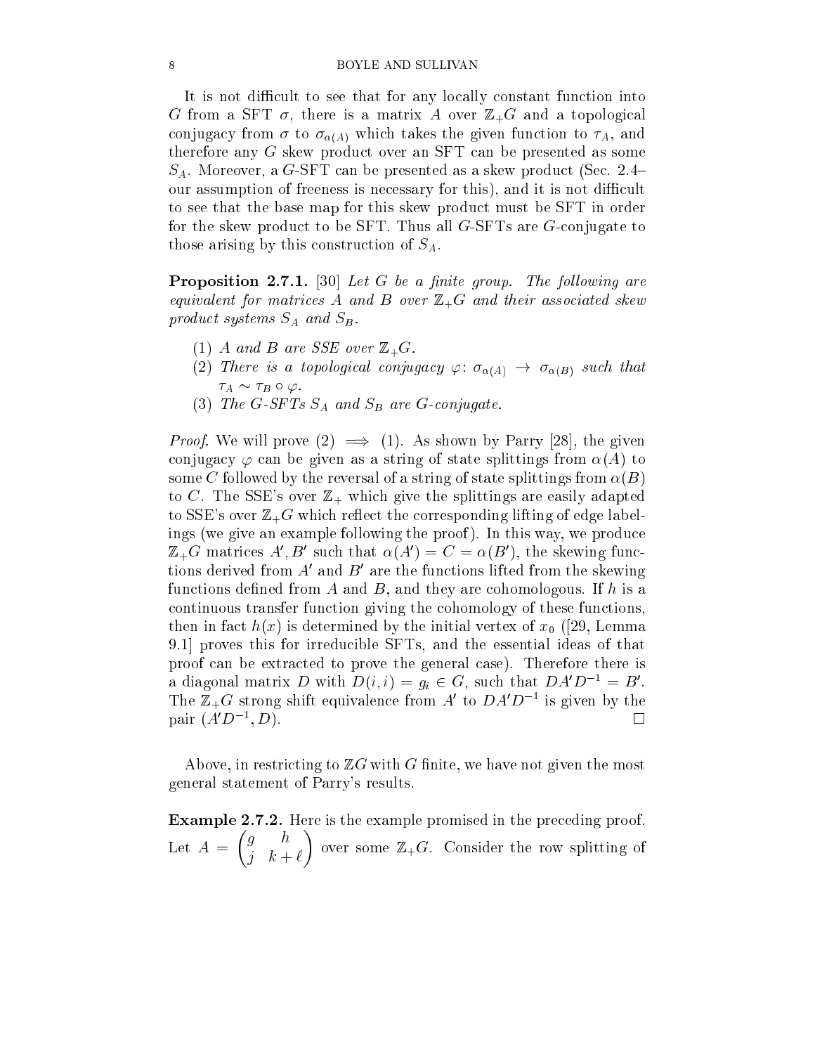It is not difficult to see that for any locally constant function into $G$ from a SFT $\sigma$, there is a matrix $A$ over $\mathbb{Z}_+G$ and a topological conjugacy from $\sigma$ to $\sigma_{\alpha(A)}$ which takes the given function to $\tau_A$, and therefore any $G$ skew product over an SFT can be presented as some $S_A$. Moreover, a $G$-SFT can be presented as a skew product (Sec. 2.4– our assumption of freeness is necessary for this), and it is not difficult to see that the base map for this skew product must be SFT in order for the skew product to be SFT. Thus all $G$-SFTs are $G$-conjugate to those arising by this construction of $S_A$.

**Proposition 2.7.1.** [30] *Let $G$ be a finite group. The following are equivalent for matrices $A$ and $B$ over $\mathbb{Z}_+G$ and their associated skew product systems $S_A$ and $S_B$.*

1. *$A$ and $B$ are SSE over $\mathbb{Z}_+G$.*
2. *There is a topological conjugacy $\varphi\colon \sigma_{\alpha(A)} \to \sigma_{\alpha(B)}$ such that $\tau_A \sim \tau_B \circ \varphi$.*
3. *The $G$-SFTs $S_A$ and $S_B$ are $G$-conjugate.*

*Proof.* We will prove (2) $\implies$ (1). As shown by Parry [28], the given conjugacy $\varphi$ can be given as a string of state splittings from $\alpha(A)$ to some $C$ followed by the reversal of a string of state splittings from $\alpha(B)$ to $C$. The SSE's over $\mathbb{Z}_+$ which give the splittings are easily adapted to SSE's over $\mathbb{Z}_+G$ which reflect the corresponding lifting of edge labelings (we give an example following the proof). In this way, we produce $\mathbb{Z}_+G$ matrices $A', B'$ such that $\alpha(A') = C = \alpha(B')$, the skewing functions derived from $A'$ and $B'$ are the functions lifted from the skewing functions defined from $A$ and $B$, and they are cohomologous. If $h$ is a continuous transfer function giving the cohomology of these functions, then in fact $h(x)$ is determined by the initial vertex of $x_0$ ([29, Lemma 9.1] proves this for irreducible SFTs, and the essential ideas of that proof can be extracted to prove the general case). Therefore there is a diagonal matrix $D$ with $D(i,i) = g_i \in G$, such that $DA'D^{-1} = B'$. The $\mathbb{Z}_+G$ strong shift equivalence from $A'$ to $DA'D^{-1}$ is given by the pair $(A'D^{-1}, D)$. $\square$

Above, in restricting to $\mathbb{Z}G$ with $G$ finite, we have not given the most general statement of Parry's results.

**Example 2.7.2.** Here is the example promised in the preceding proof. Let $A = \begin{pmatrix} g & h \\ j & k+\ell \end{pmatrix}$ over some $\mathbb{Z}_+G$. Consider the row splitting of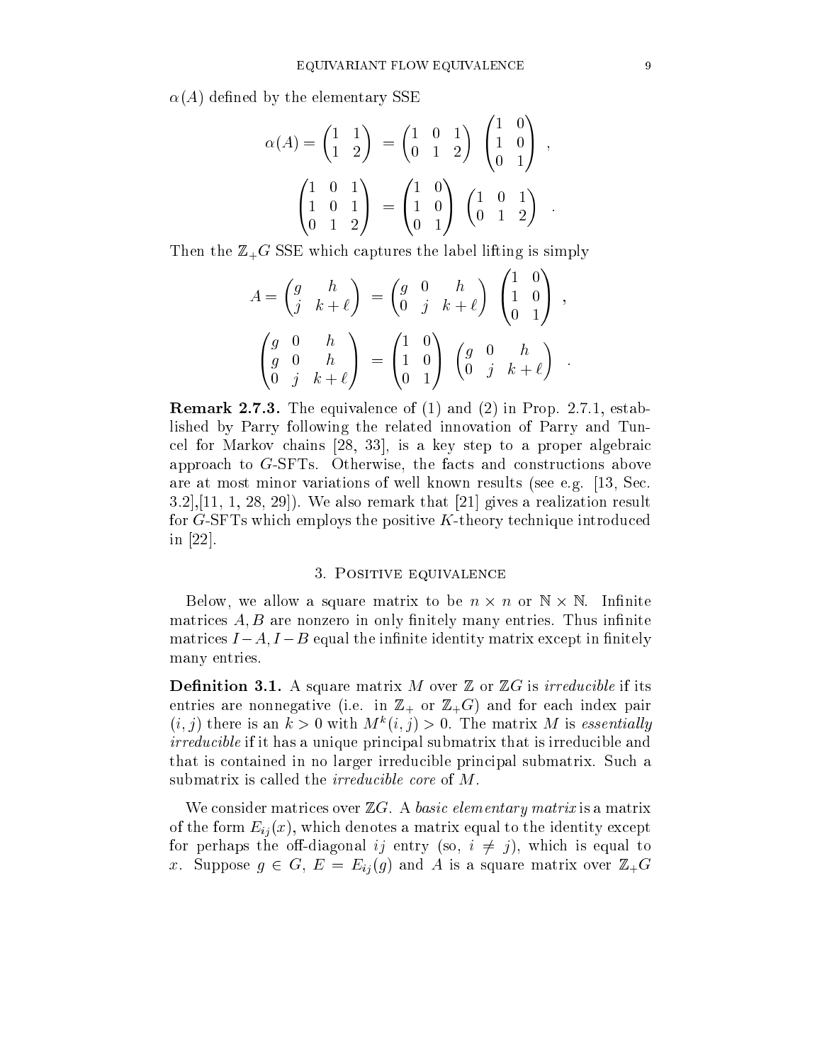$\alpha(A)$ defined by the elementary SSE

$$\alpha(A) = \begin{pmatrix} 1 & 1 \\ 1 & 2 \end{pmatrix} = \begin{pmatrix} 1 & 0 & 1 \\ 0 & 1 & 2 \end{pmatrix} \begin{pmatrix} 1 & 0 \\ 1 & 0 \\ 0 & 1 \end{pmatrix} ,$$

$$\begin{pmatrix} 1 & 0 & 1 \\ 1 & 0 & 1 \\ 0 & 1 & 2 \end{pmatrix} = \begin{pmatrix} 1 & 0 \\ 1 & 0 \\ 0 & 1 \end{pmatrix} \begin{pmatrix} 1 & 0 & 1 \\ 0 & 1 & 2 \end{pmatrix} .$$

Then the $\mathbb{Z}_+G$ SSE which captures the label lifting is simply

$$A = \begin{pmatrix} g & h \\ j & k+\ell \end{pmatrix} = \begin{pmatrix} g & 0 & h \\ 0 & j & k+\ell \end{pmatrix} \begin{pmatrix} 1 & 0 \\ 1 & 0 \\ 0 & 1 \end{pmatrix} ,$$

$$\begin{pmatrix} g & 0 & h \\ g & 0 & h \\ 0 & j & k+\ell \end{pmatrix} = \begin{pmatrix} 1 & 0 \\ 1 & 0 \\ 0 & 1 \end{pmatrix} \begin{pmatrix} g & 0 & h \\ 0 & j & k+\ell \end{pmatrix} .$$

**Remark 2.7.3.** The equivalence of (1) and (2) in Prop. 2.7.1, established by Parry following the related innovation of Parry and Tuncel for Markov chains [28, 33], is a key step to a proper algebraic approach to $G$-SFTs. Otherwise, the facts and constructions above are at most minor variations of well known results (see e.g. [13, Sec. 3.2],[11, 1, 28, 29]). We also remark that [21] gives a realization result for $G$-SFTs which employs the positive $K$-theory technique introduced in [22].

## 3. Positive equivalence

Below, we allow a square matrix to be $n \times n$ or $\mathbb{N} \times \mathbb{N}$. Infinite matrices $A, B$ are nonzero in only finitely many entries. Thus infinite matrices $I-A, I-B$ equal the infinite identity matrix except in finitely many entries.

**Definition 3.1.** A square matrix $M$ over $\mathbb{Z}$ or $\mathbb{Z}G$ is *irreducible* if its entries are nonnegative (i.e. in $\mathbb{Z}_+$ or $\mathbb{Z}_+G$) and for each index pair $(i,j)$ there is an $k > 0$ with $M^k(i,j) > 0$. The matrix $M$ is *essentially irreducible* if it has a unique principal submatrix that is irreducible and that is contained in no larger irreducible principal submatrix. Such a submatrix is called the *irreducible core* of $M$.

We consider matrices over $\mathbb{Z}G$. A *basic elementary matrix* is a matrix of the form $E_{ij}(x)$, which denotes a matrix equal to the identity except for perhaps the off-diagonal $ij$ entry (so, $i \neq j$), which is equal to $x$. Suppose $g \in G$, $E = E_{ij}(g)$ and $A$ is a square matrix over $\mathbb{Z}_+G$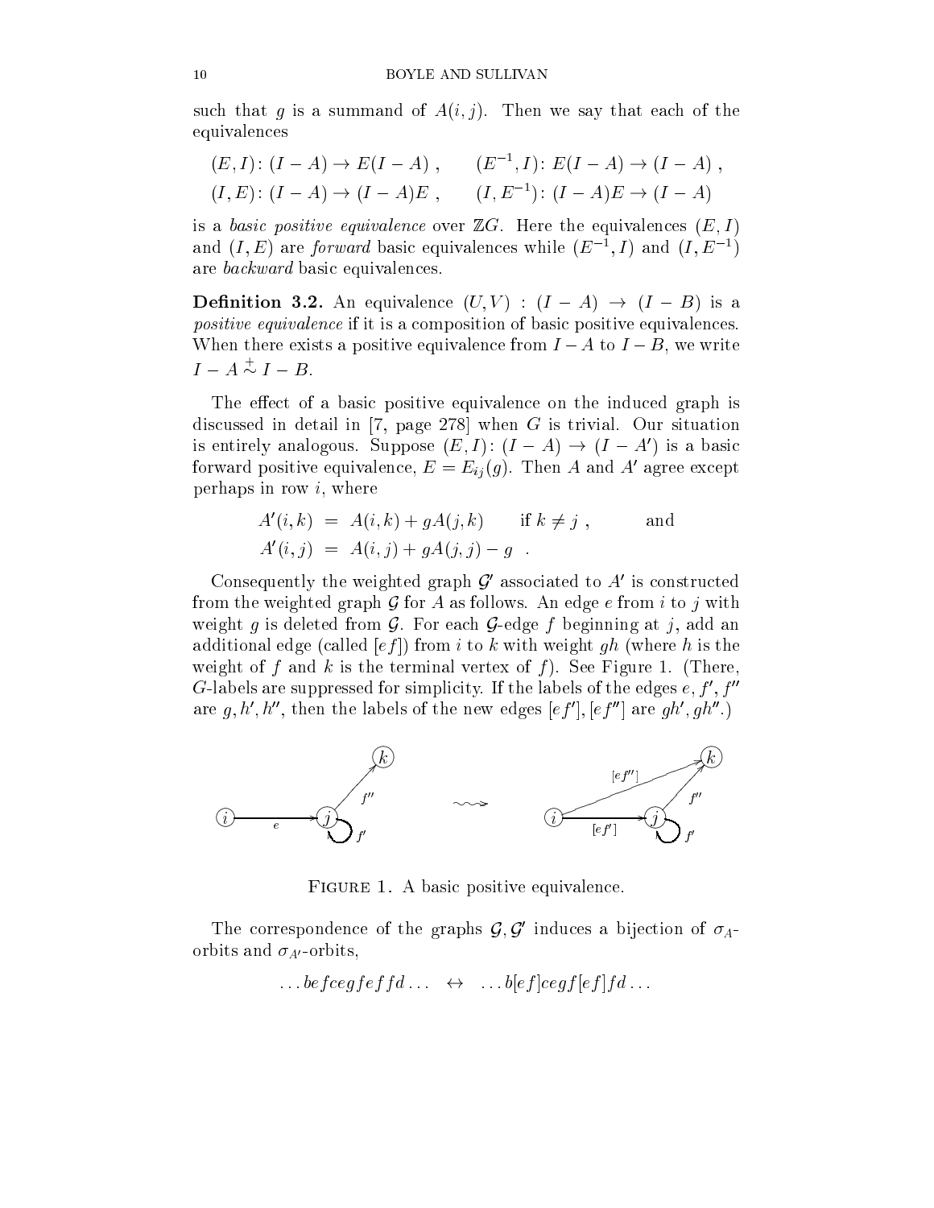such that $g$ is a summand of $A(i,j)$. Then we say that each of the equivalences

$$(E,I)\colon (I-A) \to E(I-A)\ , \qquad (E^{-1},I)\colon E(I-A) \to (I-A)\ ,$$
$$(I,E)\colon (I-A) \to (I-A)E\ , \qquad (I,E^{-1})\colon (I-A)E \to (I-A)$$

is a *basic positive equivalence* over $\mathbb{Z}G$. Here the equivalences $(E,I)$ and $(I,E)$ are *forward* basic equivalences while $(E^{-1},I)$ and $(I,E^{-1})$ are *backward* basic equivalences.

**Definition 3.2.** An equivalence $(U,V) : (I-A) \to (I-B)$ is a *positive equivalence* if it is a composition of basic positive equivalences. When there exists a positive equivalence from $I-A$ to $I-B$, we write $I-A \overset{+}{\sim} I-B$.

The effect of a basic positive equivalence on the induced graph is discussed in detail in [7, page 278] when $G$ is trivial. Our situation is entirely analogous. Suppose $(E,I)\colon (I-A) \to (I-A')$ is a basic forward positive equivalence, $E = E_{ij}(g)$. Then $A$ and $A'$ agree except perhaps in row $i$, where

$$\begin{aligned} A'(i,k) &= A(i,k) + gA(j,k) \qquad \text{if } k \neq j\ , \qquad\quad \text{and} \\ A'(i,j) &= A(i,j) + gA(j,j) - g\ \ . \end{aligned}$$

Consequently the weighted graph $\mathcal{G}'$ associated to $A'$ is constructed from the weighted graph $\mathcal{G}$ for $A$ as follows. An edge $e$ from $i$ to $j$ with weight $g$ is deleted from $\mathcal{G}$. For each $\mathcal{G}$-edge $f$ beginning at $j$, add an additional edge (called $[ef]$) from $i$ to $k$ with weight $gh$ (where $h$ is the weight of $f$ and $k$ is the terminal vertex of $f$). See Figure 1. (There, $G$-labels are suppressed for simplicity. If the labels of the edges $e, f', f''$ are $g, h', h''$, then the labels of the new edges $[ef'], [ef'']$ are $gh', gh''$.)

FIGURE 1. A basic positive equivalence.

The correspondence of the graphs $\mathcal{G}, \mathcal{G}'$ induces a bijection of $\sigma_A$-orbits and $\sigma_{A'}$-orbits,

$$\dots befcegfeffd\dots \quad \leftrightarrow \quad \dots b[ef]cegf[ef]fd\dots$$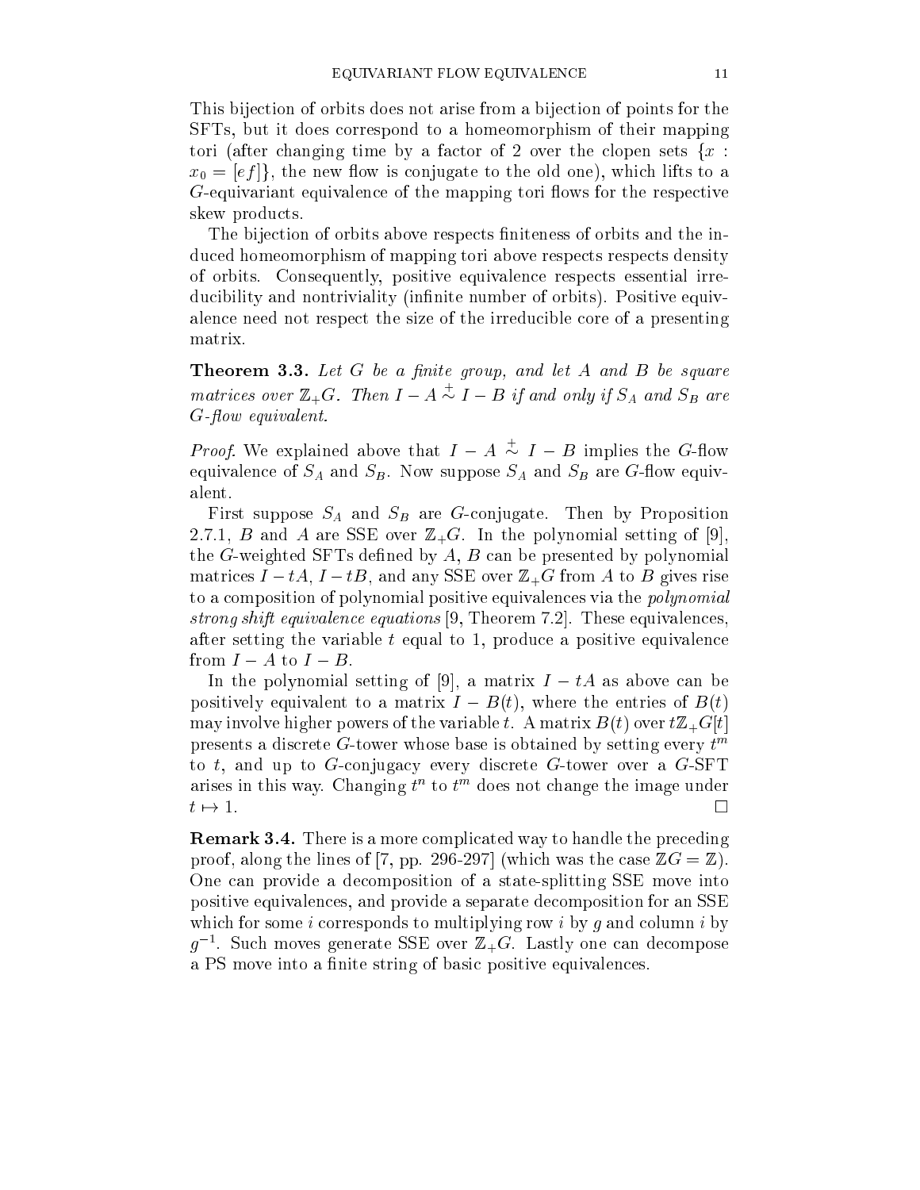This bijection of orbits does not arise from a bijection of points for the SFTs, but it does correspond to a homeomorphism of their mapping tori (after changing time by a factor of 2 over the clopen sets $\{x : x_0 = [ef]\}$, the new flow is conjugate to the old one), which lifts to a $G$-equivariant equivalence of the mapping tori flows for the respective skew products.

The bijection of orbits above respects finiteness of orbits and the induced homeomorphism of mapping tori above respects respects density of orbits. Consequently, positive equivalence respects essential irreducibility and nontriviality (infinite number of orbits). Positive equivalence need not respect the size of the irreducible core of a presenting matrix.

**Theorem 3.3.** *Let $G$ be a finite group, and let $A$ and $B$ be square matrices over $\mathbb{Z}_+G$. Then $I - A \overset{+}{\sim} I - B$ if and only if $S_A$ and $S_B$ are $G$-flow equivalent.*

*Proof.* We explained above that $I - A \overset{+}{\sim} I - B$ implies the $G$-flow equivalence of $S_A$ and $S_B$. Now suppose $S_A$ and $S_B$ are $G$-flow equivalent.

First suppose $S_A$ and $S_B$ are $G$-conjugate. Then by Proposition 2.7.1, $B$ and $A$ are SSE over $\mathbb{Z}_+G$. In the polynomial setting of [9], the $G$-weighted SFTs defined by $A$, $B$ can be presented by polynomial matrices $I - tA$, $I - tB$, and any SSE over $\mathbb{Z}_+G$ from $A$ to $B$ gives rise to a composition of polynomial positive equivalences via the *polynomial strong shift equivalence equations* [9, Theorem 7.2]. These equivalences, after setting the variable $t$ equal to 1, produce a positive equivalence from $I - A$ to $I - B$.

In the polynomial setting of [9], a matrix $I - tA$ as above can be positively equivalent to a matrix $I - B(t)$, where the entries of $B(t)$ may involve higher powers of the variable $t$. A matrix $B(t)$ over $t\mathbb{Z}_+G[t]$ presents a discrete $G$-tower whose base is obtained by setting every $t^m$ to $t$, and up to $G$-conjugacy every discrete $G$-tower over a $G$-SFT arises in this way. Changing $t^n$ to $t^m$ does not change the image under $t \mapsto 1$. □

**Remark 3.4.** There is a more complicated way to handle the preceding proof, along the lines of [7, pp. 296-297] (which was the case $\mathbb{Z}G = \mathbb{Z}$). One can provide a decomposition of a state-splitting SSE move into positive equivalences, and provide a separate decomposition for an SSE which for some $i$ corresponds to multiplying row $i$ by $g$ and column $i$ by $g^{-1}$. Such moves generate SSE over $\mathbb{Z}_+G$. Lastly one can decompose a PS move into a finite string of basic positive equivalences.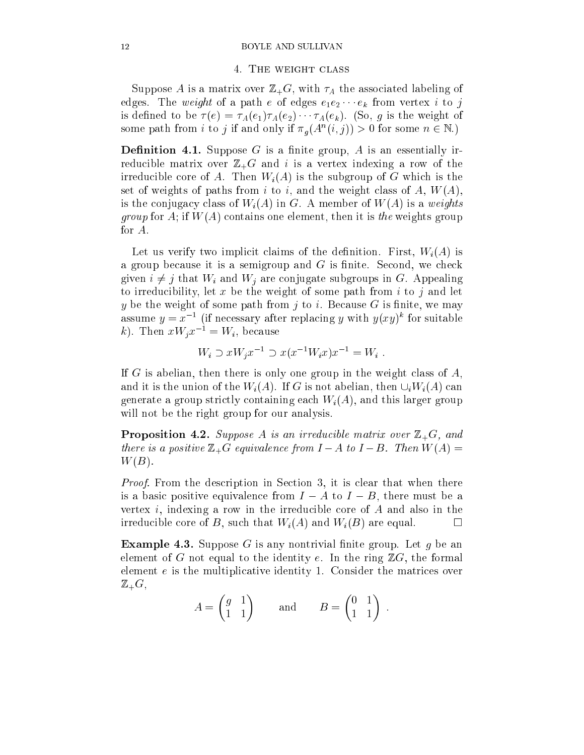## 4. The weight class

Suppose $A$ is a matrix over $\mathbb{Z}_+G$, with $\tau_A$ the associated labeling of edges. The *weight* of a path $e$ of edges $e_1e_2\cdots e_k$ from vertex $i$ to $j$ is defined to be $\tau(e) = \tau_A(e_1)\tau_A(e_2)\cdots\tau_A(e_k)$. (So, $g$ is the weight of some path from $i$ to $j$ if and only if $\pi_g(A^n(i,j)) > 0$ for some $n \in \mathbb{N}$.)

**Definition 4.1.** Suppose $G$ is a finite group, $A$ is an essentially irreducible matrix over $\mathbb{Z}_+G$ and $i$ is a vertex indexing a row of the irreducible core of $A$. Then $W_i(A)$ is the subgroup of $G$ which is the set of weights of paths from $i$ to $i$, and the weight class of $A$, $W(A)$, is the conjugacy class of $W_i(A)$ in $G$. A member of $W(A)$ is a *weights group* for $A$; if $W(A)$ contains one element, then it is *the* weights group for $A$.

Let us verify two implicit claims of the definition. First, $W_i(A)$ is a group because it is a semigroup and $G$ is finite. Second, we check given $i \neq j$ that $W_i$ and $W_j$ are conjugate subgroups in $G$. Appealing to irreducibility, let $x$ be the weight of some path from $i$ to $j$ and let $y$ be the weight of some path from $j$ to $i$. Because $G$ is finite, we may assume $y = x^{-1}$ (if necessary after replacing $y$ with $y(xy)^k$ for suitable $k$). Then $xW_jx^{-1} = W_i$, because

$$W_i \supset xW_jx^{-1} \supset x(x^{-1}W_ix)x^{-1} = W_i \ .$$

If $G$ is abelian, then there is only one group in the weight class of $A$, and it is the union of the $W_i(A)$. If $G$ is not abelian, then $\cup_i W_i(A)$ can generate a group strictly containing each $W_i(A)$, and this larger group will not be the right group for our analysis.

**Proposition 4.2.** *Suppose $A$ is an irreducible matrix over $\mathbb{Z}_+G$, and there is a positive $\mathbb{Z}_+G$ equivalence from $I - A$ to $I - B$. Then $W(A) = W(B)$.*

*Proof.* From the description in Section 3, it is clear that when there is a basic positive equivalence from $I - A$ to $I - B$, there must be a vertex $i$, indexing a row in the irreducible core of $A$ and also in the irreducible core of $B$, such that $W_i(A)$ and $W_i(B)$ are equal. $\square$

**Example 4.3.** Suppose $G$ is any nontrivial finite group. Let $g$ be an element of $G$ not equal to the identity $e$. In the ring $\mathbb{Z}G$, the formal element $e$ is the multiplicative identity 1. Consider the matrices over $\mathbb{Z}_+G$,

$$A = \begin{pmatrix} g & 1 \\ 1 & 1 \end{pmatrix} \qquad \text{and} \qquad B = \begin{pmatrix} 0 & 1 \\ 1 & 1 \end{pmatrix} \ .$$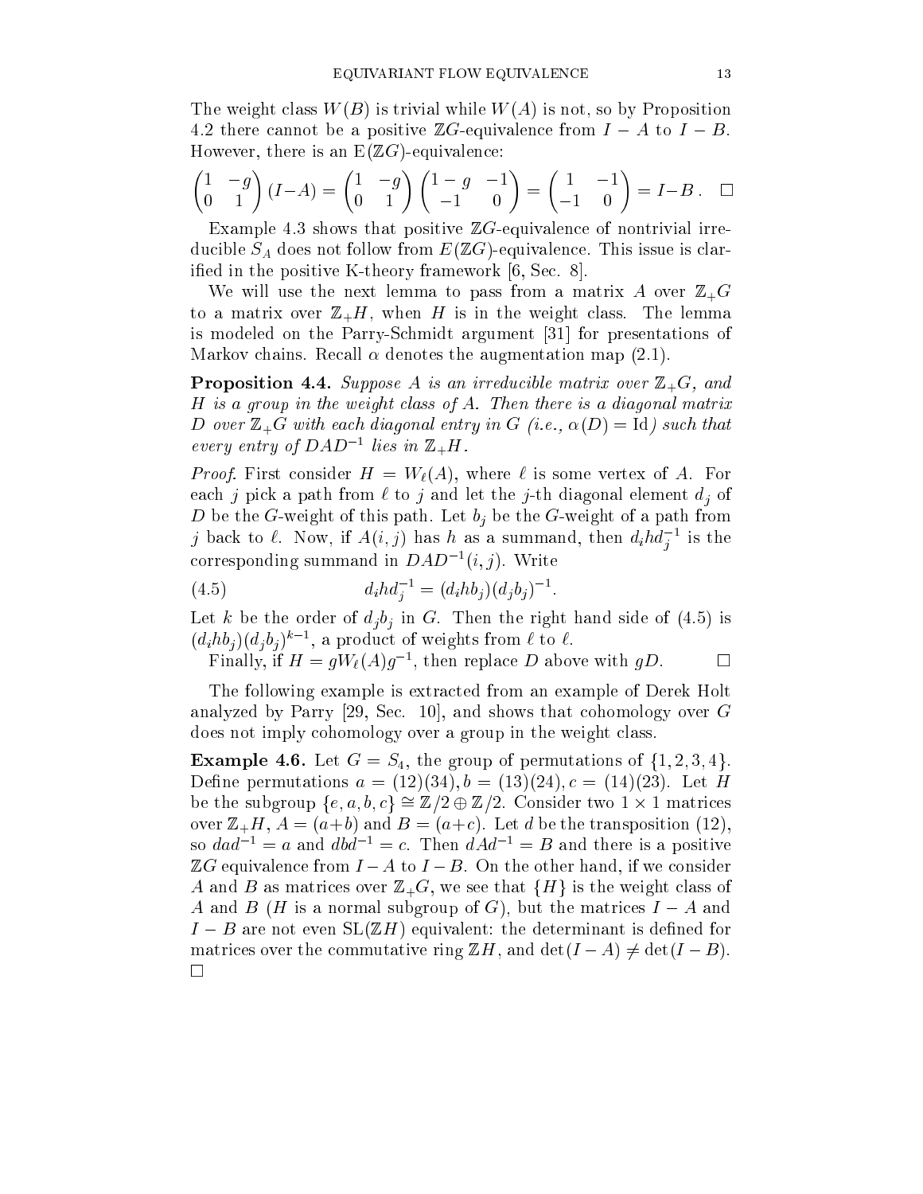The weight class $W(B)$ is trivial while $W(A)$ is not, so by Proposition 4.2 there cannot be a positive $\mathbb{Z}G$-equivalence from $I-A$ to $I-B$. However, there is an $\mathrm{E}(\mathbb{Z}G)$-equivalence:

$$\begin{pmatrix} 1 & -g \\ 0 & 1 \end{pmatrix}(I-A) = \begin{pmatrix} 1 & -g \\ 0 & 1 \end{pmatrix}\begin{pmatrix} 1-g & -1 \\ -1 & 0 \end{pmatrix} = \begin{pmatrix} 1 & -1 \\ -1 & 0 \end{pmatrix} = I-B\,. \quad \square$$

Example 4.3 shows that positive $\mathbb{Z}G$-equivalence of nontrivial irreducible $S_A$ does not follow from $E(\mathbb{Z}G)$-equivalence. This issue is clarified in the positive K-theory framework [6, Sec. 8].

We will use the next lemma to pass from a matrix $A$ over $\mathbb{Z}_+G$ to a matrix over $\mathbb{Z}_+H$, when $H$ is in the weight class. The lemma is modeled on the Parry-Schmidt argument [31] for presentations of Markov chains. Recall $\alpha$ denotes the augmentation map (2.1).

**Proposition 4.4.** *Suppose $A$ is an irreducible matrix over $\mathbb{Z}_+G$, and $H$ is a group in the weight class of $A$. Then there is a diagonal matrix $D$ over $\mathbb{Z}_+G$ with each diagonal entry in $G$ (i.e., $\alpha(D) = \mathrm{Id}$) such that every entry of $DAD^{-1}$ lies in $\mathbb{Z}_+H$.*

*Proof.* First consider $H = W_\ell(A)$, where $\ell$ is some vertex of $A$. For each $j$ pick a path from $\ell$ to $j$ and let the $j$-th diagonal element $d_j$ of $D$ be the $G$-weight of this path. Let $b_j$ be the $G$-weight of a path from $j$ back to $\ell$. Now, if $A(i,j)$ has $h$ as a summand, then $d_i h d_j^{-1}$ is the corresponding summand in $DAD^{-1}(i,j)$. Write

$$d_i h d_j^{-1} = (d_i h b_j)(d_j b_j)^{-1}. \tag{4.5}$$

Let $k$ be the order of $d_j b_j$ in $G$. Then the right hand side of (4.5) is $(d_i h b_j)(d_j b_j)^{k-1}$, a product of weights from $\ell$ to $\ell$.

Finally, if $H = gW_\ell(A)g^{-1}$, then replace $D$ above with $gD$. $\square$

The following example is extracted from an example of Derek Holt analyzed by Parry [29, Sec. 10], and shows that cohomology over $G$ does not imply cohomology over a group in the weight class.

**Example 4.6.** Let $G = S_4$, the group of permutations of $\{1,2,3,4\}$. Define permutations $a = (12)(34), b = (13)(24), c = (14)(23)$. Let $H$ be the subgroup $\{e,a,b,c\} \cong \mathbb{Z}/2 \oplus \mathbb{Z}/2$. Consider two $1\times 1$ matrices over $\mathbb{Z}_+H$, $A = (a+b)$ and $B = (a+c)$. Let $d$ be the transposition $(12)$, so $dad^{-1} = a$ and $dbd^{-1} = c$. Then $dAd^{-1} = B$ and there is a positive $\mathbb{Z}G$ equivalence from $I-A$ to $I-B$. On the other hand, if we consider $A$ and $B$ as matrices over $\mathbb{Z}_+G$, we see that $\{H\}$ is the weight class of $A$ and $B$ ($H$ is a normal subgroup of $G$), but the matrices $I-A$ and $I-B$ are not even $\mathrm{SL}(\mathbb{Z}H)$ equivalent: the determinant is defined for matrices over the commutative ring $\mathbb{Z}H$, and $\det(I-A) \neq \det(I-B)$. $\square$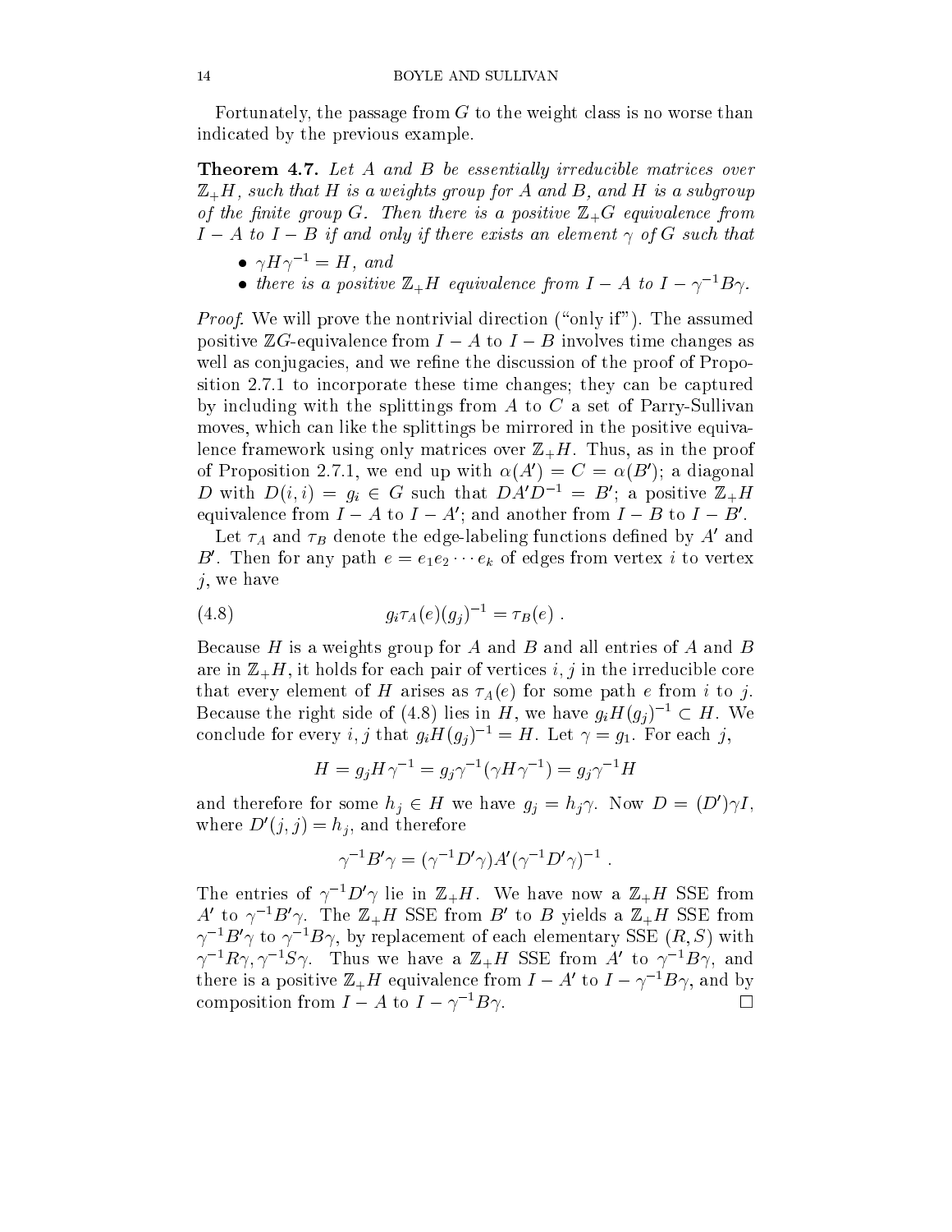Fortunately, the passage from $G$ to the weight class is no worse than indicated by the previous example.

**Theorem 4.7.** *Let $A$ and $B$ be essentially irreducible matrices over $\mathbb{Z}_+H$, such that $H$ is a weights group for $A$ and $B$, and $H$ is a subgroup of the finite group $G$. Then there is a positive $\mathbb{Z}_+G$ equivalence from $I-A$ to $I-B$ if and only if there exists an element $\gamma$ of $G$ such that*

- *$\gamma H \gamma^{-1} = H$, and*
- *there is a positive $\mathbb{Z}_+H$ equivalence from $I-A$ to $I-\gamma^{-1}B\gamma$.*

*Proof.* We will prove the nontrivial direction ("only if"). The assumed positive $\mathbb{Z}G$-equivalence from $I-A$ to $I-B$ involves time changes as well as conjugacies, and we refine the discussion of the proof of Proposition 2.7.1 to incorporate these time changes; they can be captured by including with the splittings from $A$ to $C$ a set of Parry-Sullivan moves, which can like the splittings be mirrored in the positive equivalence framework using only matrices over $\mathbb{Z}_+H$. Thus, as in the proof of Proposition 2.7.1, we end up with $\alpha(A') = C = \alpha(B')$; a diagonal $D$ with $D(i,i) = g_i \in G$ such that $DA'D^{-1} = B'$; a positive $\mathbb{Z}_+H$ equivalence from $I-A$ to $I-A'$; and another from $I-B$ to $I-B'$.

Let $\tau_A$ and $\tau_B$ denote the edge-labeling functions defined by $A'$ and $B'$. Then for any path $e = e_1e_2\cdots e_k$ of edges from vertex $i$ to vertex $j$, we have

$$g_i\tau_A(e)(g_j)^{-1} = \tau_B(e)\ . \tag{4.8}$$

Because $H$ is a weights group for $A$ and $B$ and all entries of $A$ and $B$ are in $\mathbb{Z}_+H$, it holds for each pair of vertices $i,j$ in the irreducible core that every element of $H$ arises as $\tau_A(e)$ for some path $e$ from $i$ to $j$. Because the right side of (4.8) lies in $H$, we have $g_iH(g_j)^{-1} \subset H$. We conclude for every $i,j$ that $g_iH(g_j)^{-1} = H$. Let $\gamma = g_1$. For each $j$,

$$H = g_jH\gamma^{-1} = g_j\gamma^{-1}(\gamma H\gamma^{-1}) = g_j\gamma^{-1}H$$

and therefore for some $h_j \in H$ we have $g_j = h_j\gamma$. Now $D = (D')\gamma I$, where $D'(j,j) = h_j$, and therefore

$$\gamma^{-1}B'\gamma = (\gamma^{-1}D'\gamma)A'(\gamma^{-1}D'\gamma)^{-1}\ .$$

The entries of $\gamma^{-1}D'\gamma$ lie in $\mathbb{Z}_+H$. We have now a $\mathbb{Z}_+H$ SSE from $A'$ to $\gamma^{-1}B'\gamma$. The $\mathbb{Z}_+H$ SSE from $B'$ to $B$ yields a $\mathbb{Z}_+H$ SSE from $\gamma^{-1}B'\gamma$ to $\gamma^{-1}B\gamma$, by replacement of each elementary SSE $(R,S)$ with $\gamma^{-1}R\gamma, \gamma^{-1}S\gamma$. Thus we have a $\mathbb{Z}_+H$ SSE from $A'$ to $\gamma^{-1}B\gamma$, and there is a positive $\mathbb{Z}_+H$ equivalence from $I-A'$ to $I-\gamma^{-1}B\gamma$, and by composition from $I-A$ to $I-\gamma^{-1}B\gamma$. □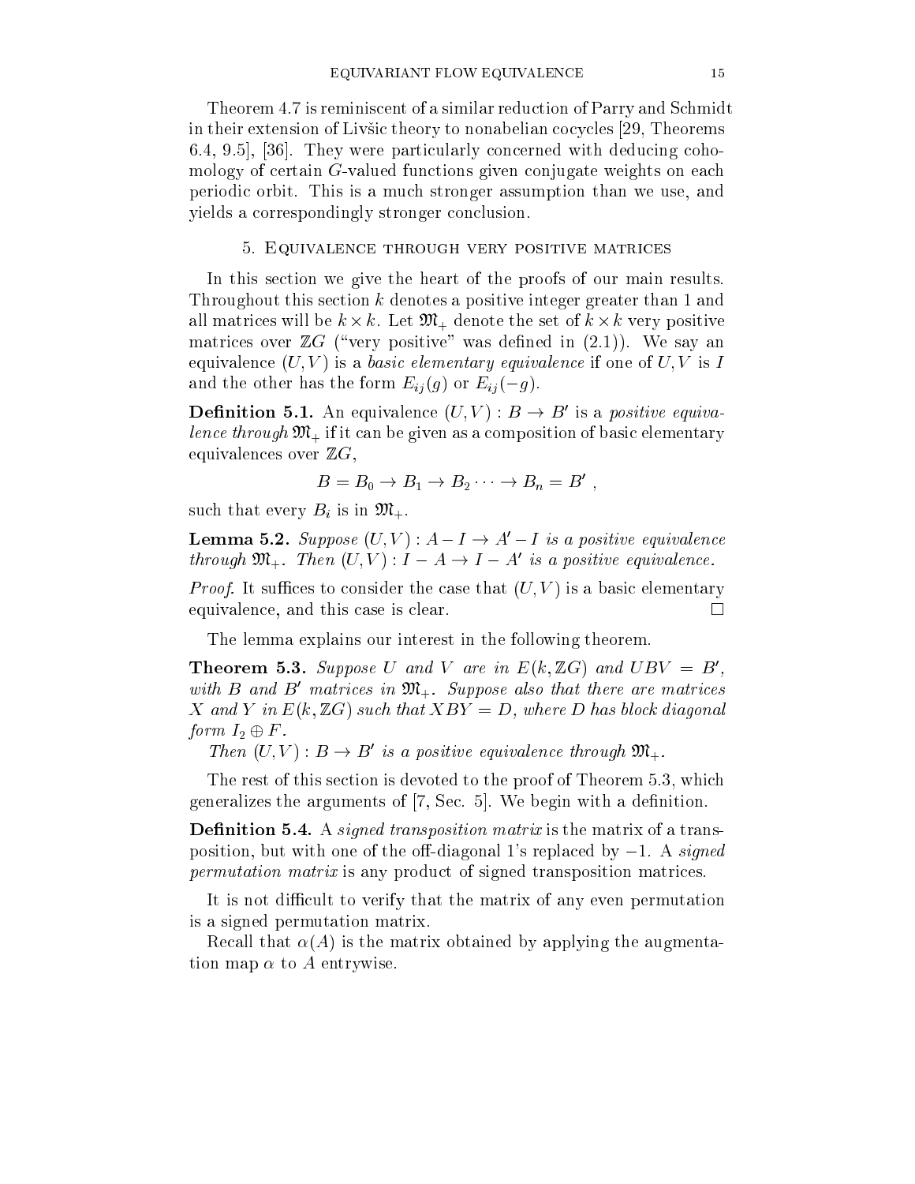Theorem 4.7 is reminiscent of a similar reduction of Parry and Schmidt in their extension of Livšic theory to nonabelian cocycles [29, Theorems 6.4, 9.5], [36]. They were particularly concerned with deducing cohomology of certain $G$-valued functions given conjugate weights on each periodic orbit. This is a much stronger assumption than we use, and yields a correspondingly stronger conclusion.

## 5. Equivalence through very positive matrices

In this section we give the heart of the proofs of our main results. Throughout this section $k$ denotes a positive integer greater than 1 and all matrices will be $k \times k$. Let $\mathfrak{M}_+$ denote the set of $k \times k$ very positive matrices over $\mathbb{Z}G$ ("very positive" was defined in (2.1)). We say an equivalence $(U, V)$ is a *basic elementary equivalence* if one of $U, V$ is $I$ and the other has the form $E_{ij}(g)$ or $E_{ij}(-g)$.

**Definition 5.1.** An equivalence $(U, V) : B \to B'$ is a *positive equivalence through* $\mathfrak{M}_+$ if it can be given as a composition of basic elementary equivalences over $\mathbb{Z}G$,

$$B = B_0 \to B_1 \to B_2 \cdots \to B_n = B' ,$$

such that every $B_i$ is in $\mathfrak{M}_+$.

**Lemma 5.2.** *Suppose $(U, V) : A - I \to A' - I$ is a positive equivalence through $\mathfrak{M}_+$. Then $(U, V) : I - A \to I - A'$ is a positive equivalence.*

*Proof.* It suffices to consider the case that $(U, V)$ is a basic elementary equivalence, and this case is clear. □

The lemma explains our interest in the following theorem.

**Theorem 5.3.** *Suppose $U$ and $V$ are in $E(k, \mathbb{Z}G)$ and $UBV = B'$, with $B$ and $B'$ matrices in $\mathfrak{M}_+$. Suppose also that there are matrices $X$ and $Y$ in $E(k, \mathbb{Z}G)$ such that $XBY = D$, where $D$ has block diagonal form $I_2 \oplus F$.*

*Then $(U, V) : B \to B'$ is a positive equivalence through $\mathfrak{M}_+$.*

The rest of this section is devoted to the proof of Theorem 5.3, which generalizes the arguments of [7, Sec. 5]. We begin with a definition.

**Definition 5.4.** A *signed transposition matrix* is the matrix of a transposition, but with one of the off-diagonal 1's replaced by $-1$. A *signed permutation matrix* is any product of signed transposition matrices.

It is not difficult to verify that the matrix of any even permutation is a signed permutation matrix.

Recall that $\alpha(A)$ is the matrix obtained by applying the augmentation map $\alpha$ to $A$ entrywise.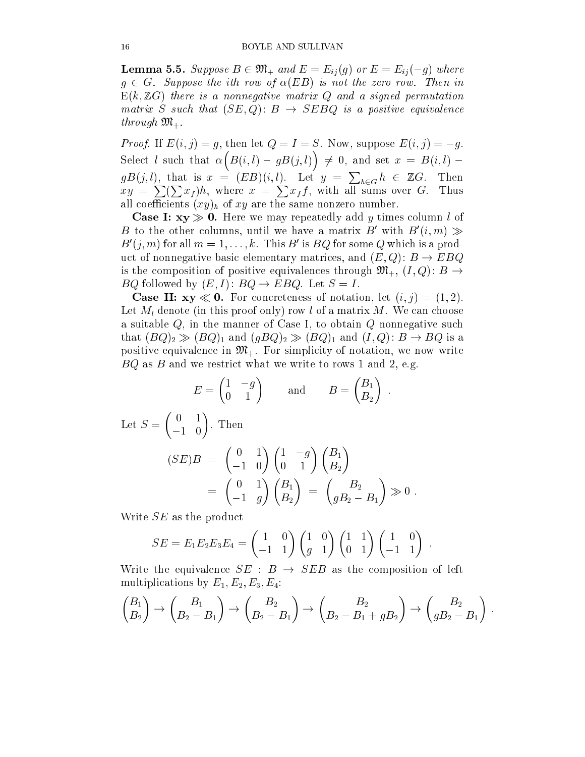**Lemma 5.5.** *Suppose $B \in \mathfrak{M}_+$ and $E = E_{ij}(g)$ or $E = E_{ij}(-g)$ where $g \in G$. Suppose the ith row of $\alpha(EB)$ is not the zero row. Then in $\mathrm{E}(k, \mathbb{Z}G)$ there is a nonnegative matrix $Q$ and a signed permutation matrix $S$ such that $(SE, Q)\colon B \to SEBQ$ is a positive equivalence through $\mathfrak{M}_+$.*

*Proof.* If $E(i,j) = g$, then let $Q = I = S$. Now, suppose $E(i,j) = -g$. Select $l$ such that $\alpha\Big(B(i,l) - gB(j,l)\Big) \neq 0$, and set $x = B(i,l) - gB(j,l)$, that is $x = (EB)(i,l)$. Let $y = \sum_{h \in G} h \in \mathbb{Z}G$. Then $xy = \sum(\sum x_f)h$, where $x = \sum x_f f$, with all sums over $G$. Thus all coefficients $(xy)_h$ of $xy$ are the same nonzero number.

**Case I: $\mathbf{xy \gg 0}$.** Here we may repeatedly add $y$ times column $l$ of $B$ to the other columns, until we have a matrix $B'$ with $B'(i,m) \gg B'(j,m)$ for all $m = 1, \dots, k$. This $B'$ is $BQ$ for some $Q$ which is a product of nonnegative basic elementary matrices, and $(E, Q)\colon B \to EBQ$ is the composition of positive equivalences through $\mathfrak{M}_+$, $(I, Q)\colon B \to BQ$ followed by $(E, I)\colon BQ \to EBQ$. Let $S = I$.

**Case II: $\mathbf{xy \ll 0}$.** For concreteness of notation, let $(i,j) = (1,2)$. Let $M_l$ denote (in this proof only) row $l$ of a matrix $M$. We can choose a suitable $Q$, in the manner of Case I, to obtain $Q$ nonnegative such that $(BQ)_2 \gg (BQ)_1$ and $(gBQ)_2 \gg (BQ)_1$ and $(I, Q)\colon B \to BQ$ is a positive equivalence in $\mathfrak{M}_+$. For simplicity of notation, we now write $BQ$ as $B$ and we restrict what we write to rows 1 and 2, e.g.

$$E = \begin{pmatrix} 1 & -g \\ 0 & 1 \end{pmatrix} \qquad \text{and} \qquad B = \begin{pmatrix} B_1 \\ B_2 \end{pmatrix} .$$

Let $S = \begin{pmatrix} 0 & 1 \\ -1 & 0 \end{pmatrix}$. Then

$$\begin{aligned}
(SE)B &= \begin{pmatrix} 0 & 1 \\ -1 & 0 \end{pmatrix} \begin{pmatrix} 1 & -g \\ 0 & 1 \end{pmatrix} \begin{pmatrix} B_1 \\ B_2 \end{pmatrix} \\
&= \begin{pmatrix} 0 & 1 \\ -1 & g \end{pmatrix} \begin{pmatrix} B_1 \\ B_2 \end{pmatrix} = \begin{pmatrix} B_2 \\ gB_2 - B_1 \end{pmatrix} \gg 0 .
\end{aligned}$$

Write $SE$ as the product

$$SE = E_1 E_2 E_3 E_4 = \begin{pmatrix} 1 & 0 \\ -1 & 1 \end{pmatrix} \begin{pmatrix} 1 & 0 \\ g & 1 \end{pmatrix} \begin{pmatrix} 1 & 1 \\ 0 & 1 \end{pmatrix} \begin{pmatrix} 1 & 0 \\ -1 & 1 \end{pmatrix} .$$

Write the equivalence $SE : B \to SEB$ as the composition of left multiplications by $E_1, E_2, E_3, E_4$:

$$\begin{pmatrix} B_1 \\ B_2 \end{pmatrix} \to \begin{pmatrix} B_1 \\ B_2 - B_1 \end{pmatrix} \to \begin{pmatrix} B_2 \\ B_2 - B_1 \end{pmatrix} \to \begin{pmatrix} B_2 \\ B_2 - B_1 + gB_2 \end{pmatrix} \to \begin{pmatrix} B_2 \\ gB_2 - B_1 \end{pmatrix} .$$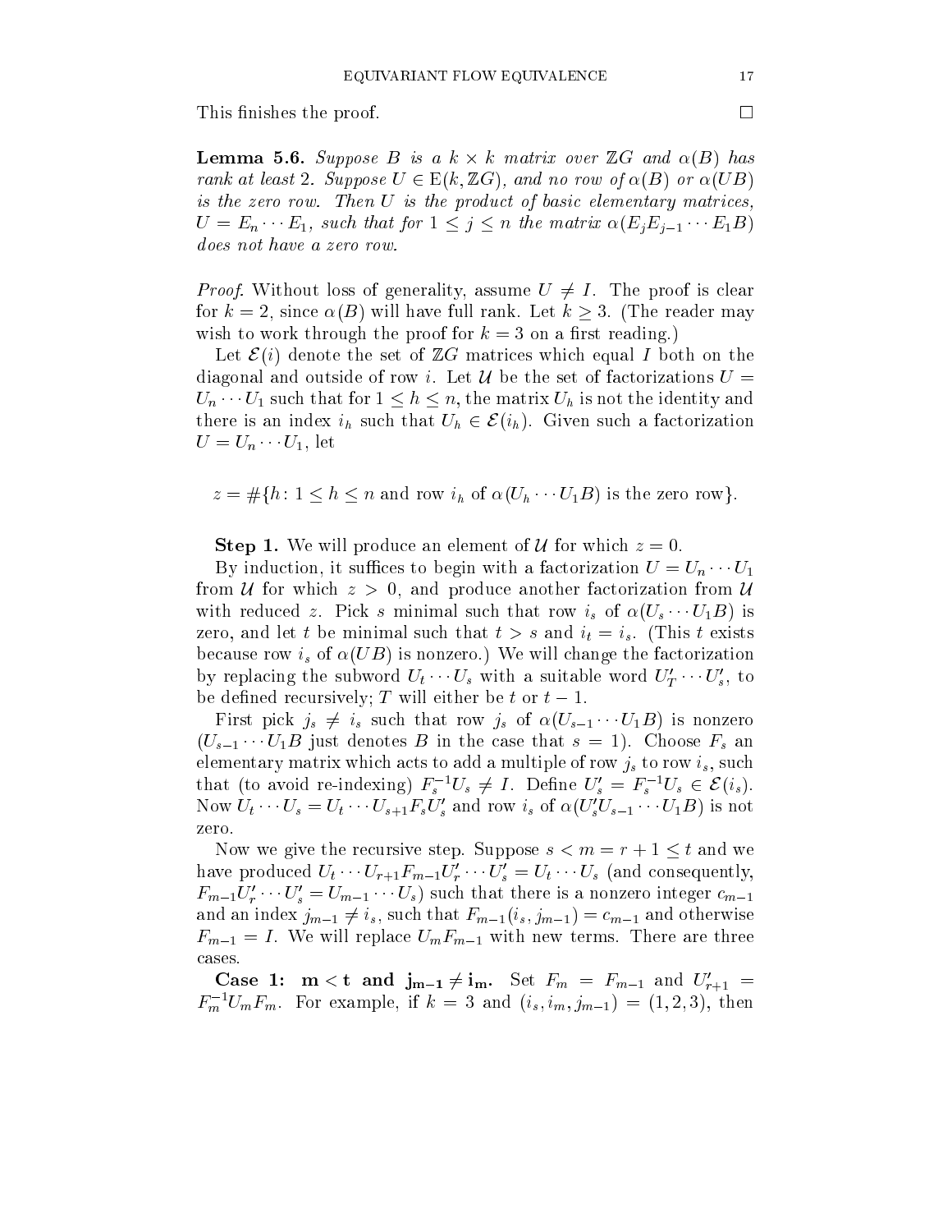This finishes the proof. □

**Lemma 5.6.** *Suppose $B$ is a $k \times k$ matrix over $\mathbb{Z}G$ and $\alpha(B)$ has rank at least 2. Suppose $U \in \mathrm{E}(k, \mathbb{Z}G)$, and no row of $\alpha(B)$ or $\alpha(UB)$ is the zero row. Then $U$ is the product of basic elementary matrices, $U = E_n \cdots E_1$, such that for $1 \le j \le n$ the matrix $\alpha(E_j E_{j-1} \cdots E_1 B)$ does not have a zero row.*

*Proof.* Without loss of generality, assume $U \neq I$. The proof is clear for $k = 2$, since $\alpha(B)$ will have full rank. Let $k \ge 3$. (The reader may wish to work through the proof for $k = 3$ on a first reading.)

Let $\mathcal{E}(i)$ denote the set of $\mathbb{Z}G$ matrices which equal $I$ both on the diagonal and outside of row $i$. Let $\mathcal{U}$ be the set of factorizations $U = U_n \cdots U_1$ such that for $1 \le h \le n$, the matrix $U_h$ is not the identity and there is an index $i_h$ such that $U_h \in \mathcal{E}(i_h)$. Given such a factorization $U = U_n \cdots U_1$, let

$$z = \#\{h \colon 1 \le h \le n \text{ and row } i_h \text{ of } \alpha(U_h \cdots U_1 B) \text{ is the zero row}\}.$$

**Step 1.** We will produce an element of $\mathcal{U}$ for which $z = 0$.

By induction, it suffices to begin with a factorization $U = U_n \cdots U_1$ from $\mathcal{U}$ for which $z > 0$, and produce another factorization from $\mathcal{U}$ with reduced $z$. Pick $s$ minimal such that row $i_s$ of $\alpha(U_s \cdots U_1 B)$ is zero, and let $t$ be minimal such that $t > s$ and $i_t = i_s$. (This $t$ exists because row $i_s$ of $\alpha(UB)$ is nonzero.) We will change the factorization by replacing the subword $U_t \cdots U_s$ with a suitable word $U'_T \cdots U'_s$, to be defined recursively; $T$ will either be $t$ or $t - 1$.

First pick $j_s \neq i_s$ such that row $j_s$ of $\alpha(U_{s-1} \cdots U_1 B)$ is nonzero ($U_{s-1} \cdots U_1 B$ just denotes $B$ in the case that $s = 1$). Choose $F_s$ an elementary matrix which acts to add a multiple of row $j_s$ to row $i_s$, such that (to avoid re-indexing) $F_s^{-1} U_s \neq I$. Define $U'_s = F_s^{-1} U_s \in \mathcal{E}(i_s)$. Now $U_t \cdots U_s = U_t \cdots U_{s+1} F_s U'_s$ and row $i_s$ of $\alpha(U'_s U_{s-1} \cdots U_1 B)$ is not zero.

Now we give the recursive step. Suppose $s < m = r + 1 \le t$ and we have produced $U_t \cdots U_{r+1} F_{m-1} U'_r \cdots U'_s = U_t \cdots U_s$ (and consequently, $F_{m-1} U'_r \cdots U'_s = U_{m-1} \cdots U_s$) such that there is a nonzero integer $c_{m-1}$ and an index $j_{m-1} \neq i_s$, such that $F_{m-1}(i_s, j_{m-1}) = c_{m-1}$ and otherwise $F_{m-1} = I$. We will replace $U_m F_{m-1}$ with new terms. There are three cases.

**Case 1: $\mathbf{m < t}$ and $\mathbf{j_{m-1} \neq i_m}$.** Set $F_m = F_{m-1}$ and $U'_{r+1} = F_m^{-1} U_m F_m$. For example, if $k = 3$ and $(i_s, i_m, j_{m-1}) = (1, 2, 3)$, then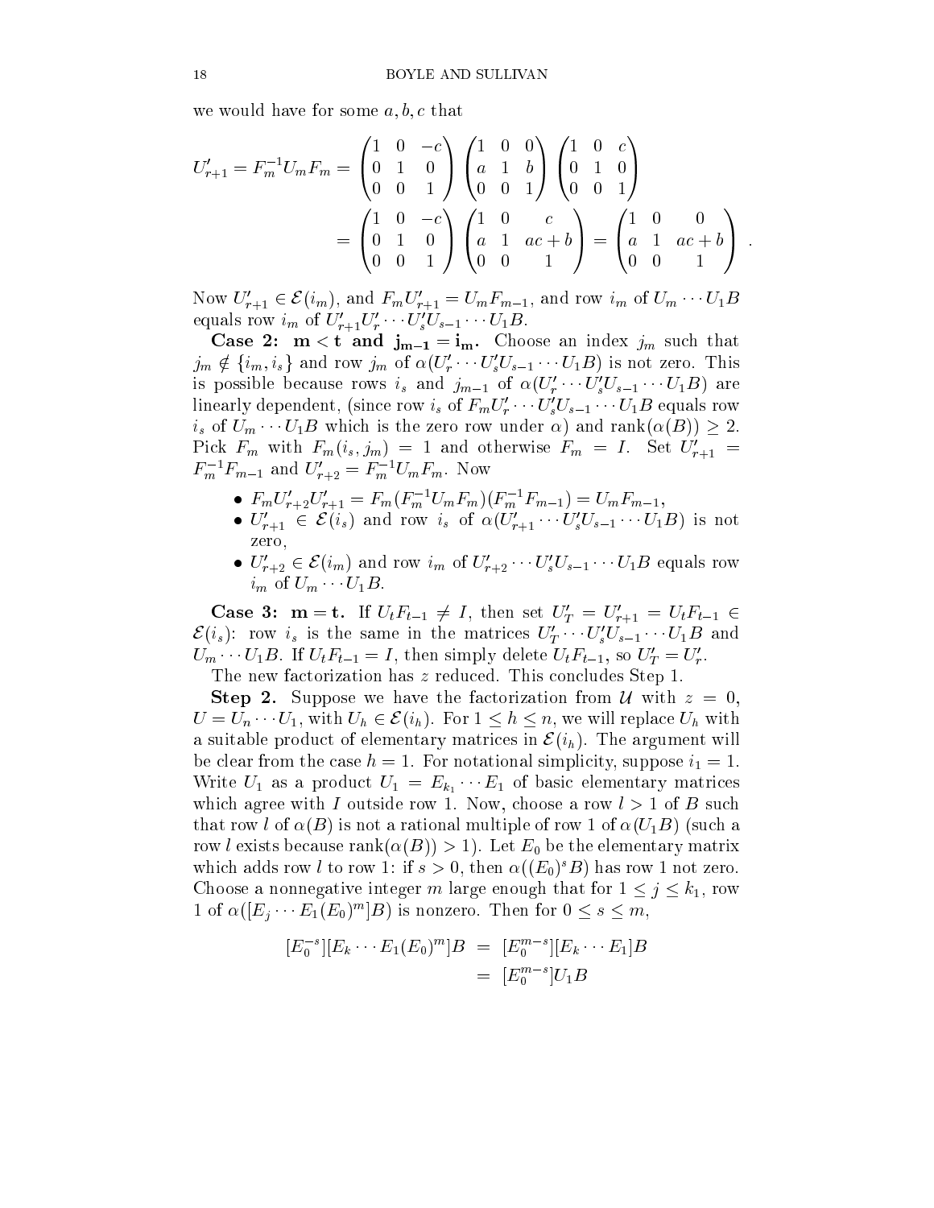we would have for some $a, b, c$ that

$$U'_{r+1} = F_m^{-1} U_m F_m = \begin{pmatrix} 1 & 0 & -c \\ 0 & 1 & 0 \\ 0 & 0 & 1 \end{pmatrix} \begin{pmatrix} 1 & 0 & 0 \\ a & 1 & b \\ 0 & 0 & 1 \end{pmatrix} \begin{pmatrix} 1 & 0 & c \\ 0 & 1 & 0 \\ 0 & 0 & 1 \end{pmatrix}$$

$$= \begin{pmatrix} 1 & 0 & -c \\ 0 & 1 & 0 \\ 0 & 0 & 1 \end{pmatrix} \begin{pmatrix} 1 & 0 & c \\ a & 1 & ac+b \\ 0 & 0 & 1 \end{pmatrix} = \begin{pmatrix} 1 & 0 & 0 \\ a & 1 & ac+b \\ 0 & 0 & 1 \end{pmatrix} .$$

Now $U'_{r+1} \in \mathcal{E}(i_m)$, and $F_m U'_{r+1} = U_m F_{m-1}$, and row $i_m$ of $U_m \cdots U_1 B$ equals row $i_m$ of $U'_{r+1} U'_r \cdots U'_s U_{s-1} \cdots U_1 B$.

**Case 2: $\mathbf{m < t}$ and $\mathbf{j_{m-1} = i_m}$.** Choose an index $j_m$ such that $j_m \notin \{i_m, i_s\}$ and row $j_m$ of $\alpha(U'_r \cdots U'_s U_{s-1} \cdots U_1 B)$ is not zero. This is possible because rows $i_s$ and $j_{m-1}$ of $\alpha(U'_r \cdots U'_s U_{s-1} \cdots U_1 B)$ are linearly dependent, (since row $i_s$ of $F_m U'_r \cdots U'_s U_{s-1} \cdots U_1 B$ equals row $i_s$ of $U_m \cdots U_1 B$ which is the zero row under $\alpha$) and $\text{rank}(\alpha(B)) \geq 2$. Pick $F_m$ with $F_m(i_s, j_m) = 1$ and otherwise $F_m = I$. Set $U'_{r+1} = F_m^{-1} F_{m-1}$ and $U'_{r+2} = F_m^{-1} U_m F_m$. Now

- $F_m U'_{r+2} U'_{r+1} = F_m (F_m^{-1} U_m F_m)(F_m^{-1} F_{m-1}) = U_m F_{m-1}$,
- $U'_{r+1} \in \mathcal{E}(i_s)$ and row $i_s$ of $\alpha(U'_{r+1} \cdots U'_s U_{s-1} \cdots U_1 B)$ is not zero,
- $U'_{r+2} \in \mathcal{E}(i_m)$ and row $i_m$ of $U'_{r+2} \cdots U'_s U_{s-1} \cdots U_1 B$ equals row $i_m$ of $U_m \cdots U_1 B$.

**Case 3: $\mathbf{m = t}$.** If $U_t F_{t-1} \neq I$, then set $U'_T = U'_{r+1} = U_t F_{t-1} \in \mathcal{E}(i_s)$: row $i_s$ is the same in the matrices $U'_T \cdots U'_s U_{s-1} \cdots U_1 B$ and $U_m \cdots U_1 B$. If $U_t F_{t-1} = I$, then simply delete $U_t F_{t-1}$, so $U'_T = U'_r$.

The new factorization has $z$ reduced. This concludes Step 1.

**Step 2.** Suppose we have the factorization from $\mathcal{U}$ with $z = 0$, $U = U_n \cdots U_1$, with $U_h \in \mathcal{E}(i_h)$. For $1 \leq h \leq n$, we will replace $U_h$ with a suitable product of elementary matrices in $\mathcal{E}(i_h)$. The argument will be clear from the case $h = 1$. For notational simplicity, suppose $i_1 = 1$. Write $U_1$ as a product $U_1 = E_{k_1} \cdots E_1$ of basic elementary matrices which agree with $I$ outside row 1. Now, choose a row $l > 1$ of $B$ such that row $l$ of $\alpha(B)$ is not a rational multiple of row 1 of $\alpha(U_1 B)$ (such a row $l$ exists because $\text{rank}(\alpha(B)) > 1$). Let $E_0$ be the elementary matrix which adds row $l$ to row 1: if $s > 0$, then $\alpha((E_0)^s B)$ has row 1 not zero. Choose a nonnegative integer $m$ large enough that for $1 \leq j \leq k_1$, row 1 of $\alpha([E_j \cdots E_1 (E_0)^m] B)$ is nonzero. Then for $0 \leq s \leq m$,

$$\begin{aligned} [E_0^{-s}][E_k \cdots E_1 (E_0)^m] B &= [E_0^{m-s}][E_k \cdots E_1] B \\ &= [E_0^{m-s}] U_1 B \end{aligned}$$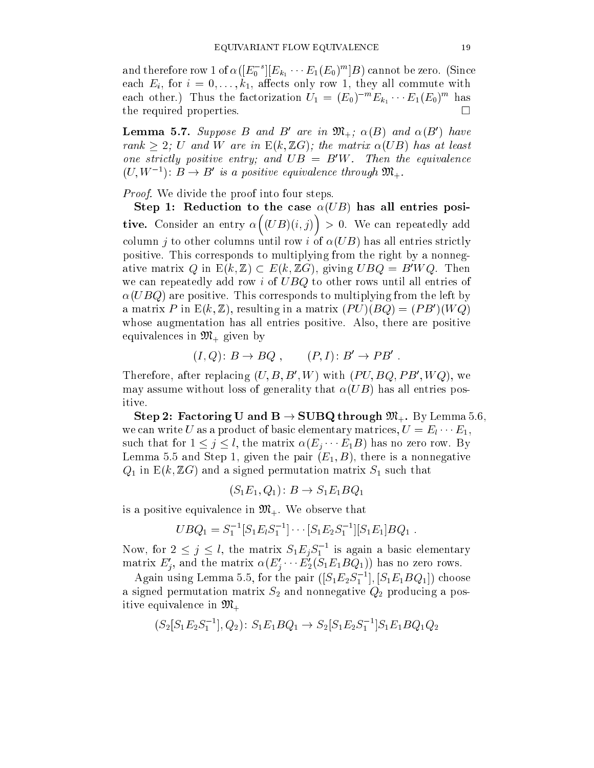and therefore row 1 of $\alpha([E_0^{-s}][E_{k_1} \cdots E_1(E_0)^m]B)$ cannot be zero. (Since each $E_i$, for $i = 0, \dots, k_1$, affects only row 1, they all commute with each other.) Thus the factorization $U_1 = (E_0)^{-m} E_{k_1} \cdots E_1 (E_0)^m$ has the required properties. $\square$

**Lemma 5.7.** *Suppose $B$ and $B'$ are in $\mathfrak{M}_+$; $\alpha(B)$ and $\alpha(B')$ have rank $\geq 2$; $U$ and $W$ are in $\mathrm{E}(k, \mathbb{Z}G)$; the matrix $\alpha(UB)$ has at least one strictly positive entry; and $UB = B'W$. Then the equivalence $(U, W^{-1})\colon B \to B'$ is a positive equivalence through $\mathfrak{M}_+$.*

*Proof.* We divide the proof into four steps.

**Step 1: Reduction to the case $\alpha(UB)$ has all entries positive.** Consider an entry $\alpha\Big((UB)(i,j)\Big) > 0$. We can repeatedly add column $j$ to other columns until row $i$ of $\alpha(UB)$ has all entries strictly positive. This corresponds to multiplying from the right by a nonnegative matrix $Q$ in $\mathrm{E}(k, \mathbb{Z}) \subset E(k, \mathbb{Z}G)$, giving $UBQ = B'WQ$. Then we can repeatedly add row $i$ of $UBQ$ to other rows until all entries of $\alpha(UBQ)$ are positive. This corresponds to multiplying from the left by a matrix $P$ in $\mathrm{E}(k, \mathbb{Z})$, resulting in a matrix $(PU)(BQ) = (PB')(WQ)$ whose augmentation has all entries positive. Also, there are positive equivalences in $\mathfrak{M}_+$ given by

$$(I, Q)\colon B \to BQ\ , \qquad (P, I)\colon B' \to PB'\ .$$

Therefore, after replacing $(U, B, B', W)$ with $(PU, BQ, PB', WQ)$, we may assume without loss of generality that $\alpha(UB)$ has all entries positive.

**Step 2: Factoring U and $\mathbf{B \to SUBQ}$ through $\mathfrak{M}_+$.** By Lemma 5.6, we can write $U$ as a product of basic elementary matrices, $U = E_l \cdots E_1$, such that for $1 \leq j \leq l$, the matrix $\alpha(E_j \cdots E_1 B)$ has no zero row. By Lemma 5.5 and Step 1, given the pair $(E_1, B)$, there is a nonnegative $Q_1$ in $\mathrm{E}(k, \mathbb{Z}G)$ and a signed permutation matrix $S_1$ such that

$$(S_1 E_1, Q_1)\colon B \to S_1 E_1 B Q_1$$

is a positive equivalence in $\mathfrak{M}_+$. We observe that

$$UBQ_1 = S_1^{-1}[S_1 E_l S_1^{-1}] \cdots [S_1 E_2 S_1^{-1}][S_1 E_1] B Q_1\ .$$

Now, for $2 \leq j \leq l$, the matrix $S_1 E_j S_1^{-1}$ is again a basic elementary matrix $E'_j$, and the matrix $\alpha(E'_j \cdots E'_2 (S_1 E_1 B Q_1))$ has no zero rows.

Again using Lemma 5.5, for the pair $([S_1 E_2 S_1^{-1}], [S_1 E_1 B Q_1])$ choose a signed permutation matrix $S_2$ and nonnegative $Q_2$ producing a positive equivalence in $\mathfrak{M}_+$

$$(S_2[S_1 E_2 S_1^{-1}], Q_2)\colon S_1 E_1 B Q_1 \to S_2 [S_1 E_2 S_1^{-1}] S_1 E_1 B Q_1 Q_2$$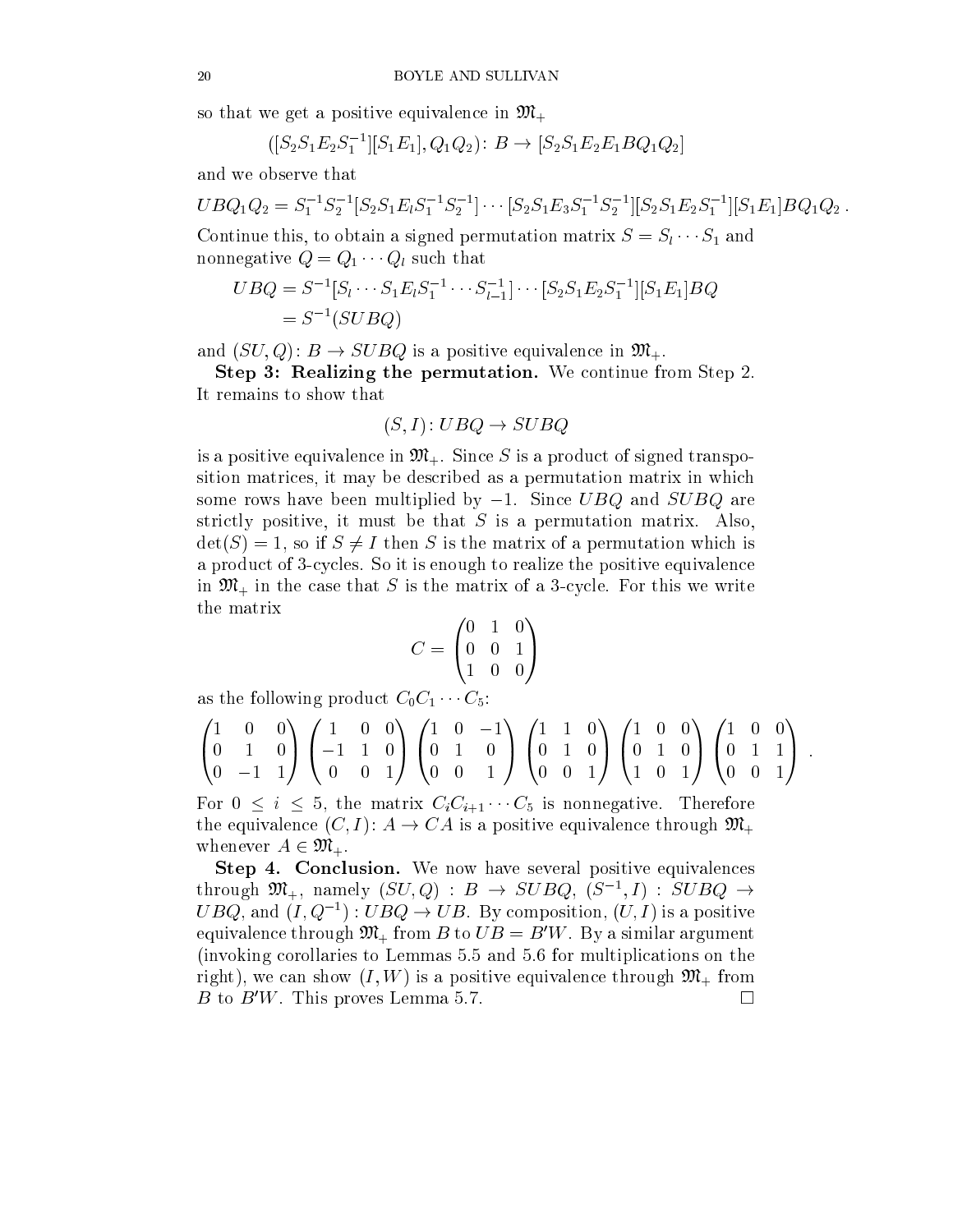so that we get a positive equivalence in $\mathfrak{M}_+$

$$([S_2S_1E_2S_1^{-1}][S_1E_1], Q_1Q_2) \colon B \to [S_2S_1E_2E_1BQ_1Q_2]$$

and we observe that

$$UBQ_1Q_2 = S_1^{-1}S_2^{-1}[S_2S_1E_lS_1^{-1}S_2^{-1}] \cdots [S_2S_1E_3S_1^{-1}S_2^{-1}][S_2S_1E_2S_1^{-1}][S_1E_1]BQ_1Q_2\,.$$

Continue this, to obtain a signed permutation matrix $S = S_l \cdots S_1$ and nonnegative $Q = Q_1 \cdots Q_l$ such that

$$\begin{aligned} UBQ &= S^{-1}[S_l \cdots S_1E_lS_1^{-1} \cdots S_{l-1}^{-1}] \cdots [S_2S_1E_2S_1^{-1}][S_1E_1]BQ \\ &= S^{-1}(SUBQ) \end{aligned}$$

and $(SU, Q) \colon B \to SUBQ$ is a positive equivalence in $\mathfrak{M}_+$.

**Step 3: Realizing the permutation.** We continue from Step 2. It remains to show that

$$(S, I) \colon UBQ \to SUBQ$$

is a positive equivalence in $\mathfrak{M}_+$. Since $S$ is a product of signed transposition matrices, it may be described as a permutation matrix in which some rows have been multiplied by $-1$. Since $UBQ$ and $SUBQ$ are strictly positive, it must be that $S$ is a permutation matrix. Also, $\det(S) = 1$, so if $S \neq I$ then $S$ is the matrix of a permutation which is a product of 3-cycles. So it is enough to realize the positive equivalence in $\mathfrak{M}_+$ in the case that $S$ is the matrix of a 3-cycle. For this we write the matrix

$$C = \begin{pmatrix} 0 & 1 & 0 \\ 0 & 0 & 1 \\ 1 & 0 & 0 \end{pmatrix}$$

as the following product $C_0C_1 \cdots C_5$:

$$\begin{pmatrix} 1 & 0 & 0 \\ 0 & 1 & 0 \\ 0 & -1 & 1 \end{pmatrix} \begin{pmatrix} 1 & 0 & 0 \\ -1 & 1 & 0 \\ 0 & 0 & 1 \end{pmatrix} \begin{pmatrix} 1 & 0 & -1 \\ 0 & 1 & 0 \\ 0 & 0 & 1 \end{pmatrix} \begin{pmatrix} 1 & 1 & 0 \\ 0 & 1 & 0 \\ 0 & 0 & 1 \end{pmatrix} \begin{pmatrix} 1 & 0 & 0 \\ 0 & 1 & 0 \\ 1 & 0 & 1 \end{pmatrix} \begin{pmatrix} 1 & 0 & 0 \\ 0 & 1 & 1 \\ 0 & 0 & 1 \end{pmatrix}\,.$$

For $0 \leq i \leq 5$, the matrix $C_iC_{i+1} \cdots C_5$ is nonnegative. Therefore the equivalence $(C, I) \colon A \to CA$ is a positive equivalence through $\mathfrak{M}_+$ whenever $A \in \mathfrak{M}_+$.

**Step 4. Conclusion.** We now have several positive equivalences through $\mathfrak{M}_+$, namely $(SU, Q) : B \to SUBQ$, $(S^{-1}, I) : SUBQ \to UBQ$, and $(I, Q^{-1}) : UBQ \to UB$. By composition, $(U, I)$ is a positive equivalence through $\mathfrak{M}_+$ from $B$ to $UB = B'W$. By a similar argument (invoking corollaries to Lemmas 5.5 and 5.6 for multiplications on the right), we can show $(I, W)$ is a positive equivalence through $\mathfrak{M}_+$ from $B$ to $B'W$. This proves Lemma 5.7. $\square$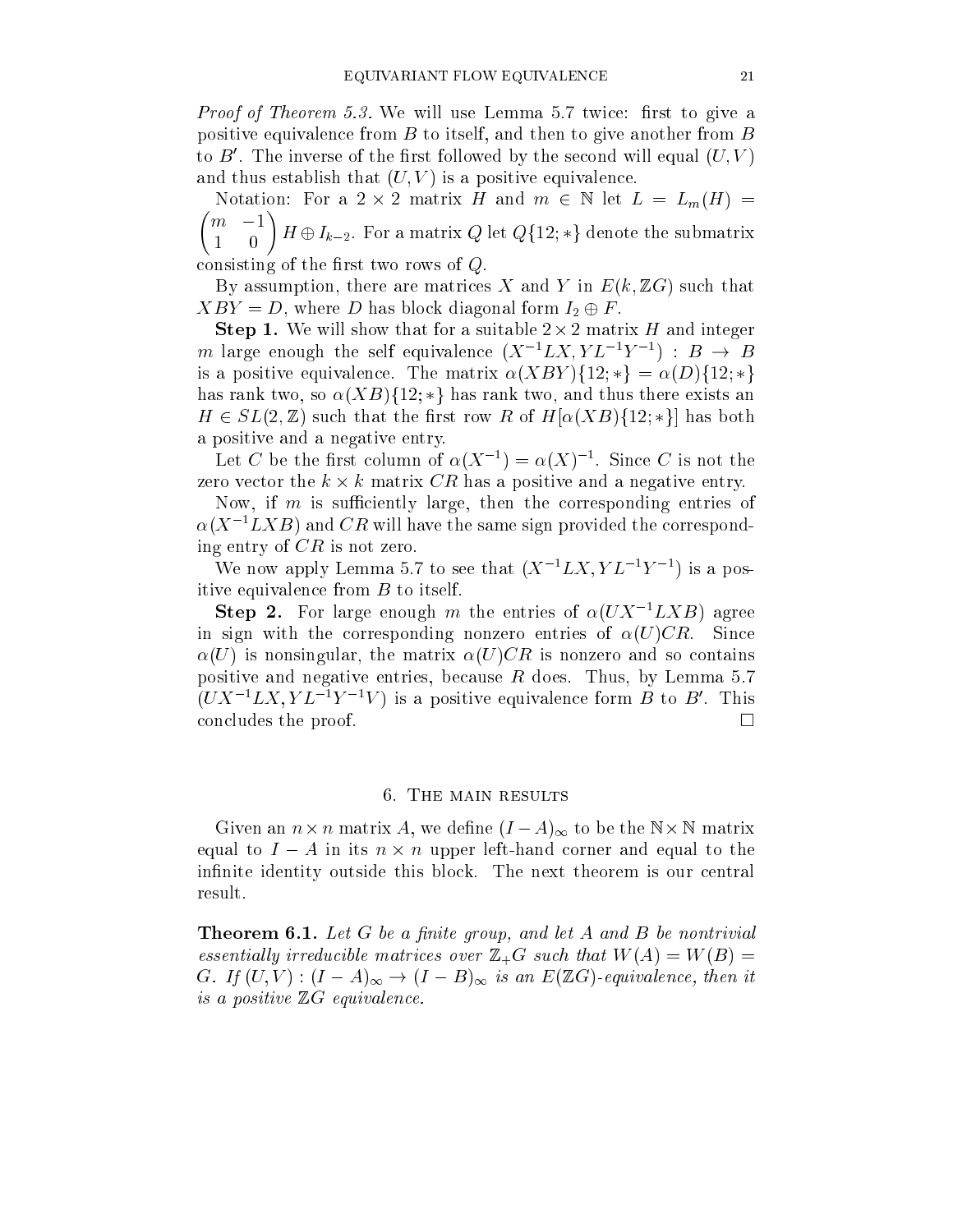*Proof of Theorem 5.3.* We will use Lemma 5.7 twice: first to give a positive equivalence from $B$ to itself, and then to give another from $B$ to $B'$. The inverse of the first followed by the second will equal $(U, V)$ and thus establish that $(U, V)$ is a positive equivalence.

Notation: For a $2 \times 2$ matrix $H$ and $m \in \mathbb{N}$ let $L = L_m(H) = \begin{pmatrix} m & -1 \\ 1 & 0 \end{pmatrix} H \oplus I_{k-2}$. For a matrix $Q$ let $Q\{12; *\}$ denote the submatrix consisting of the first two rows of $Q$.

By assumption, there are matrices $X$ and $Y$ in $E(k, \mathbb{Z}G)$ such that $XBY = D$, where $D$ has block diagonal form $I_2 \oplus F$.

**Step 1.** We will show that for a suitable $2 \times 2$ matrix $H$ and integer $m$ large enough the self equivalence $(X^{-1}LX, YL^{-1}Y^{-1}) : B \to B$ is a positive equivalence. The matrix $\alpha(XBY)\{12; *\} = \alpha(D)\{12; *\}$ has rank two, so $\alpha(XB)\{12; *\}$ has rank two, and thus there exists an $H \in SL(2, \mathbb{Z})$ such that the first row $R$ of $H[\alpha(XB)\{12; *\}]$ has both a positive and a negative entry.

Let $C$ be the first column of $\alpha(X^{-1}) = \alpha(X)^{-1}$. Since $C$ is not the zero vector the $k \times k$ matrix $CR$ has a positive and a negative entry.

Now, if $m$ is sufficiently large, then the corresponding entries of $\alpha(X^{-1}LXB)$ and $CR$ will have the same sign provided the corresponding entry of $CR$ is not zero.

We now apply Lemma 5.7 to see that $(X^{-1}LX, YL^{-1}Y^{-1})$ is a positive equivalence from $B$ to itself.

**Step 2.** For large enough $m$ the entries of $\alpha(UX^{-1}LXB)$ agree in sign with the corresponding nonzero entries of $\alpha(U)CR$. Since $\alpha(U)$ is nonsingular, the matrix $\alpha(U)CR$ is nonzero and so contains positive and negative entries, because $R$ does. Thus, by Lemma 5.7 $(UX^{-1}LX, YL^{-1}Y^{-1}V)$ is a positive equivalence form $B$ to $B'$. This concludes the proof. $\square$

## 6. The main results

Given an $n \times n$ matrix $A$, we define $(I - A)_\infty$ to be the $\mathbb{N} \times \mathbb{N}$ matrix equal to $I - A$ in its $n \times n$ upper left-hand corner and equal to the infinite identity outside this block. The next theorem is our central result.

**Theorem 6.1.** *Let $G$ be a finite group, and let $A$ and $B$ be nontrivial essentially irreducible matrices over $\mathbb{Z}_+G$ such that $W(A) = W(B) = G$. If $(U, V) : (I - A)_\infty \to (I - B)_\infty$ is an $E(\mathbb{Z}G)$-equivalence, then it is a positive $\mathbb{Z}G$ equivalence.*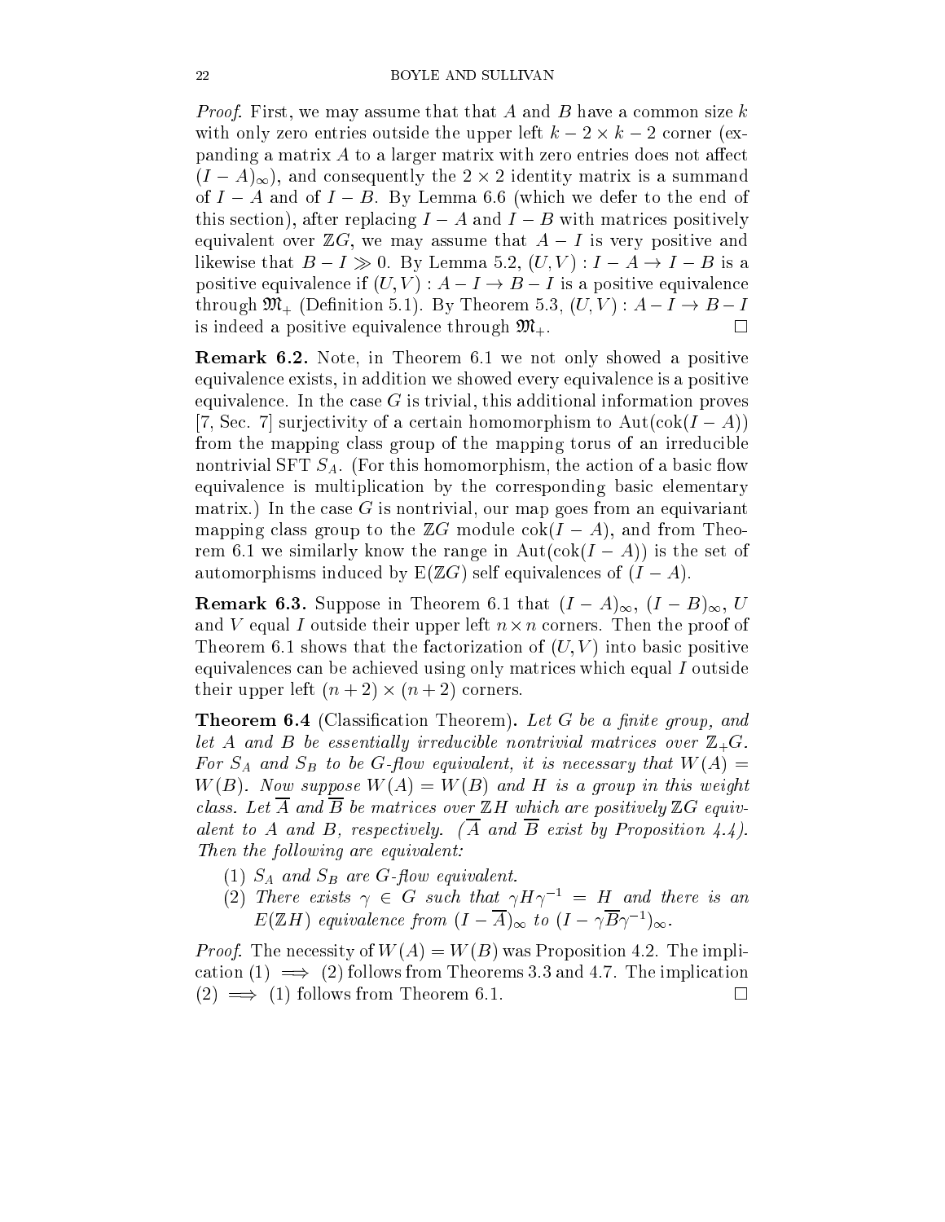*Proof.* First, we may assume that that $A$ and $B$ have a common size $k$ with only zero entries outside the upper left $k-2 \times k-2$ corner (expanding a matrix $A$ to a larger matrix with zero entries does not affect $(I-A)_\infty$), and consequently the $2 \times 2$ identity matrix is a summand of $I-A$ and of $I-B$. By Lemma 6.6 (which we defer to the end of this section), after replacing $I-A$ and $I-B$ with matrices positively equivalent over $\mathbb{Z}G$, we may assume that $A-I$ is very positive and likewise that $B-I \gg 0$. By Lemma 5.2, $(U,V): I-A \to I-B$ is a positive equivalence if $(U,V): A-I \to B-I$ is a positive equivalence through $\mathfrak{M}_+$ (Definition 5.1). By Theorem 5.3, $(U,V): A-I \to B-I$ is indeed a positive equivalence through $\mathfrak{M}_+$. $\square$

**Remark 6.2.** Note, in Theorem 6.1 we not only showed a positive equivalence exists, in addition we showed every equivalence is a positive equivalence. In the case $G$ is trivial, this additional information proves [7, Sec. 7] surjectivity of a certain homomorphism to $\mathrm{Aut}(\mathrm{cok}(I-A))$ from the mapping class group of the mapping torus of an irreducible nontrivial SFT $S_A$. (For this homomorphism, the action of a basic flow equivalence is multiplication by the corresponding basic elementary matrix.) In the case $G$ is nontrivial, our map goes from an equivariant mapping class group to the $\mathbb{Z}G$ module $\mathrm{cok}(I-A)$, and from Theorem 6.1 we similarly know the range in $\mathrm{Aut}(\mathrm{cok}(I-A))$ is the set of automorphisms induced by $\mathrm{E}(\mathbb{Z}G)$ self equivalences of $(I-A)$.

**Remark 6.3.** Suppose in Theorem 6.1 that $(I-A)_\infty$, $(I-B)_\infty$, $U$ and $V$ equal $I$ outside their upper left $n \times n$ corners. Then the proof of Theorem 6.1 shows that the factorization of $(U,V)$ into basic positive equivalences can be achieved using only matrices which equal $I$ outside their upper left $(n+2) \times (n+2)$ corners.

**Theorem 6.4** (Classification Theorem)**.** *Let $G$ be a finite group, and let $A$ and $B$ be essentially irreducible nontrivial matrices over $\mathbb{Z}_+G$. For $S_A$ and $S_B$ to be $G$-flow equivalent, it is necessary that $W(A) = W(B)$. Now suppose $W(A) = W(B)$ and $H$ is a group in this weight class. Let $\overline{A}$ and $\overline{B}$ be matrices over $\mathbb{Z}H$ which are positively $\mathbb{Z}G$ equivalent to $A$ and $B$, respectively. ($\overline{A}$ and $\overline{B}$ exist by Proposition 4.4). Then the following are equivalent:*

1. *$S_A$ and $S_B$ are $G$-flow equivalent.*
2. *There exists $\gamma \in G$ such that $\gamma H \gamma^{-1} = H$ and there is an $E(\mathbb{Z}H)$ equivalence from $(I-\overline{A})_\infty$ to $(I-\gamma\overline{B}\gamma^{-1})_\infty$.*

*Proof.* The necessity of $W(A) = W(B)$ was Proposition 4.2. The implication (1) $\implies$ (2) follows from Theorems 3.3 and 4.7. The implication (2) $\implies$ (1) follows from Theorem 6.1. $\square$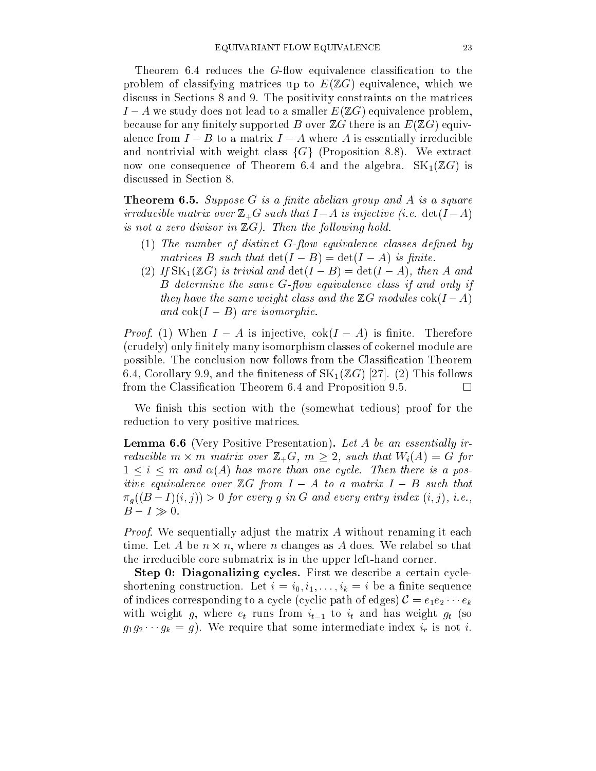Theorem 6.4 reduces the $G$-flow equivalence classification to the problem of classifying matrices up to $E(\mathbb{Z}G)$ equivalence, which we discuss in Sections 8 and 9. The positivity constraints on the matrices $I - A$ we study does not lead to a smaller $E(\mathbb{Z}G)$ equivalence problem, because for any finitely supported $B$ over $\mathbb{Z}G$ there is an $E(\mathbb{Z}G)$ equivalence from $I - B$ to a matrix $I - A$ where $A$ is essentially irreducible and nontrivial with weight class $\{G\}$ (Proposition 8.8). We extract now one consequence of Theorem 6.4 and the algebra. $\mathrm{SK}_1(\mathbb{Z}G)$ is discussed in Section 8.

**Theorem 6.5.** *Suppose $G$ is a finite abelian group and $A$ is a square irreducible matrix over $\mathbb{Z}_+G$ such that $I - A$ is injective (i.e. $\det(I - A)$ is not a zero divisor in $\mathbb{Z}G$). Then the following hold.*

1. *The number of distinct $G$-flow equivalence classes defined by matrices $B$ such that $\det(I - B) = \det(I - A)$ is finite.*
2. *If $\mathrm{SK}_1(\mathbb{Z}G)$ is trivial and $\det(I - B) = \det(I - A)$, then $A$ and $B$ determine the same $G$-flow equivalence class if and only if they have the same weight class and the $\mathbb{Z}G$ modules $\mathrm{cok}(I - A)$ and $\mathrm{cok}(I - B)$ are isomorphic.*

*Proof.* (1) When $I - A$ is injective, $\mathrm{cok}(I - A)$ is finite. Therefore (crudely) only finitely many isomorphism classes of cokernel module are possible. The conclusion now follows from the Classification Theorem 6.4, Corollary 9.9, and the finiteness of $\mathrm{SK}_1(\mathbb{Z}G)$ [27]. (2) This follows from the Classification Theorem 6.4 and Proposition 9.5. □

We finish this section with the (somewhat tedious) proof for the reduction to very positive matrices.

**Lemma 6.6** (Very Positive Presentation)**.** *Let $A$ be an essentially irreducible $m \times m$ matrix over $\mathbb{Z}_+G$, $m \geq 2$, such that $W_i(A) = G$ for $1 \leq i \leq m$ and $\alpha(A)$ has more than one cycle. Then there is a positive equivalence over $\mathbb{Z}G$ from $I - A$ to a matrix $I - B$ such that $\pi_g((B - I)(i, j)) > 0$ for every $g$ in $G$ and every entry index $(i, j)$, i.e., $B - I \gg 0$.*

*Proof.* We sequentially adjust the matrix $A$ without renaming it each time. Let $A$ be $n \times n$, where $n$ changes as $A$ does. We relabel so that the irreducible core submatrix is in the upper left-hand corner.

**Step 0: Diagonalizing cycles.** First we describe a certain cycle-shortening construction. Let $i = i_0, i_1, \ldots, i_k = i$ be a finite sequence of indices corresponding to a cycle (cyclic path of edges) $\mathcal{C} = e_1 e_2 \cdots e_k$ with weight $g$, where $e_t$ runs from $i_{t-1}$ to $i_t$ and has weight $g_t$ (so $g_1 g_2 \cdots g_k = g$). We require that some intermediate index $i_r$ is not $i$.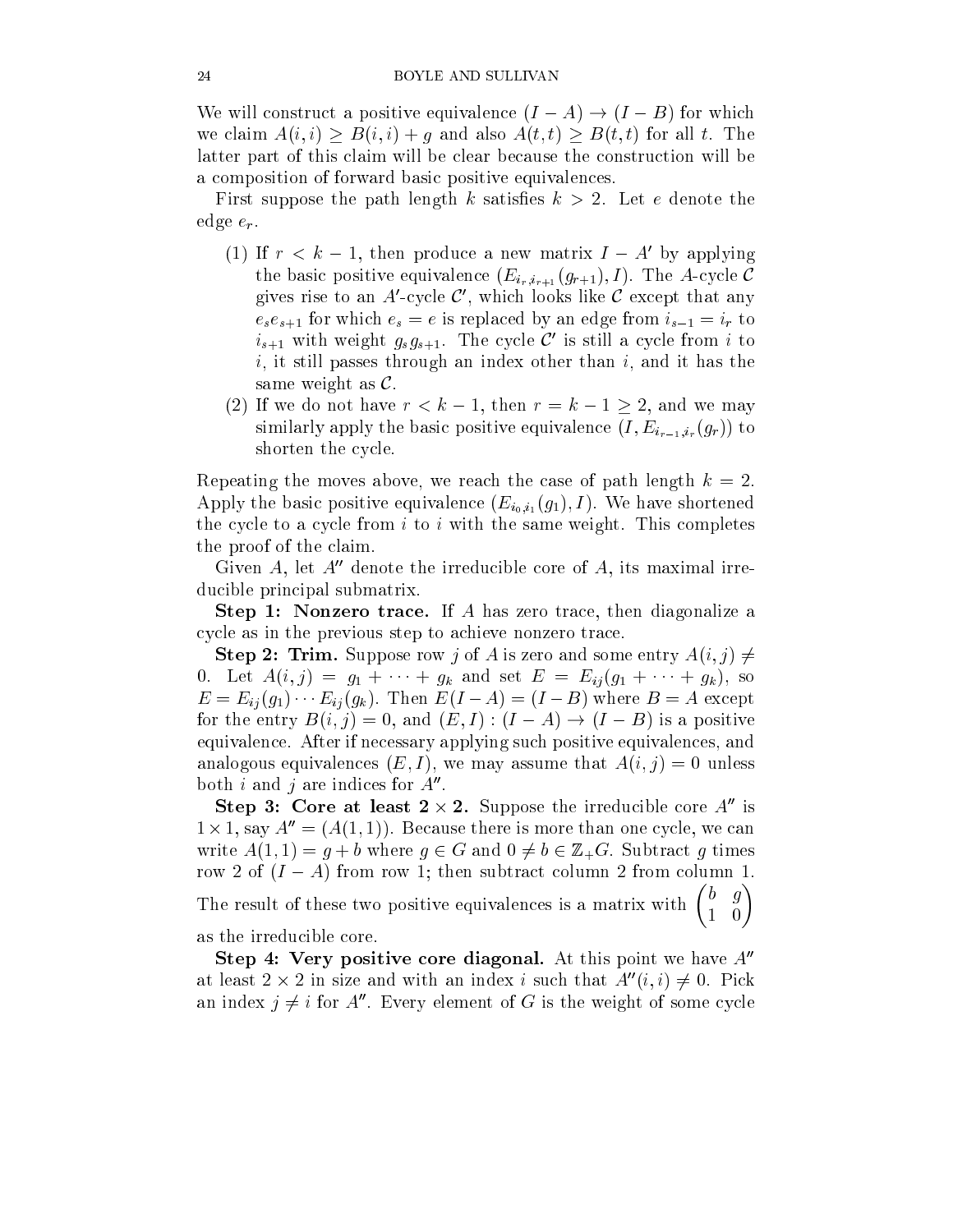We will construct a positive equivalence $(I - A) \to (I - B)$ for which we claim $A(i,i) \geq B(i,i) + g$ and also $A(t,t) \geq B(t,t)$ for all $t$. The latter part of this claim will be clear because the construction will be a composition of forward basic positive equivalences.

First suppose the path length $k$ satisfies $k > 2$. Let $e$ denote the edge $e_r$.

(1) If $r < k-1$, then produce a new matrix $I - A'$ by applying the basic positive equivalence $(E_{i_r,i_{r+1}}(g_{r+1}), I)$. The $A$-cycle $\mathcal{C}$ gives rise to an $A'$-cycle $\mathcal{C}'$, which looks like $\mathcal{C}$ except that any $e_s e_{s+1}$ for which $e_s = e$ is replaced by an edge from $i_{s-1} = i_r$ to $i_{s+1}$ with weight $g_s g_{s+1}$. The cycle $\mathcal{C}'$ is still a cycle from $i$ to $i$, it still passes through an index other than $i$, and it has the same weight as $\mathcal{C}$.

(2) If we do not have $r < k-1$, then $r = k-1 \geq 2$, and we may similarly apply the basic positive equivalence $(I, E_{i_{r-1},i_r}(g_r))$ to shorten the cycle.

Repeating the moves above, we reach the case of path length $k = 2$. Apply the basic positive equivalence $(E_{i_0,i_1}(g_1), I)$. We have shortened the cycle to a cycle from $i$ to $i$ with the same weight. This completes the proof of the claim.

Given $A$, let $A''$ denote the irreducible core of $A$, its maximal irreducible principal submatrix.

**Step 1: Nonzero trace.** If $A$ has zero trace, then diagonalize a cycle as in the previous step to achieve nonzero trace.

**Step 2: Trim.** Suppose row $j$ of $A$ is zero and some entry $A(i,j) \neq 0$. Let $A(i,j) = g_1 + \cdots + g_k$ and set $E = E_{ij}(g_1 + \cdots + g_k)$, so $E = E_{ij}(g_1) \cdots E_{ij}(g_k)$. Then $E(I - A) = (I - B)$ where $B = A$ except for the entry $B(i,j) = 0$, and $(E, I) : (I - A) \to (I - B)$ is a positive equivalence. After if necessary applying such positive equivalences, and analogous equivalences $(E, I)$, we may assume that $A(i,j) = 0$ unless both $i$ and $j$ are indices for $A''$.

**Step 3: Core at least $2 \times 2$.** Suppose the irreducible core $A''$ is $1 \times 1$, say $A'' = (A(1,1))$. Because there is more than one cycle, we can write $A(1,1) = g + b$ where $g \in G$ and $0 \neq b \in \mathbb{Z}_+G$. Subtract $g$ times row 2 of $(I - A)$ from row 1; then subtract column 2 from column 1. The result of these two positive equivalences is a matrix with $\begin{pmatrix} b & g \\ 1 & 0 \end{pmatrix}$ as the irreducible core.

**Step 4: Very positive core diagonal.** At this point we have $A''$ at least $2 \times 2$ in size and with an index $i$ such that $A''(i,i) \neq 0$. Pick an index $j \neq i$ for $A''$. Every element of $G$ is the weight of some cycle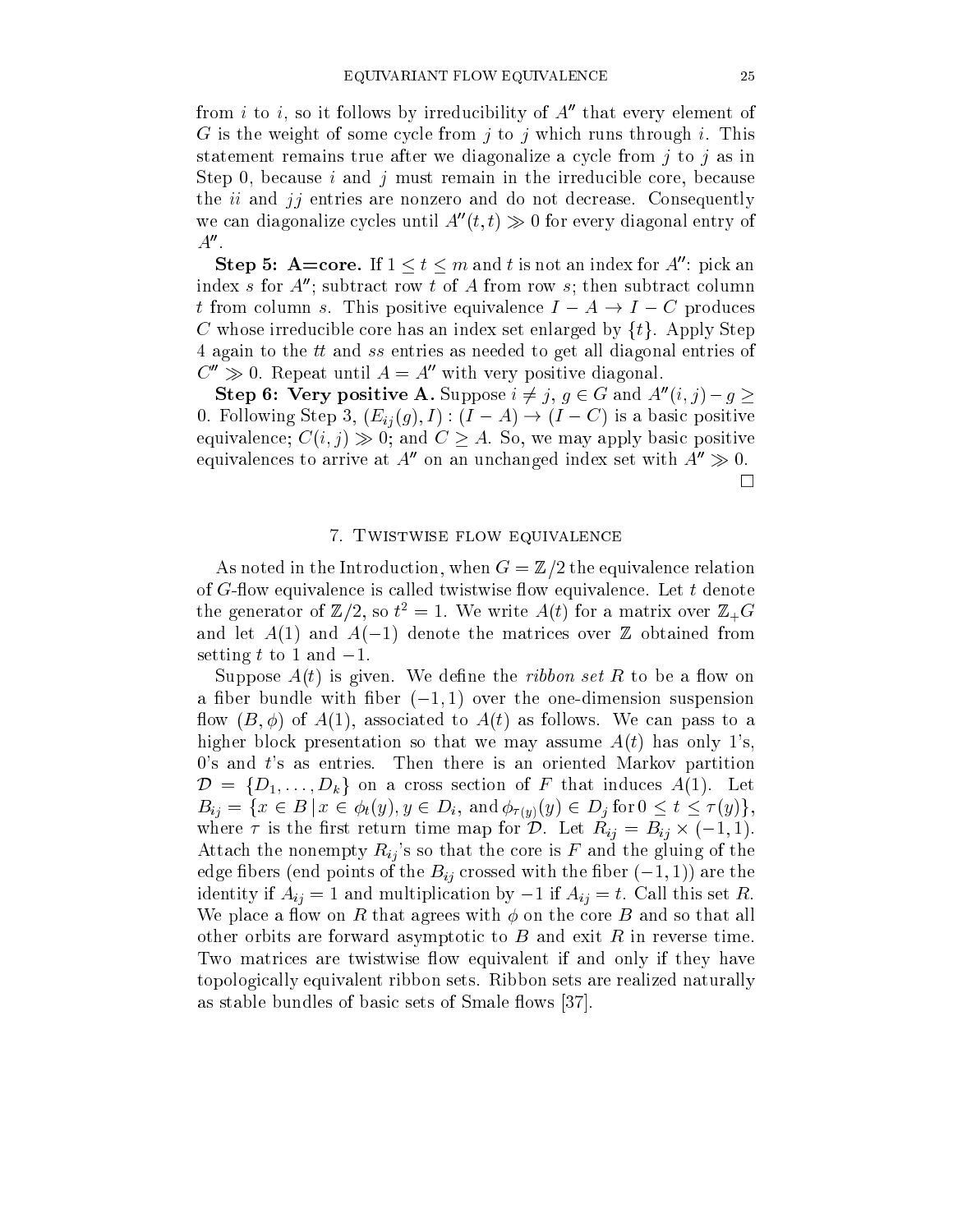from $i$ to $i$, so it follows by irreducibility of $A''$ that every element of $G$ is the weight of some cycle from $j$ to $j$ which runs through $i$. This statement remains true after we diagonalize a cycle from $j$ to $j$ as in Step 0, because $i$ and $j$ must remain in the irreducible core, because the $ii$ and $jj$ entries are nonzero and do not decrease. Consequently we can diagonalize cycles until $A''(t,t) \gg 0$ for every diagonal entry of $A''$.

**Step 5: A=core.** If $1 \leq t \leq m$ and $t$ is not an index for $A''$: pick an index $s$ for $A''$; subtract row $t$ of $A$ from row $s$; then subtract column $t$ from column $s$. This positive equivalence $I - A \to I - C$ produces $C$ whose irreducible core has an index set enlarged by $\{t\}$. Apply Step 4 again to the $tt$ and $ss$ entries as needed to get all diagonal entries of $C'' \gg 0$. Repeat until $A = A''$ with very positive diagonal.

**Step 6: Very positive A.** Suppose $i \neq j$, $g \in G$ and $A''(i,j) - g \geq 0$. Following Step 3, $(E_{ij}(g), I) : (I - A) \to (I - C)$ is a basic positive equivalence; $C(i,j) \gg 0$; and $C \geq A$. So, we may apply basic positive equivalences to arrive at $A''$ on an unchanged index set with $A'' \gg 0$.

□

## 7. Twistwise flow equivalence

As noted in the Introduction, when $G = \mathbb{Z}/2$ the equivalence relation of $G$-flow equivalence is called twistwise flow equivalence. Let $t$ denote the generator of $\mathbb{Z}/2$, so $t^2 = 1$. We write $A(t)$ for a matrix over $\mathbb{Z}_+G$ and let $A(1)$ and $A(-1)$ denote the matrices over $\mathbb{Z}$ obtained from setting $t$ to $1$ and $-1$.

Suppose $A(t)$ is given. We define the *ribbon set* $R$ to be a flow on a fiber bundle with fiber $(-1,1)$ over the one-dimension suspension flow $(B, \phi)$ of $A(1)$, associated to $A(t)$ as follows. We can pass to a higher block presentation so that we may assume $A(t)$ has only 1's, 0's and $t$'s as entries. Then there is an oriented Markov partition $\mathcal{D} = \{D_1, \ldots, D_k\}$ on a cross section of $F$ that induces $A(1)$. Let $B_{ij} = \{x \in B \,|\, x \in \phi_t(y), y \in D_i, \text{ and } \phi_{\tau(y)}(y) \in D_j \text{ for } 0 \leq t \leq \tau(y)\}$, where $\tau$ is the first return time map for $\mathcal{D}$. Let $R_{ij} = B_{ij} \times (-1,1)$. Attach the nonempty $R_{ij}$'s so that the core is $F$ and the gluing of the edge fibers (end points of the $B_{ij}$ crossed with the fiber $(-1,1)$) are the identity if $A_{ij} = 1$ and multiplication by $-1$ if $A_{ij} = t$. Call this set $R$. We place a flow on $R$ that agrees with $\phi$ on the core $B$ and so that all other orbits are forward asymptotic to $B$ and exit $R$ in reverse time. Two matrices are twistwise flow equivalent if and only if they have topologically equivalent ribbon sets. Ribbon sets are realized naturally as stable bundles of basic sets of Smale flows [37].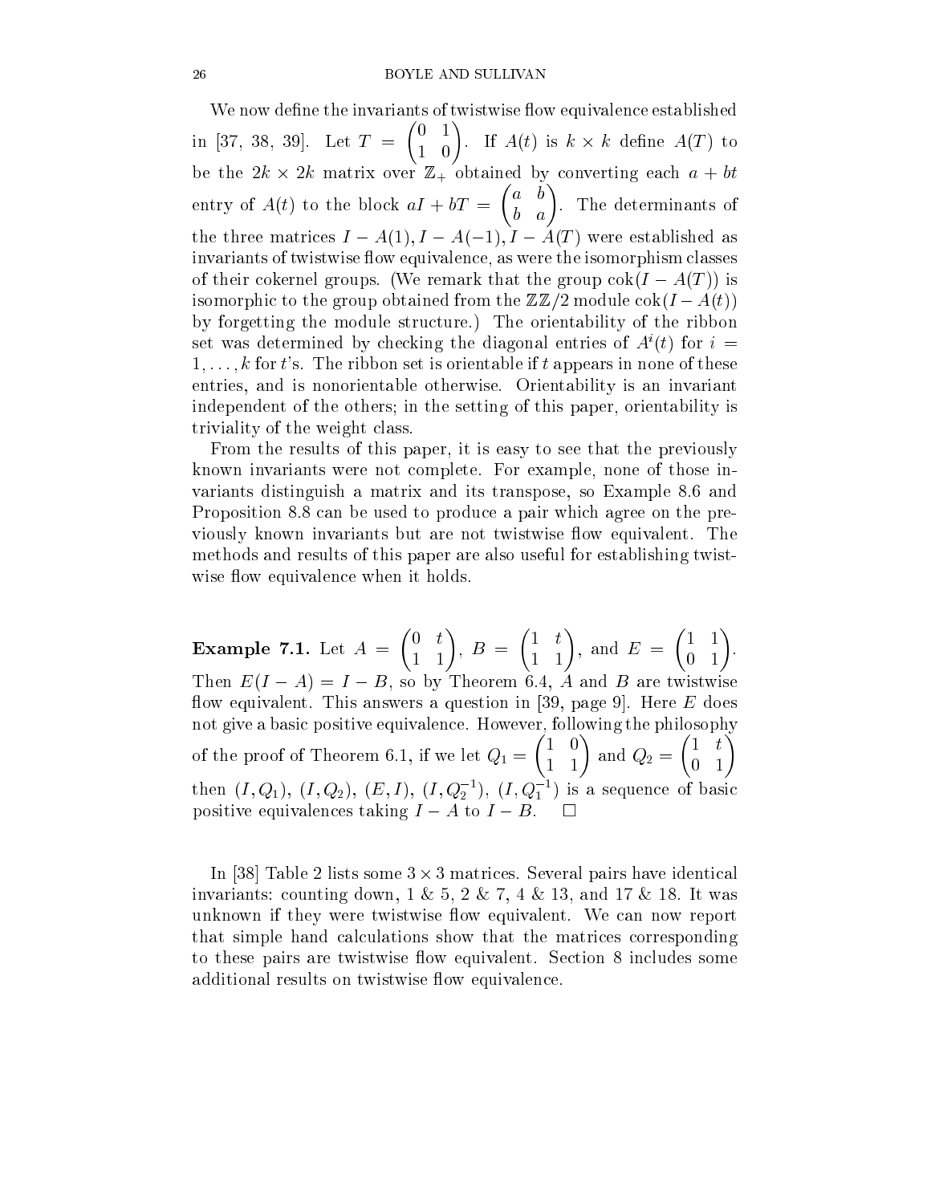We now define the invariants of twistwise flow equivalence established in [37, 38, 39]. Let $T = \begin{pmatrix} 0 & 1 \\ 1 & 0 \end{pmatrix}$. If $A(t)$ is $k \times k$ define $A(T)$ to be the $2k \times 2k$ matrix over $\mathbb{Z}_+$ obtained by converting each $a + bt$ entry of $A(t)$ to the block $aI + bT = \begin{pmatrix} a & b \\ b & a \end{pmatrix}$. The determinants of the three matrices $I - A(1), I - A(-1), I - A(T)$ were established as invariants of twistwise flow equivalence, as were the isomorphism classes of their cokernel groups. (We remark that the group $\mathrm{cok}(I - A(T))$ is isomorphic to the group obtained from the $\mathbb{Z}\mathbb{Z}/2$ module $\mathrm{cok}(I - A(t))$ by forgetting the module structure.) The orientability of the ribbon set was determined by checking the diagonal entries of $A^i(t)$ for $i = 1, \ldots, k$ for $t$'s. The ribbon set is orientable if $t$ appears in none of these entries, and is nonorientable otherwise. Orientability is an invariant independent of the others; in the setting of this paper, orientability is triviality of the weight class.

From the results of this paper, it is easy to see that the previously known invariants were not complete. For example, none of those invariants distinguish a matrix and its transpose, so Example 8.6 and Proposition 8.8 can be used to produce a pair which agree on the previously known invariants but are not twistwise flow equivalent. The methods and results of this paper are also useful for establishing twistwise flow equivalence when it holds.

**Example 7.1.** Let $A = \begin{pmatrix} 0 & t \\ 1 & 1 \end{pmatrix}$, $B = \begin{pmatrix} 1 & t \\ 1 & 1 \end{pmatrix}$, and $E = \begin{pmatrix} 1 & 1 \\ 0 & 1 \end{pmatrix}$. Then $E(I - A) = I - B$, so by Theorem 6.4, $A$ and $B$ are twistwise flow equivalent. This answers a question in [39, page 9]. Here $E$ does not give a basic positive equivalence. However, following the philosophy of the proof of Theorem 6.1, if we let $Q_1 = \begin{pmatrix} 1 & 0 \\ 1 & 1 \end{pmatrix}$ and $Q_2 = \begin{pmatrix} 1 & t \\ 0 & 1 \end{pmatrix}$ then $(I, Q_1)$, $(I, Q_2)$, $(E, I)$, $(I, Q_2^{-1})$, $(I, Q_1^{-1})$ is a sequence of basic positive equivalences taking $I - A$ to $I - B$. $\square$

In [38] Table 2 lists some $3 \times 3$ matrices. Several pairs have identical invariants: counting down, 1 & 5, 2 & 7, 4 & 13, and 17 & 18. It was unknown if they were twistwise flow equivalent. We can now report that simple hand calculations show that the matrices corresponding to these pairs are twistwise flow equivalent. Section 8 includes some additional results on twistwise flow equivalence.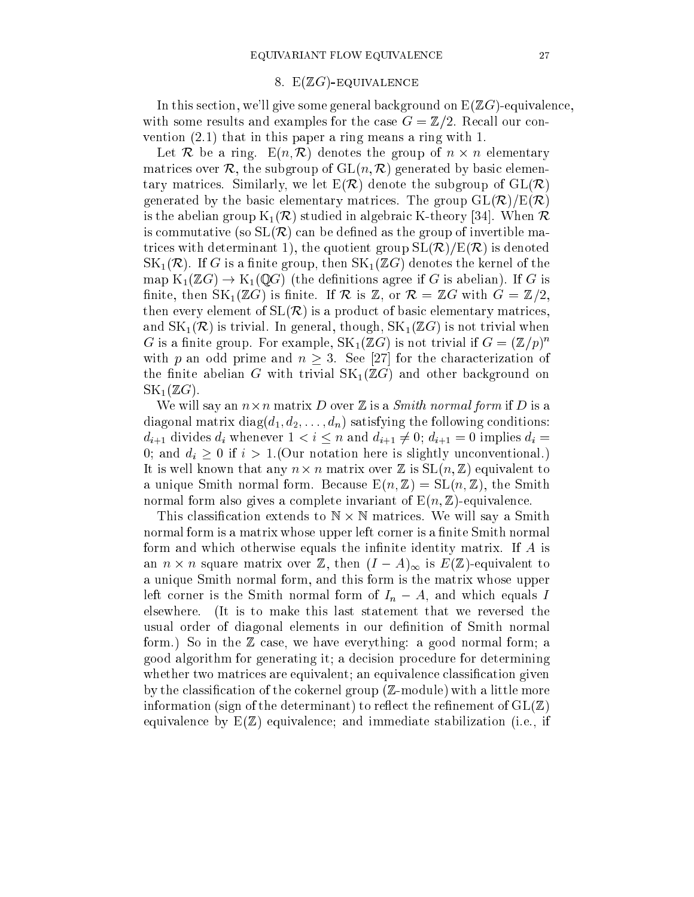## 8. E($\mathbb{Z}G$)-equivalence

In this section, we'll give some general background on E($\mathbb{Z}G$)-equivalence, with some results and examples for the case $G = \mathbb{Z}/2$. Recall our convention (2.1) that in this paper a ring means a ring with 1.

Let $\mathcal{R}$ be a ring. $\mathrm{E}(n, \mathcal{R})$ denotes the group of $n \times n$ elementary matrices over $\mathcal{R}$, the subgroup of $\mathrm{GL}(n, \mathcal{R})$ generated by basic elementary matrices. Similarly, we let $\mathrm{E}(\mathcal{R})$ denote the subgroup of $\mathrm{GL}(\mathcal{R})$ generated by the basic elementary matrices. The group $\mathrm{GL}(\mathcal{R})/\mathrm{E}(\mathcal{R})$ is the abelian group $\mathrm{K}_1(\mathcal{R})$ studied in algebraic K-theory [34]. When $\mathcal{R}$ is commutative (so $\mathrm{SL}(\mathcal{R})$ can be defined as the group of invertible matrices with determinant 1), the quotient group $\mathrm{SL}(\mathcal{R})/\mathrm{E}(\mathcal{R})$ is denoted $\mathrm{SK}_1(\mathcal{R})$. If $G$ is a finite group, then $\mathrm{SK}_1(\mathbb{Z}G)$ denotes the kernel of the map $\mathrm{K}_1(\mathbb{Z}G) \to \mathrm{K}_1(\mathbb{Q}G)$ (the definitions agree if $G$ is abelian). If $G$ is finite, then $\mathrm{SK}_1(\mathbb{Z}G)$ is finite. If $\mathcal{R}$ is $\mathbb{Z}$, or $\mathcal{R} = \mathbb{Z}G$ with $G = \mathbb{Z}/2$, then every element of $\mathrm{SL}(\mathcal{R})$ is a product of basic elementary matrices, and $\mathrm{SK}_1(\mathcal{R})$ is trivial. In general, though, $\mathrm{SK}_1(\mathbb{Z}G)$ is not trivial when $G$ is a finite group. For example, $\mathrm{SK}_1(\mathbb{Z}G)$ is not trivial if $G = (\mathbb{Z}/p)^n$ with $p$ an odd prime and $n \geq 3$. See [27] for the characterization of the finite abelian $G$ with trivial $\mathrm{SK}_1(\mathbb{Z}G)$ and other background on $\mathrm{SK}_1(\mathbb{Z}G)$.

We will say an $n \times n$ matrix $D$ over $\mathbb{Z}$ is a *Smith normal form* if $D$ is a diagonal matrix $\mathrm{diag}(d_1, d_2, \dots, d_n)$ satisfying the following conditions: $d_{i+1}$ divides $d_i$ whenever $1 < i \leq n$ and $d_{i+1} \neq 0$; $d_{i+1} = 0$ implies $d_i = 0$; and $d_i \geq 0$ if $i > 1$.(Our notation here is slightly unconventional.) It is well known that any $n \times n$ matrix over $\mathbb{Z}$ is $\mathrm{SL}(n, \mathbb{Z})$ equivalent to a unique Smith normal form. Because $\mathrm{E}(n, \mathbb{Z}) = \mathrm{SL}(n, \mathbb{Z})$, the Smith normal form also gives a complete invariant of $\mathrm{E}(n, \mathbb{Z})$-equivalence.

This classification extends to $\mathbb{N} \times \mathbb{N}$ matrices. We will say a Smith normal form is a matrix whose upper left corner is a finite Smith normal form and which otherwise equals the infinite identity matrix. If $A$ is an $n \times n$ square matrix over $\mathbb{Z}$, then $(I - A)_\infty$ is $E(\mathbb{Z})$-equivalent to a unique Smith normal form, and this form is the matrix whose upper left corner is the Smith normal form of $I_n - A$, and which equals $I$ elsewhere. (It is to make this last statement that we reversed the usual order of diagonal elements in our definition of Smith normal form.) So in the $\mathbb{Z}$ case, we have everything: a good normal form; a good algorithm for generating it; a decision procedure for determining whether two matrices are equivalent; an equivalence classification given by the classification of the cokernel group ($\mathbb{Z}$-module) with a little more information (sign of the determinant) to reflect the refinement of $\mathrm{GL}(\mathbb{Z})$ equivalence by $\mathrm{E}(\mathbb{Z})$ equivalence; and immediate stabilization (i.e., if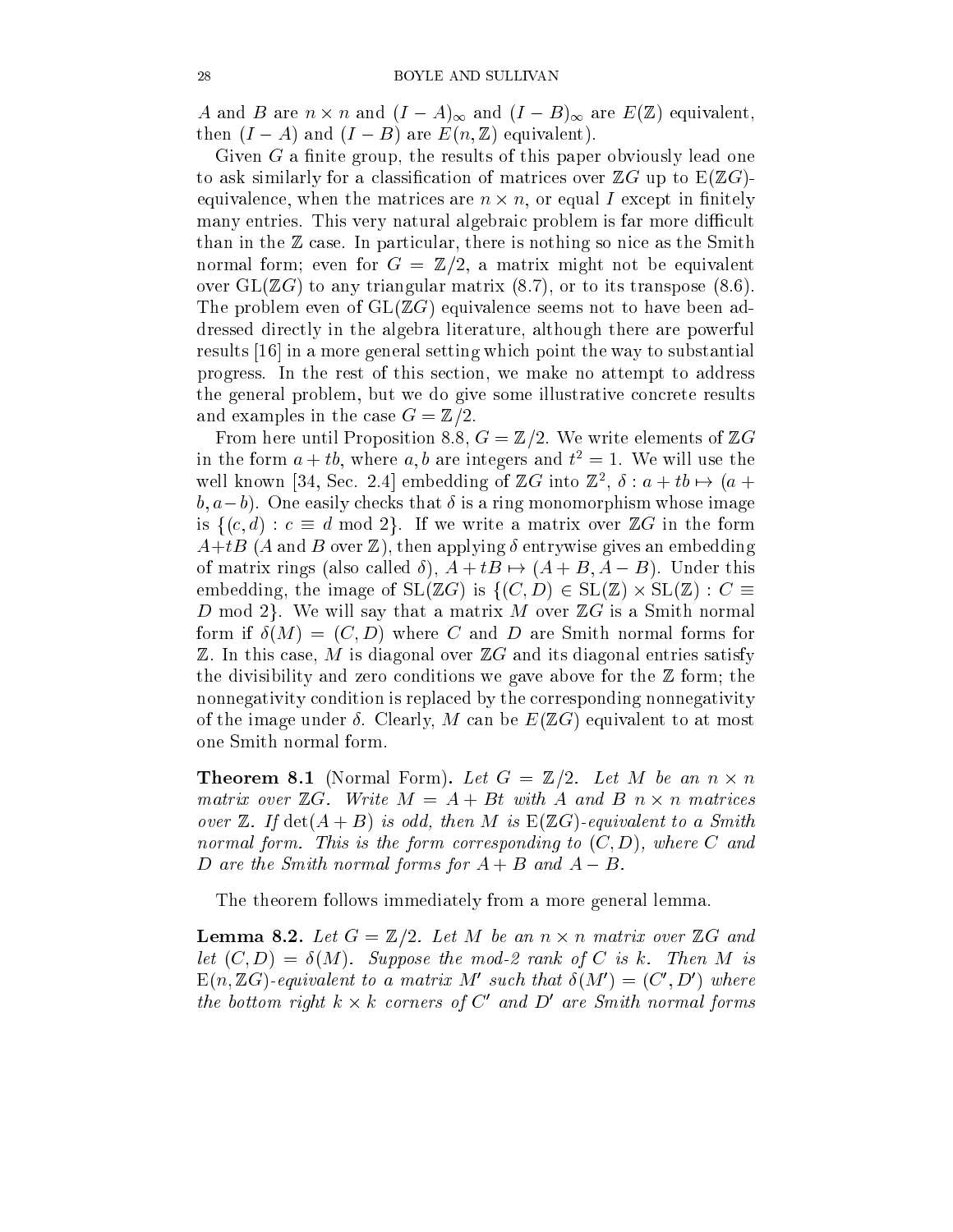$A$ and $B$ are $n \times n$ and $(I - A)_\infty$ and $(I - B)_\infty$ are $E(\mathbb{Z})$ equivalent, then $(I - A)$ and $(I - B)$ are $E(n, \mathbb{Z})$ equivalent).

Given $G$ a finite group, the results of this paper obviously lead one to ask similarly for a classification of matrices over $\mathbb{Z}G$ up to $\mathrm{E}(\mathbb{Z}G)$-equivalence, when the matrices are $n \times n$, or equal $I$ except in finitely many entries. This very natural algebraic problem is far more difficult than in the $\mathbb{Z}$ case. In particular, there is nothing so nice as the Smith normal form; even for $G = \mathbb{Z}/2$, a matrix might not be equivalent over $\mathrm{GL}(\mathbb{Z}G)$ to any triangular matrix (8.7), or to its transpose (8.6). The problem even of $\mathrm{GL}(\mathbb{Z}G)$ equivalence seems not to have been addressed directly in the algebra literature, although there are powerful results [16] in a more general setting which point the way to substantial progress. In the rest of this section, we make no attempt to address the general problem, but we do give some illustrative concrete results and examples in the case $G = \mathbb{Z}/2$.

From here until Proposition 8.8, $G = \mathbb{Z}/2$. We write elements of $\mathbb{Z}G$ in the form $a + tb$, where $a, b$ are integers and $t^2 = 1$. We will use the well known [34, Sec. 2.4] embedding of $\mathbb{Z}G$ into $\mathbb{Z}^2$, $\delta : a + tb \mapsto (a + b, a - b)$. One easily checks that $\delta$ is a ring monomorphism whose image is $\{(c, d) : c \equiv d \bmod 2\}$. If we write a matrix over $\mathbb{Z}G$ in the form $A + tB$ ($A$ and $B$ over $\mathbb{Z}$), then applying $\delta$ entrywise gives an embedding of matrix rings (also called $\delta$), $A + tB \mapsto (A + B, A - B)$. Under this embedding, the image of $\mathrm{SL}(\mathbb{Z}G)$ is $\{(C, D) \in \mathrm{SL}(\mathbb{Z}) \times \mathrm{SL}(\mathbb{Z}) : C \equiv D \bmod 2\}$. We will say that a matrix $M$ over $\mathbb{Z}G$ is a Smith normal form if $\delta(M) = (C, D)$ where $C$ and $D$ are Smith normal forms for $\mathbb{Z}$. In this case, $M$ is diagonal over $\mathbb{Z}G$ and its diagonal entries satisfy the divisibility and zero conditions we gave above for the $\mathbb{Z}$ form; the nonnegativity condition is replaced by the corresponding nonnegativity of the image under $\delta$. Clearly, $M$ can be $E(\mathbb{Z}G)$ equivalent to at most one Smith normal form.

**Theorem 8.1** (Normal Form). *Let $G = \mathbb{Z}/2$. Let $M$ be an $n \times n$ matrix over $\mathbb{Z}G$. Write $M = A + Bt$ with $A$ and $B$ $n \times n$ matrices over $\mathbb{Z}$. If $\det(A + B)$ is odd, then $M$ is $\mathrm{E}(\mathbb{Z}G)$-equivalent to a Smith normal form. This is the form corresponding to $(C, D)$, where $C$ and $D$ are the Smith normal forms for $A + B$ and $A - B$.*

The theorem follows immediately from a more general lemma.

**Lemma 8.2.** *Let $G = \mathbb{Z}/2$. Let $M$ be an $n \times n$ matrix over $\mathbb{Z}G$ and let $(C, D) = \delta(M)$. Suppose the mod-2 rank of $C$ is $k$. Then $M$ is $\mathrm{E}(n, \mathbb{Z}G)$-equivalent to a matrix $M'$ such that $\delta(M') = (C', D')$ where the bottom right $k \times k$ corners of $C'$ and $D'$ are Smith normal forms*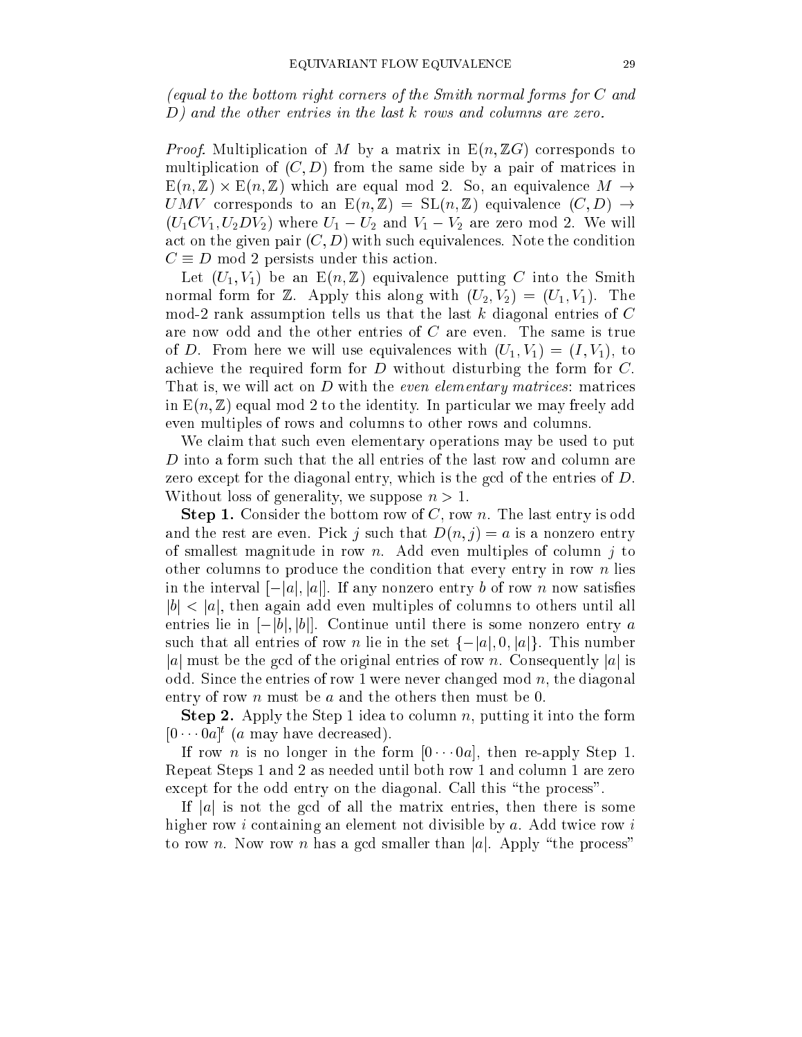*(equal to the bottom right corners of the Smith normal forms for $C$ and $D$) and the other entries in the last $k$ rows and columns are zero.*

*Proof.* Multiplication of $M$ by a matrix in $\mathrm{E}(n, \mathbb{Z}G)$ corresponds to multiplication of $(C, D)$ from the same side by a pair of matrices in $\mathrm{E}(n, \mathbb{Z}) \times \mathrm{E}(n, \mathbb{Z})$ which are equal mod 2. So, an equivalence $M \to UMV$ corresponds to an $\mathrm{E}(n, \mathbb{Z}) = \mathrm{SL}(n, \mathbb{Z})$ equivalence $(C, D) \to (U_1 C V_1, U_2 D V_2)$ where $U_1 - U_2$ and $V_1 - V_2$ are zero mod 2. We will act on the given pair $(C, D)$ with such equivalences. Note the condition $C \equiv D$ mod 2 persists under this action.

Let $(U_1, V_1)$ be an $\mathrm{E}(n, \mathbb{Z})$ equivalence putting $C$ into the Smith normal form for $\mathbb{Z}$. Apply this along with $(U_2, V_2) = (U_1, V_1)$. The mod-2 rank assumption tells us that the last $k$ diagonal entries of $C$ are now odd and the other entries of $C$ are even. The same is true of $D$. From here we will use equivalences with $(U_1, V_1) = (I, V_1)$, to achieve the required form for $D$ without disturbing the form for $C$. That is, we will act on $D$ with the *even elementary matrices*: matrices in $\mathrm{E}(n, \mathbb{Z})$ equal mod 2 to the identity. In particular we may freely add even multiples of rows and columns to other rows and columns.

We claim that such even elementary operations may be used to put $D$ into a form such that the all entries of the last row and column are zero except for the diagonal entry, which is the gcd of the entries of $D$. Without loss of generality, we suppose $n > 1$.

**Step 1.** Consider the bottom row of $C$, row $n$. The last entry is odd and the rest are even. Pick $j$ such that $D(n, j) = a$ is a nonzero entry of smallest magnitude in row $n$. Add even multiples of column $j$ to other columns to produce the condition that every entry in row $n$ lies in the interval $[-|a|, |a|]$. If any nonzero entry $b$ of row $n$ now satisfies $|b| < |a|$, then again add even multiples of columns to others until all entries lie in $[-|b|, |b|]$. Continue until there is some nonzero entry $a$ such that all entries of row $n$ lie in the set $\{-|a|, 0, |a|\}$. This number $|a|$ must be the gcd of the original entries of row $n$. Consequently $|a|$ is odd. Since the entries of row 1 were never changed mod $n$, the diagonal entry of row $n$ must be $a$ and the others then must be 0.

**Step 2.** Apply the Step 1 idea to column $n$, putting it into the form $[0 \cdots 0a]^t$ ($a$ may have decreased).

If row $n$ is no longer in the form $[0 \cdots 0a]$, then re-apply Step 1. Repeat Steps 1 and 2 as needed until both row 1 and column 1 are zero except for the odd entry on the diagonal. Call this "the process".

If $|a|$ is not the gcd of all the matrix entries, then there is some higher row $i$ containing an element not divisible by $a$. Add twice row $i$ to row $n$. Now row $n$ has a gcd smaller than $|a|$. Apply "the process"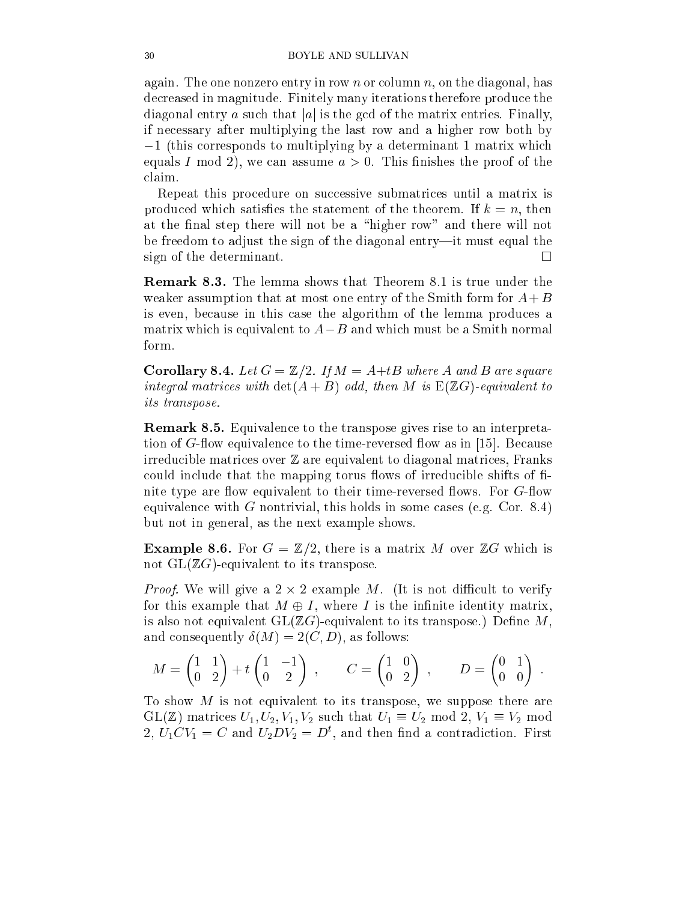again. The one nonzero entry in row $n$ or column $n$, on the diagonal, has decreased in magnitude. Finitely many iterations therefore produce the diagonal entry $a$ such that $|a|$ is the gcd of the matrix entries. Finally, if necessary after multiplying the last row and a higher row both by $-1$ (this corresponds to multiplying by a determinant 1 matrix which equals $I \bmod 2$), we can assume $a > 0$. This finishes the proof of the claim.

Repeat this procedure on successive submatrices until a matrix is produced which satisfies the statement of the theorem. If $k = n$, then at the final step there will not be a "higher row" and there will not be freedom to adjust the sign of the diagonal entry—it must equal the sign of the determinant. $\square$

**Remark 8.3.** The lemma shows that Theorem 8.1 is true under the weaker assumption that at most one entry of the Smith form for $A+B$ is even, because in this case the algorithm of the lemma produces a matrix which is equivalent to $A-B$ and which must be a Smith normal form.

**Corollary 8.4.** *Let $G = \mathbb{Z}/2$. If $M = A+tB$ where $A$ and $B$ are square integral matrices with $\det(A+B)$ odd, then $M$ is $\mathrm{E}(\mathbb{Z}G)$-equivalent to its transpose.*

**Remark 8.5.** Equivalence to the transpose gives rise to an interpretation of $G$-flow equivalence to the time-reversed flow as in [15]. Because irreducible matrices over $\mathbb{Z}$ are equivalent to diagonal matrices, Franks could include that the mapping torus flows of irreducible shifts of finite type are flow equivalent to their time-reversed flows. For $G$-flow equivalence with $G$ nontrivial, this holds in some cases (e.g. Cor. 8.4) but not in general, as the next example shows.

**Example 8.6.** For $G = \mathbb{Z}/2$, there is a matrix $M$ over $\mathbb{Z}G$ which is not $\mathrm{GL}(\mathbb{Z}G)$-equivalent to its transpose.

*Proof.* We will give a $2 \times 2$ example $M$. (It is not difficult to verify for this example that $M \oplus I$, where $I$ is the infinite identity matrix, is also not equivalent $\mathrm{GL}(\mathbb{Z}G)$-equivalent to its transpose.) Define $M$, and consequently $\delta(M) = 2(C, D)$, as follows:

$$M = \begin{pmatrix} 1 & 1 \\ 0 & 2 \end{pmatrix} + t\begin{pmatrix} 1 & -1 \\ 0 & 2 \end{pmatrix} \ , \qquad C = \begin{pmatrix} 1 & 0 \\ 0 & 2 \end{pmatrix} \ , \qquad D = \begin{pmatrix} 0 & 1 \\ 0 & 0 \end{pmatrix} \ .$$

To show $M$ is not equivalent to its transpose, we suppose there are $\mathrm{GL}(\mathbb{Z})$ matrices $U_1, U_2, V_1, V_2$ such that $U_1 \equiv U_2 \bmod 2$, $V_1 \equiv V_2 \bmod 2$, $U_1 C V_1 = C$ and $U_2 D V_2 = D^t$, and then find a contradiction. First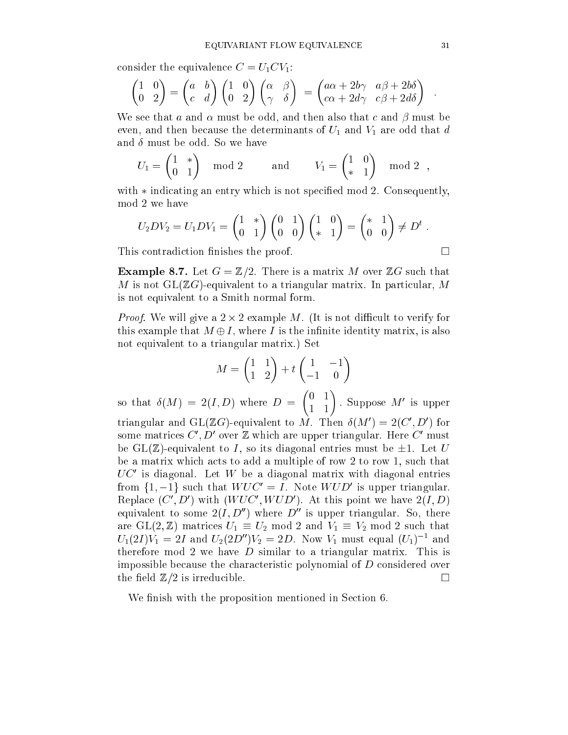consider the equivalence $C = U_1 C V_1$:

$$\begin{pmatrix} 1 & 0 \\ 0 & 2 \end{pmatrix} = \begin{pmatrix} a & b \\ c & d \end{pmatrix} \begin{pmatrix} 1 & 0 \\ 0 & 2 \end{pmatrix} \begin{pmatrix} \alpha & \beta \\ \gamma & \delta \end{pmatrix} = \begin{pmatrix} a\alpha + 2b\gamma & a\beta + 2b\delta \\ c\alpha + 2d\gamma & c\beta + 2d\delta \end{pmatrix} .$$

We see that $a$ and $\alpha$ must be odd, and then also that $c$ and $\beta$ must be even, and then because the determinants of $U_1$ and $V_1$ are odd that $d$ and $\delta$ must be odd. So we have

$$U_1 = \begin{pmatrix} 1 & * \\ 0 & 1 \end{pmatrix} \mod 2 \qquad \text{and} \qquad V_1 = \begin{pmatrix} 1 & 0 \\ * & 1 \end{pmatrix} \mod 2 ,$$

with $*$ indicating an entry which is not specified mod 2. Consequently, mod 2 we have

$$U_2 D V_2 = U_1 D V_1 = \begin{pmatrix} 1 & * \\ 0 & 1 \end{pmatrix} \begin{pmatrix} 0 & 1 \\ 0 & 0 \end{pmatrix} \begin{pmatrix} 1 & 0 \\ * & 1 \end{pmatrix} = \begin{pmatrix} * & 1 \\ 0 & 0 \end{pmatrix} \neq D^t .$$

This contradiction finishes the proof. □

**Example 8.7.** Let $G = \mathbb{Z}/2$. There is a matrix $M$ over $\mathbb{Z}G$ such that $M$ is not $\mathrm{GL}(\mathbb{Z}G)$-equivalent to a triangular matrix. In particular, $M$ is not equivalent to a Smith normal form.

*Proof.* We will give a $2 \times 2$ example $M$. (It is not difficult to verify for this example that $M \oplus I$, where $I$ is the infinite identity matrix, is also not equivalent to a triangular matrix.) Set

$$M = \begin{pmatrix} 1 & 1 \\ 1 & 2 \end{pmatrix} + t \begin{pmatrix} 1 & -1 \\ -1 & 0 \end{pmatrix}$$

so that $\delta(M) = 2(I, D)$ where $D = \begin{pmatrix} 0 & 1 \\ 1 & 1 \end{pmatrix}$. Suppose $M'$ is upper triangular and $\mathrm{GL}(\mathbb{Z}G)$-equivalent to $M$. Then $\delta(M') = 2(C', D')$ for some matrices $C', D'$ over $\mathbb{Z}$ which are upper triangular. Here $C'$ must be $\mathrm{GL}(\mathbb{Z})$-equivalent to $I$, so its diagonal entries must be $\pm 1$. Let $U$ be a matrix which acts to add a multiple of row 2 to row 1, such that $UC'$ is diagonal. Let $W$ be a diagonal matrix with diagonal entries from $\{1, -1\}$ such that $WUC' = I$. Note $WUD'$ is upper triangular. Replace $(C', D')$ with $(WUC', WUD')$. At this point we have $2(I, D)$ equivalent to some $2(I, D'')$ where $D''$ is upper triangular. So, there are $\mathrm{GL}(2, \mathbb{Z})$ matrices $U_1 \equiv U_2 \mod 2$ and $V_1 \equiv V_2 \mod 2$ such that $U_1(2I)V_1 = 2I$ and $U_2(2D'')V_2 = 2D$. Now $V_1$ must equal $(U_1)^{-1}$ and therefore mod 2 we have $D$ similar to a triangular matrix. This is impossible because the characteristic polynomial of $D$ considered over the field $\mathbb{Z}/2$ is irreducible. □

We finish with the proposition mentioned in Section 6.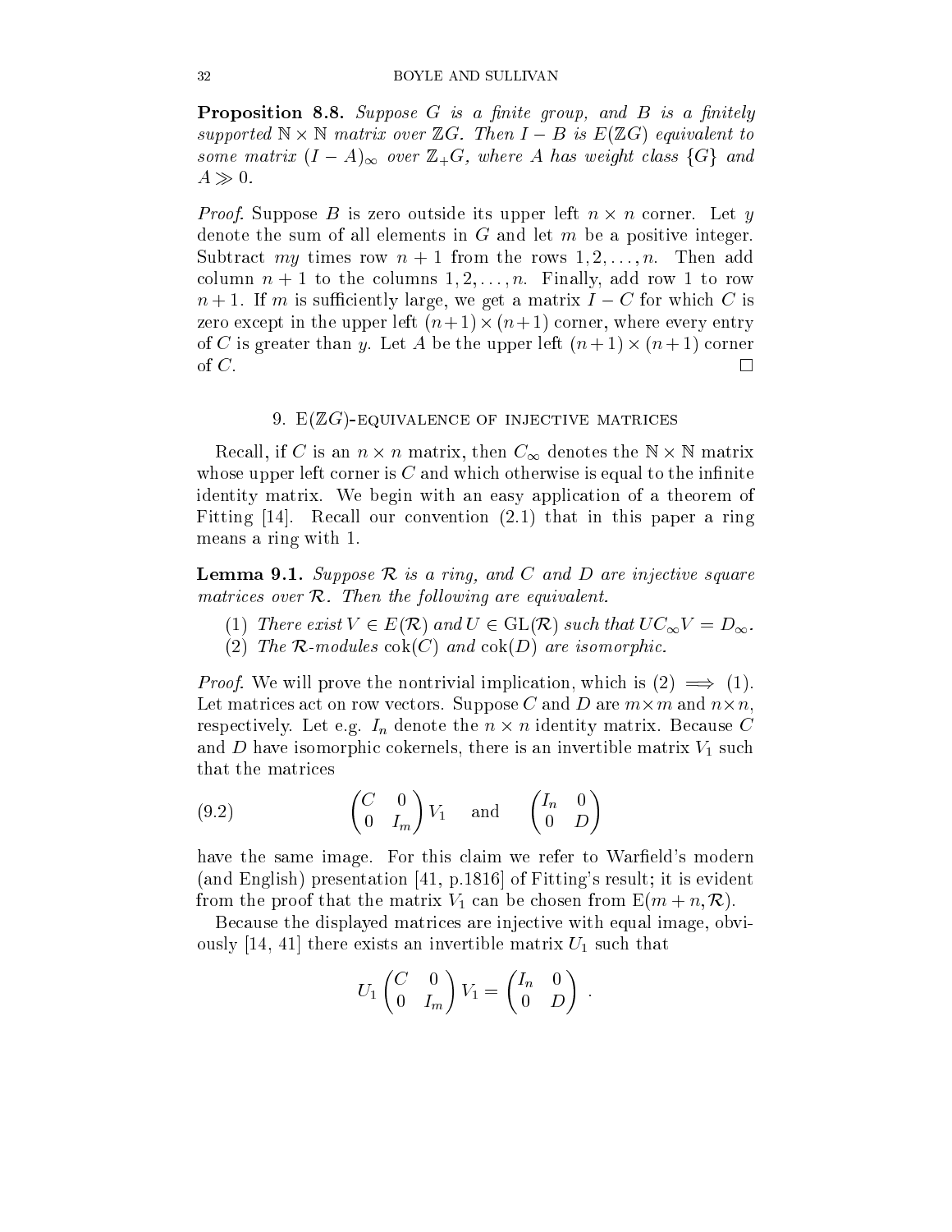**Proposition 8.8.** *Suppose $G$ is a finite group, and $B$ is a finitely supported $\mathbb{N} \times \mathbb{N}$ matrix over $\mathbb{Z}G$. Then $I - B$ is $E(\mathbb{Z}G)$ equivalent to some matrix $(I - A)_\infty$ over $\mathbb{Z}_+G$, where $A$ has weight class $\{G\}$ and $A \gg 0$.*

*Proof.* Suppose $B$ is zero outside its upper left $n \times n$ corner. Let $y$ denote the sum of all elements in $G$ and let $m$ be a positive integer. Subtract $my$ times row $n+1$ from the rows $1, 2, \ldots, n$. Then add column $n+1$ to the columns $1, 2, \ldots, n$. Finally, add row 1 to row $n+1$. If $m$ is sufficiently large, we get a matrix $I - C$ for which $C$ is zero except in the upper left $(n+1) \times (n+1)$ corner, where every entry of $C$ is greater than $y$. Let $A$ be the upper left $(n+1) \times (n+1)$ corner of $C$. □

## 9. E($\mathbb{Z}G$)-equivalence of injective matrices

Recall, if $C$ is an $n \times n$ matrix, then $C_\infty$ denotes the $\mathbb{N} \times \mathbb{N}$ matrix whose upper left corner is $C$ and which otherwise is equal to the infinite identity matrix. We begin with an easy application of a theorem of Fitting [14]. Recall our convention (2.1) that in this paper a ring means a ring with 1.

**Lemma 9.1.** *Suppose $\mathcal{R}$ is a ring, and $C$ and $D$ are injective square matrices over $\mathcal{R}$. Then the following are equivalent.*

1. *There exist $V \in E(\mathcal{R})$ and $U \in \mathrm{GL}(\mathcal{R})$ such that $UC_\infty V = D_\infty$.*
2. *The $\mathcal{R}$-modules $\mathrm{cok}(C)$ and $\mathrm{cok}(D)$ are isomorphic.*

*Proof.* We will prove the nontrivial implication, which is (2) $\Longrightarrow$ (1). Let matrices act on row vectors. Suppose $C$ and $D$ are $m \times m$ and $n \times n$, respectively. Let e.g. $I_n$ denote the $n \times n$ identity matrix. Because $C$ and $D$ have isomorphic cokernels, there is an invertible matrix $V_1$ such that the matrices

$$\begin{pmatrix} C & 0 \\ 0 & I_m \end{pmatrix} V_1 \quad \text{and} \quad \begin{pmatrix} I_n & 0 \\ 0 & D \end{pmatrix} \tag{9.2}$$

have the same image. For this claim we refer to Warfield's modern (and English) presentation [41, p.1816] of Fitting's result; it is evident from the proof that the matrix $V_1$ can be chosen from $\mathrm{E}(m+n, \mathcal{R})$.

Because the displayed matrices are injective with equal image, obviously [14, 41] there exists an invertible matrix $U_1$ such that

$$U_1 \begin{pmatrix} C & 0 \\ 0 & I_m \end{pmatrix} V_1 = \begin{pmatrix} I_n & 0 \\ 0 & D \end{pmatrix} .$$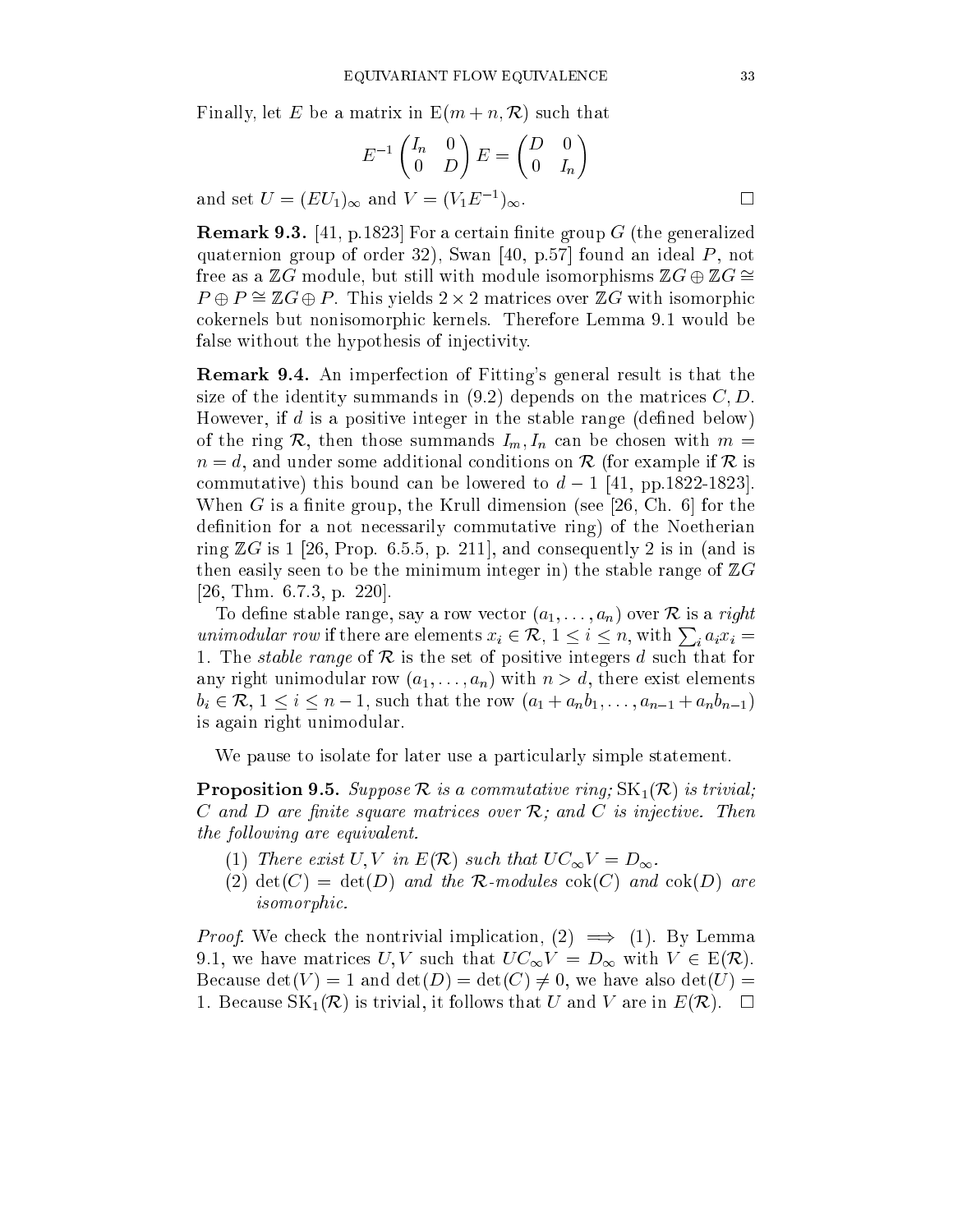Finally, let $E$ be a matrix in $\mathrm{E}(m+n, \mathcal{R})$ such that

$$E^{-1}\begin{pmatrix} I_n & 0 \\ 0 & D \end{pmatrix} E = \begin{pmatrix} D & 0 \\ 0 & I_n \end{pmatrix}$$

and set $U = (EU_1)_\infty$ and $V = (V_1 E^{-1})_\infty$. $\square$

**Remark 9.3.** [41, p.1823] For a certain finite group $G$ (the generalized quaternion group of order 32), Swan [40, p.57] found an ideal $P$, not free as a $\mathbb{Z}G$ module, but still with module isomorphisms $\mathbb{Z}G \oplus \mathbb{Z}G \cong P \oplus P \cong \mathbb{Z}G \oplus P$. This yields $2 \times 2$ matrices over $\mathbb{Z}G$ with isomorphic cokernels but nonisomorphic kernels. Therefore Lemma 9.1 would be false without the hypothesis of injectivity.

**Remark 9.4.** An imperfection of Fitting's general result is that the size of the identity summands in (9.2) depends on the matrices $C, D$. However, if $d$ is a positive integer in the stable range (defined below) of the ring $\mathcal{R}$, then those summands $I_m, I_n$ can be chosen with $m = n = d$, and under some additional conditions on $\mathcal{R}$ (for example if $\mathcal{R}$ is commutative) this bound can be lowered to $d-1$ [41, pp.1822-1823]. When $G$ is a finite group, the Krull dimension (see [26, Ch. 6] for the definition for a not necessarily commutative ring) of the Noetherian ring $\mathbb{Z}G$ is 1 [26, Prop. 6.5.5, p. 211], and consequently 2 is in (and is then easily seen to be the minimum integer in) the stable range of $\mathbb{Z}G$ [26, Thm. 6.7.3, p. 220].

To define stable range, say a row vector $(a_1, \dots, a_n)$ over $\mathcal{R}$ is a *right unimodular row* if there are elements $x_i \in \mathcal{R}$, $1 \le i \le n$, with $\sum_i a_i x_i = 1$. The *stable range* of $\mathcal{R}$ is the set of positive integers $d$ such that for any right unimodular row $(a_1, \dots, a_n)$ with $n > d$, there exist elements $b_i \in \mathcal{R}$, $1 \le i \le n-1$, such that the row $(a_1 + a_n b_1, \dots, a_{n-1} + a_n b_{n-1})$ is again right unimodular.

We pause to isolate for later use a particularly simple statement.

**Proposition 9.5.** *Suppose $\mathcal{R}$ is a commutative ring; $\mathrm{SK}_1(\mathcal{R})$ is trivial; $C$ and $D$ are finite square matrices over $\mathcal{R}$; and $C$ is injective. Then the following are equivalent.*

1. *There exist $U, V$ in $E(\mathcal{R})$ such that $UC_\infty V = D_\infty$.*
2. *$\det(C) = \det(D)$ and the $\mathcal{R}$-modules $\mathrm{cok}(C)$ and $\mathrm{cok}(D)$ are isomorphic.*

*Proof.* We check the nontrivial implication, (2) $\implies$ (1). By Lemma 9.1, we have matrices $U, V$ such that $UC_\infty V = D_\infty$ with $V \in \mathrm{E}(\mathcal{R})$. Because $\det(V) = 1$ and $\det(D) = \det(C) \neq 0$, we have also $\det(U) = 1$. Because $\mathrm{SK}_1(\mathcal{R})$ is trivial, it follows that $U$ and $V$ are in $E(\mathcal{R})$. $\square$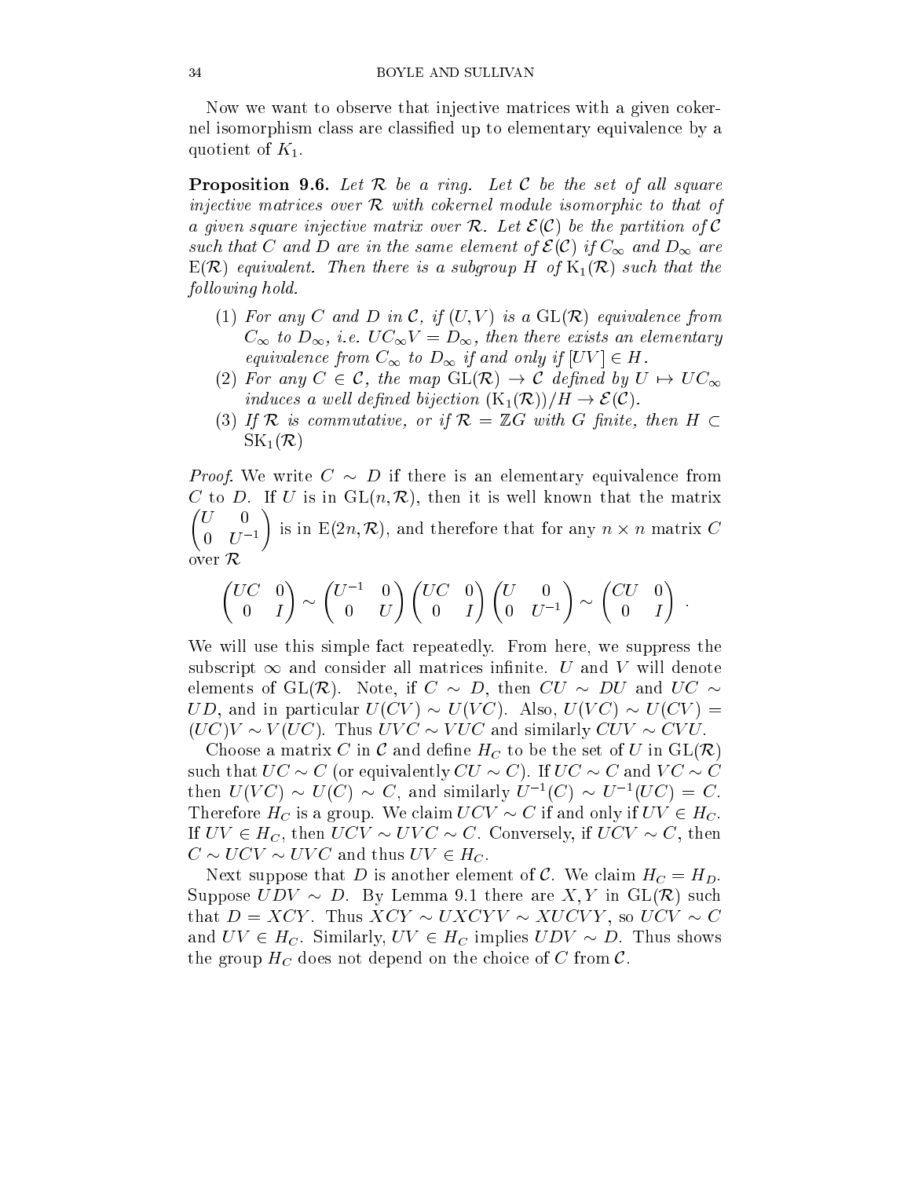Now we want to observe that injective matrices with a given cokernel isomorphism class are classified up to elementary equivalence by a quotient of $K_1$.

**Proposition 9.6.** *Let $\mathcal{R}$ be a ring. Let $\mathcal{C}$ be the set of all square injective matrices over $\mathcal{R}$ with cokernel module isomorphic to that of a given square injective matrix over $\mathcal{R}$. Let $\mathcal{E}(\mathcal{C})$ be the partition of $\mathcal{C}$ such that $C$ and $D$ are in the same element of $\mathcal{E}(\mathcal{C})$ if $C_\infty$ and $D_\infty$ are $\mathrm{E}(\mathcal{R})$ equivalent. Then there is a subgroup $H$ of $\mathrm{K}_1(\mathcal{R})$ such that the following hold.*

1. *For any $C$ and $D$ in $\mathcal{C}$, if $(U, V)$ is a $\mathrm{GL}(\mathcal{R})$ equivalence from $C_\infty$ to $D_\infty$, i.e. $UC_\infty V = D_\infty$, then there exists an elementary equivalence from $C_\infty$ to $D_\infty$ if and only if $[UV] \in H$.*
2. *For any $C \in \mathcal{C}$, the map $\mathrm{GL}(\mathcal{R}) \to \mathcal{C}$ defined by $U \mapsto UC_\infty$ induces a well defined bijection $(\mathrm{K}_1(\mathcal{R}))/H \to \mathcal{E}(\mathcal{C})$.*
3. *If $\mathcal{R}$ is commutative, or if $\mathcal{R} = \mathbb{Z}G$ with $G$ finite, then $H \subset \mathrm{SK}_1(\mathcal{R})$*

*Proof.* We write $C \sim D$ if there is an elementary equivalence from $C$ to $D$. If $U$ is in $\mathrm{GL}(n, \mathcal{R})$, then it is well known that the matrix $\begin{pmatrix} U & 0 \\ 0 & U^{-1} \end{pmatrix}$ is in $\mathrm{E}(2n, \mathcal{R})$, and therefore that for any $n \times n$ matrix $C$ over $\mathcal{R}$

$$\begin{pmatrix} UC & 0 \\ 0 & I \end{pmatrix} \sim \begin{pmatrix} U^{-1} & 0 \\ 0 & U \end{pmatrix} \begin{pmatrix} UC & 0 \\ 0 & I \end{pmatrix} \begin{pmatrix} U & 0 \\ 0 & U^{-1} \end{pmatrix} \sim \begin{pmatrix} CU & 0 \\ 0 & I \end{pmatrix} .$$

We will use this simple fact repeatedly. From here, we suppress the subscript $\infty$ and consider all matrices infinite. $U$ and $V$ will denote elements of $\mathrm{GL}(\mathcal{R})$. Note, if $C \sim D$, then $CU \sim DU$ and $UC \sim UD$, and in particular $U(CV) \sim U(VC)$. Also, $U(VC) \sim U(CV) = (UC)V \sim V(UC)$. Thus $UVC \sim VUC$ and similarly $CUV \sim CVU$.

Choose a matrix $C$ in $\mathcal{C}$ and define $H_C$ to be the set of $U$ in $\mathrm{GL}(\mathcal{R})$ such that $UC \sim C$ (or equivalently $CU \sim C$). If $UC \sim C$ and $VC \sim C$ then $U(VC) \sim U(C) \sim C$, and similarly $U^{-1}(C) \sim U^{-1}(UC) = C$. Therefore $H_C$ is a group. We claim $UCV \sim C$ if and only if $UV \in H_C$. If $UV \in H_C$, then $UCV \sim UVC \sim C$. Conversely, if $UCV \sim C$, then $C \sim UCV \sim UVC$ and thus $UV \in H_C$.

Next suppose that $D$ is another element of $\mathcal{C}$. We claim $H_C = H_D$. Suppose $UDV \sim D$. By Lemma 9.1 there are $X, Y$ in $\mathrm{GL}(\mathcal{R})$ such that $D = XCY$. Thus $XCY \sim UXCYV \sim XUCVY$, so $UCV \sim C$ and $UV \in H_C$. Similarly, $UV \in H_C$ implies $UDV \sim D$. Thus shows the group $H_C$ does not depend on the choice of $C$ from $\mathcal{C}$.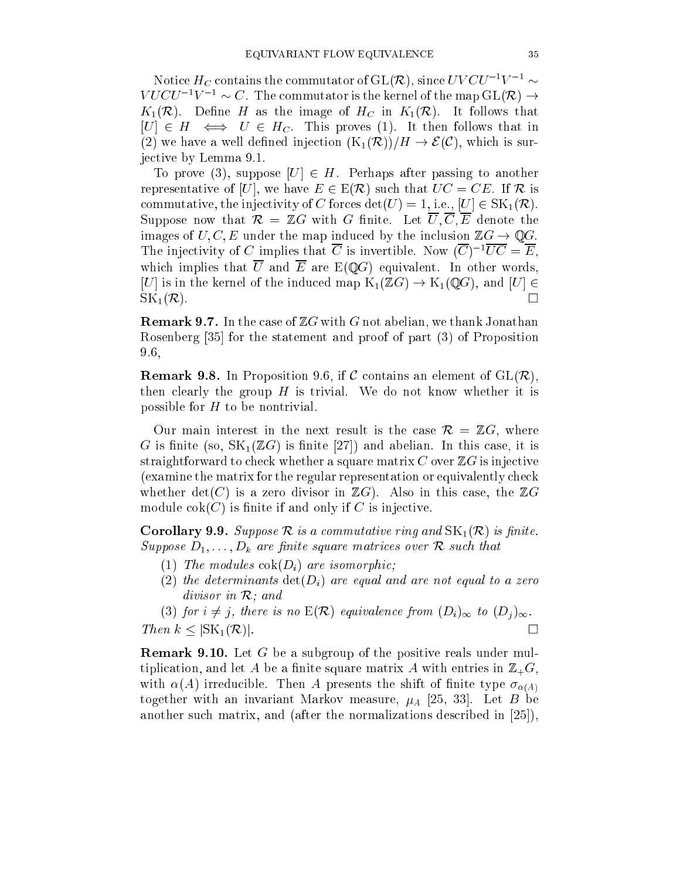Notice $H_C$ contains the commutator of $\mathrm{GL}(\mathcal{R})$, since $UVCU^{-1}V^{-1} \sim VUCU^{-1}V^{-1} \sim C$. The commutator is the kernel of the map $\mathrm{GL}(\mathcal{R}) \to K_1(\mathcal{R})$. Define $H$ as the image of $H_C$ in $K_1(\mathcal{R})$. It follows that $[U] \in H \iff U \in H_C$. This proves (1). It then follows that in (2) we have a well defined injection $(\mathrm{K}_1(\mathcal{R}))/H \to \mathcal{E}(\mathcal{C})$, which is surjective by Lemma 9.1.

To prove (3), suppose $[U] \in H$. Perhaps after passing to another representative of $[U]$, we have $E \in \mathrm{E}(\mathcal{R})$ such that $UC = CE$. If $\mathcal{R}$ is commutative, the injectivity of $C$ forces $\det(U) = 1$, i.e., $[U] \in \mathrm{SK}_1(\mathcal{R})$. Suppose now that $\mathcal{R} = \mathbb{Z}G$ with $G$ finite. Let $\overline{U}, \overline{C}, \overline{E}$ denote the images of $U, C, E$ under the map induced by the inclusion $\mathbb{Z}G \to \mathbb{Q}G$. The injectivity of $C$ implies that $\overline{C}$ is invertible. Now $(\overline{C})^{-1}\overline{UC} = \overline{E}$, which implies that $\overline{U}$ and $\overline{E}$ are $\mathrm{E}(\mathbb{Q}G)$ equivalent. In other words, $[U]$ is in the kernel of the induced map $\mathrm{K}_1(\mathbb{Z}G) \to \mathrm{K}_1(\mathbb{Q}G)$, and $[U] \in \mathrm{SK}_1(\mathcal{R})$. □

**Remark 9.7.** In the case of $\mathbb{Z}G$ with $G$ not abelian, we thank Jonathan Rosenberg [35] for the statement and proof of part (3) of Proposition 9.6,

**Remark 9.8.** In Proposition 9.6, if $\mathcal{C}$ contains an element of $\mathrm{GL}(\mathcal{R})$, then clearly the group $H$ is trivial. We do not know whether it is possible for $H$ to be nontrivial.

Our main interest in the next result is the case $\mathcal{R} = \mathbb{Z}G$, where $G$ is finite (so, $\mathrm{SK}_1(\mathbb{Z}G)$ is finite [27]) and abelian. In this case, it is straightforward to check whether a square matrix $C$ over $\mathbb{Z}G$ is injective (examine the matrix for the regular representation or equivalently check whether $\det(C)$ is a zero divisor in $\mathbb{Z}G$). Also in this case, the $\mathbb{Z}G$ module $\mathrm{cok}(C)$ is finite if and only if $C$ is injective.

**Corollary 9.9.** *Suppose $\mathcal{R}$ is a commutative ring and $\mathrm{SK}_1(\mathcal{R})$ is finite. Suppose $D_1, \dots, D_k$ are finite square matrices over $\mathcal{R}$ such that*

1. *The modules $\mathrm{cok}(D_i)$ are isomorphic;*
2. *the determinants $\det(D_i)$ are equal and are not equal to a zero divisor in $\mathcal{R}$; and*
3. *for $i \neq j$, there is no $\mathrm{E}(\mathcal{R})$ equivalence from $(D_i)_\infty$ to $(D_j)_\infty$.*

*Then $k \leq |\mathrm{SK}_1(\mathcal{R})|$.* □

**Remark 9.10.** Let $G$ be a subgroup of the positive reals under multiplication, and let $A$ be a finite square matrix $A$ with entries in $\mathbb{Z}_+G$, with $\alpha(A)$ irreducible. Then $A$ presents the shift of finite type $\sigma_{\alpha(A)}$ together with an invariant Markov measure, $\mu_A$ [25, 33]. Let $B$ be another such matrix, and (after the normalizations described in [25]),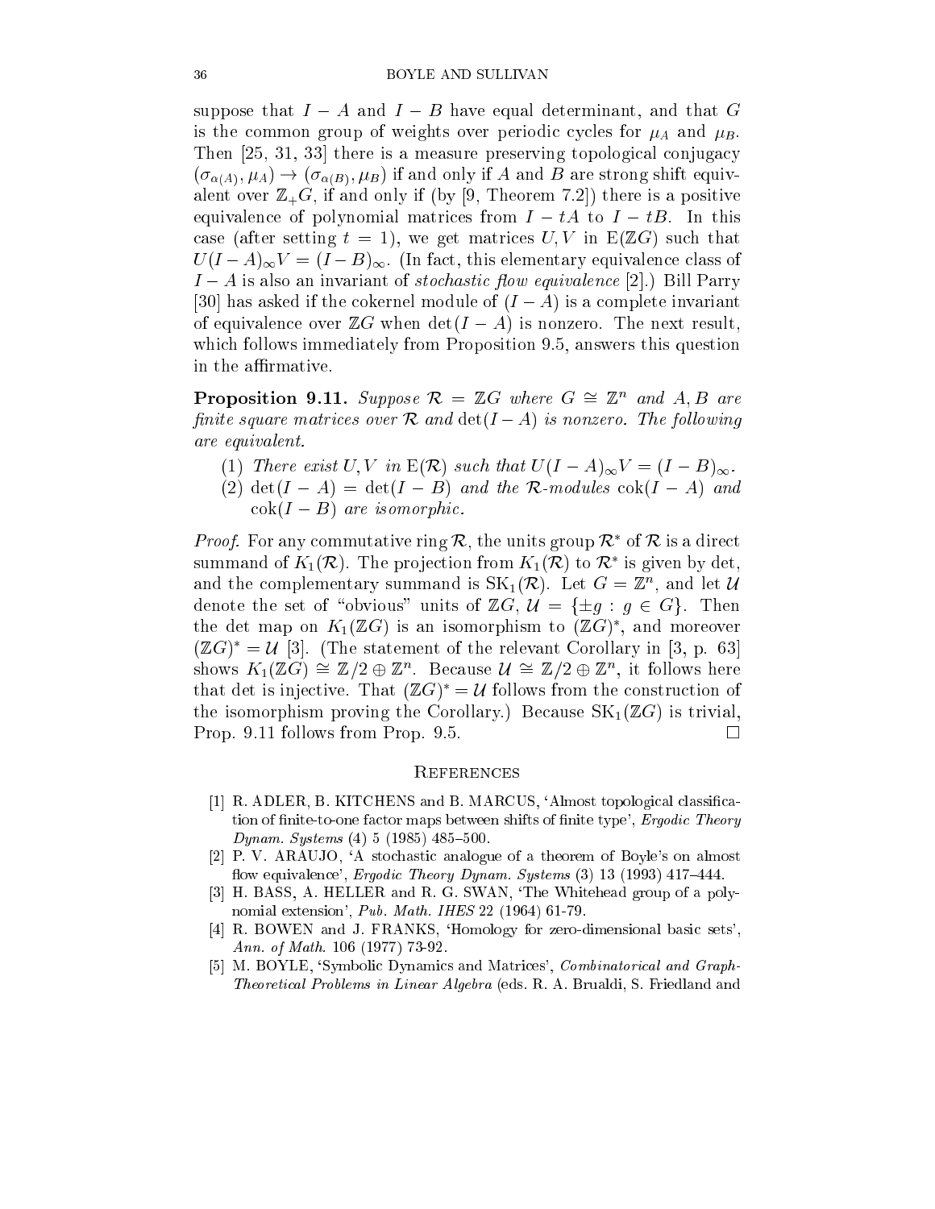suppose that $I - A$ and $I - B$ have equal determinant, and that $G$ is the common group of weights over periodic cycles for $\mu_A$ and $\mu_B$. Then [25, 31, 33] there is a measure preserving topological conjugacy $(\sigma_{\alpha(A)}, \mu_A) \to (\sigma_{\alpha(B)}, \mu_B)$ if and only if $A$ and $B$ are strong shift equivalent over $\mathbb{Z}_+G$, if and only if (by [9, Theorem 7.2]) there is a positive equivalence of polynomial matrices from $I - tA$ to $I - tB$. In this case (after setting $t = 1$), we get matrices $U, V$ in $\mathrm{E}(\mathbb{Z}G)$ such that $U(I - A)_\infty V = (I - B)_\infty$. (In fact, this elementary equivalence class of $I - A$ is also an invariant of *stochastic flow equivalence* [2].) Bill Parry [30] has asked if the cokernel module of $(I - A)$ is a complete invariant of equivalence over $\mathbb{Z}G$ when $\det(I - A)$ is nonzero. The next result, which follows immediately from Proposition 9.5, answers this question in the affirmative.

**Proposition 9.11.** *Suppose $\mathcal{R} = \mathbb{Z}G$ where $G \cong \mathbb{Z}^n$ and $A, B$ are finite square matrices over $\mathcal{R}$ and $\det(I - A)$ is nonzero. The following are equivalent.*

1. *There exist $U, V$ in $\mathrm{E}(\mathcal{R})$ such that $U(I - A)_\infty V = (I - B)_\infty$.*
2. *$\det(I - A) = \det(I - B)$ and the $\mathcal{R}$-modules $\mathrm{cok}(I - A)$ and $\mathrm{cok}(I - B)$ are isomorphic.*

*Proof.* For any commutative ring $\mathcal{R}$, the units group $\mathcal{R}^*$ of $\mathcal{R}$ is a direct summand of $K_1(\mathcal{R})$. The projection from $K_1(\mathcal{R})$ to $\mathcal{R}^*$ is given by det, and the complementary summand is $\mathrm{SK}_1(\mathcal{R})$. Let $G = \mathbb{Z}^n$, and let $\mathcal{U}$ denote the set of "obvious" units of $\mathbb{Z}G$, $\mathcal{U} = \{\pm g : g \in G\}$. Then the det map on $K_1(\mathbb{Z}G)$ is an isomorphism to $(\mathbb{Z}G)^*$, and moreover $(\mathbb{Z}G)^* = \mathcal{U}$ [3]. (The statement of the relevant Corollary in [3, p. 63] shows $K_1(\mathbb{Z}G) \cong \mathbb{Z}/2 \oplus \mathbb{Z}^n$. Because $\mathcal{U} \cong \mathbb{Z}/2 \oplus \mathbb{Z}^n$, it follows here that det is injective. That $(\mathbb{Z}G)^* = \mathcal{U}$ follows from the construction of the isomorphism proving the Corollary.) Because $\mathrm{SK}_1(\mathbb{Z}G)$ is trivial, Prop. 9.11 follows from Prop. 9.5. $\square$

## References

[1] R. ADLER, B. KITCHENS and B. MARCUS, 'Almost topological classification of finite-to-one factor maps between shifts of finite type', *Ergodic Theory Dynam. Systems* (4) 5 (1985) 485–500.

[2] P. V. ARAUJO, 'A stochastic analogue of a theorem of Boyle's on almost flow equivalence', *Ergodic Theory Dynam. Systems* (3) 13 (1993) 417–444.

[3] H. BASS, A. HELLER and R. G. SWAN, 'The Whitehead group of a polynomial extension', *Pub. Math. IHES* 22 (1964) 61-79.

[4] R. BOWEN and J. FRANKS, 'Homology for zero-dimensional basic sets', *Ann. of Math.* 106 (1977) 73-92.

[5] M. BOYLE, 'Symbolic Dynamics and Matrices', *Combinatorical and Graph-Theoretical Problems in Linear Algebra* (eds. R. A. Brualdi, S. Friedland and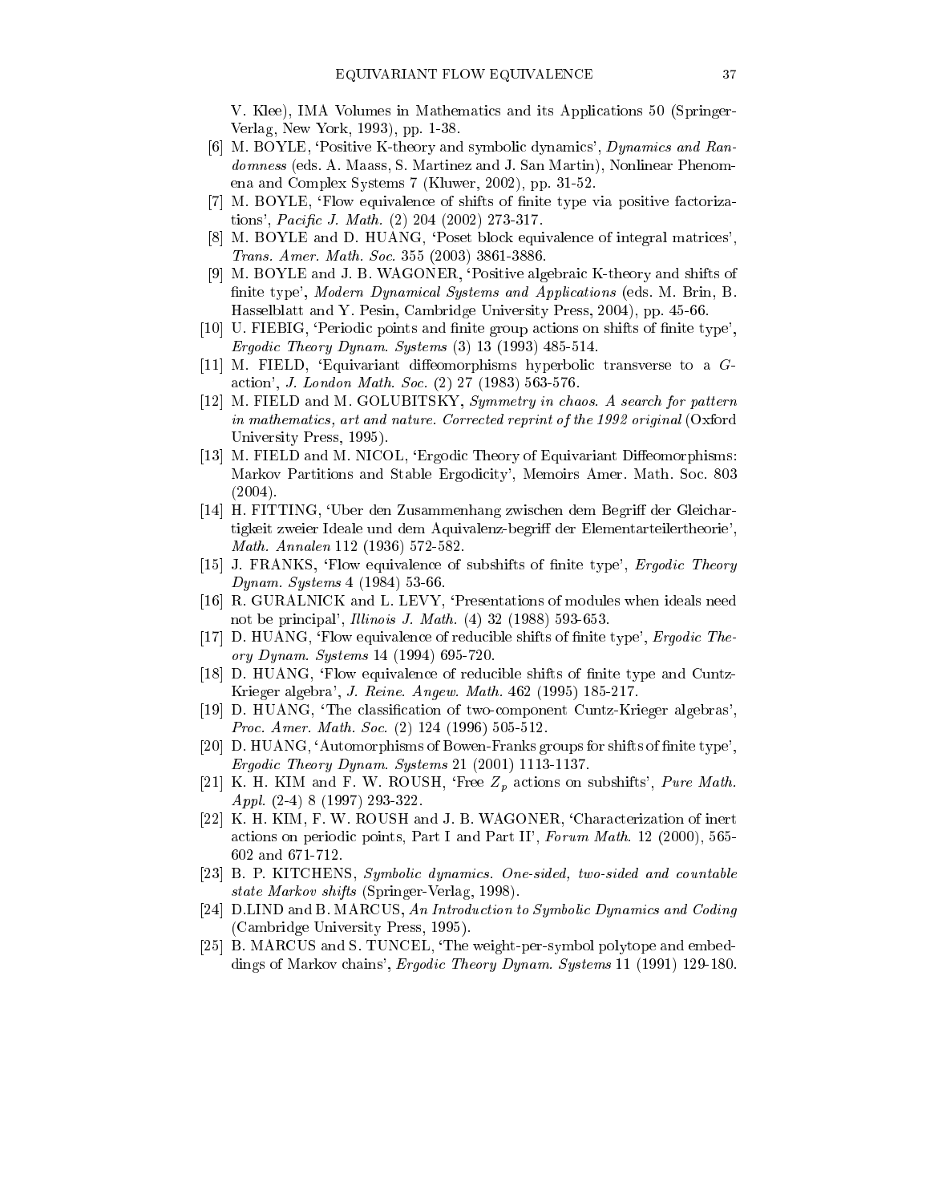V. Klee), IMA Volumes in Mathematics and its Applications 50 (Springer-Verlag, New York, 1993), pp. 1-38.

[6] M. BOYLE, 'Positive K-theory and symbolic dynamics', *Dynamics and Randomness* (eds. A. Maass, S. Martinez and J. San Martin), Nonlinear Phenomena and Complex Systems 7 (Kluwer, 2002), pp. 31-52.

[7] M. BOYLE, 'Flow equivalence of shifts of finite type via positive factorizations', *Pacific J. Math.* (2) 204 (2002) 273-317.

[8] M. BOYLE and D. HUANG, 'Poset block equivalence of integral matrices', *Trans. Amer. Math. Soc.* 355 (2003) 3861-3886.

[9] M. BOYLE and J. B. WAGONER, 'Positive algebraic K-theory and shifts of finite type', *Modern Dynamical Systems and Applications* (eds. M. Brin, B. Hasselblatt and Y. Pesin, Cambridge University Press, 2004), pp. 45-66.

[10] U. FIEBIG, 'Periodic points and finite group actions on shifts of finite type', *Ergodic Theory Dynam. Systems* (3) 13 (1993) 485-514.

[11] M. FIELD, 'Equivariant diffeomorphisms hyperbolic transverse to a $G$-action', *J. London Math. Soc.* (2) 27 (1983) 563-576.

[12] M. FIELD and M. GOLUBITSKY, *Symmetry in chaos. A search for pattern in mathematics, art and nature. Corrected reprint of the 1992 original* (Oxford University Press, 1995).

[13] M. FIELD and M. NICOL, 'Ergodic Theory of Equivariant Diffeomorphisms: Markov Partitions and Stable Ergodicity', Memoirs Amer. Math. Soc. 803 (2004).

[14] H. FITTING, 'Uber den Zusammenhang zwischen dem Begriff der Gleichartigkeit zweier Ideale und dem Aquivalenz-begriff der Elementarteilertheorie', *Math. Annalen* 112 (1936) 572-582.

[15] J. FRANKS, 'Flow equivalence of subshifts of finite type', *Ergodic Theory Dynam. Systems* 4 (1984) 53-66.

[16] R. GURALNICK and L. LEVY, 'Presentations of modules when ideals need not be principal', *Illinois J. Math.* (4) 32 (1988) 593-653.

[17] D. HUANG, 'Flow equivalence of reducible shifts of finite type', *Ergodic Theory Dynam. Systems* 14 (1994) 695-720.

[18] D. HUANG, 'Flow equivalence of reducible shifts of finite type and Cuntz-Krieger algebra', *J. Reine. Angew. Math.* 462 (1995) 185-217.

[19] D. HUANG, 'The classification of two-component Cuntz-Krieger algebras', *Proc. Amer. Math. Soc.* (2) 124 (1996) 505-512.

[20] D. HUANG, 'Automorphisms of Bowen-Franks groups for shifts of finite type', *Ergodic Theory Dynam. Systems* 21 (2001) 1113-1137.

[21] K. H. KIM and F. W. ROUSH, 'Free $Z_p$ actions on subshifts', *Pure Math. Appl.* (2-4) 8 (1997) 293-322.

[22] K. H. KIM, F. W. ROUSH and J. B. WAGONER, 'Characterization of inert actions on periodic points, Part I and Part II', *Forum Math.* 12 (2000), 565-602 and 671-712.

[23] B. P. KITCHENS, *Symbolic dynamics. One-sided, two-sided and countable state Markov shifts* (Springer-Verlag, 1998).

[24] D.LIND and B. MARCUS, *An Introduction to Symbolic Dynamics and Coding* (Cambridge University Press, 1995).

[25] B. MARCUS and S. TUNCEL, 'The weight-per-symbol polytope and embeddings of Markov chains', *Ergodic Theory Dynam. Systems* 11 (1991) 129-180.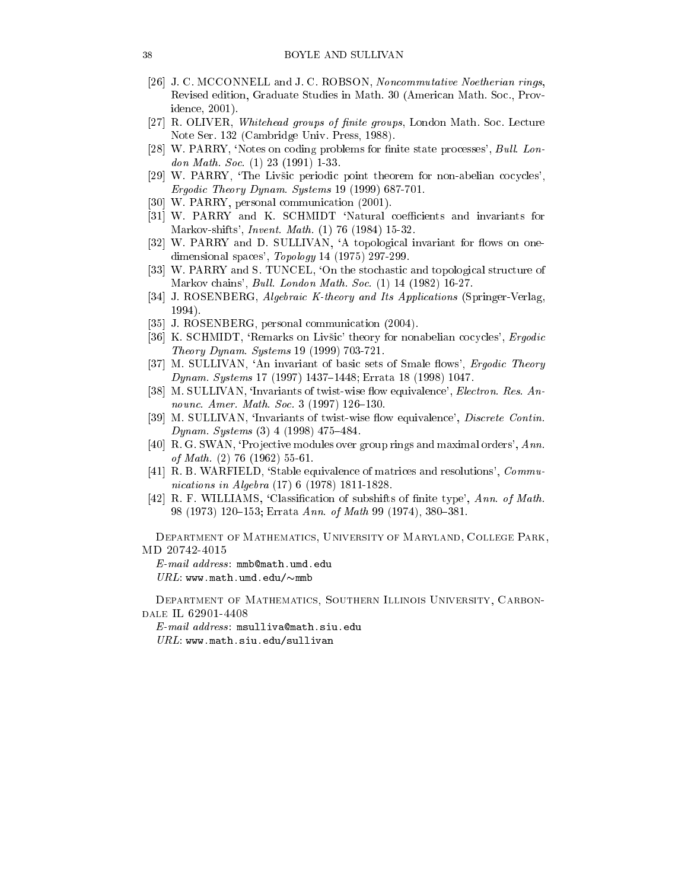[26] J. C. MCCONNELL and J. C. ROBSON, *Noncommutative Noetherian rings*, Revised edition, Graduate Studies in Math. 30 (American Math. Soc., Providence, 2001).

[27] R. OLIVER, *Whitehead groups of finite groups*, London Math. Soc. Lecture Note Ser. 132 (Cambridge Univ. Press, 1988).

[28] W. PARRY, 'Notes on coding problems for finite state processes', *Bull. London Math. Soc.* (1) 23 (1991) 1-33.

[29] W. PARRY, 'The Livšic periodic point theorem for non-abelian cocycles', *Ergodic Theory Dynam. Systems* 19 (1999) 687-701.

[30] W. PARRY, personal communication (2001).

[31] W. PARRY and K. SCHMIDT 'Natural coefficients and invariants for Markov-shifts', *Invent. Math.* (1) 76 (1984) 15-32.

[32] W. PARRY and D. SULLIVAN, 'A topological invariant for flows on one-dimensional spaces', *Topology* 14 (1975) 297-299.

[33] W. PARRY and S. TUNCEL, 'On the stochastic and topological structure of Markov chains', *Bull. London Math. Soc.* (1) 14 (1982) 16-27.

[34] J. ROSENBERG, *Algebraic K-theory and Its Applications* (Springer-Verlag, 1994).

[35] J. ROSENBERG, personal communication (2004).

[36] K. SCHMIDT, 'Remarks on Livšic' theory for nonabelian cocycles', *Ergodic Theory Dynam. Systems* 19 (1999) 703-721.

[37] M. SULLIVAN, 'An invariant of basic sets of Smale flows', *Ergodic Theory Dynam. Systems* 17 (1997) 1437–1448; Errata 18 (1998) 1047.

[38] M. SULLIVAN, 'Invariants of twist-wise flow equivalence', *Electron. Res. Announc. Amer. Math. Soc.* 3 (1997) 126–130.

[39] M. SULLIVAN, 'Invariants of twist-wise flow equivalence', *Discrete Contin. Dynam. Systems* (3) 4 (1998) 475–484.

[40] R. G. SWAN, 'Projective modules over group rings and maximal orders', *Ann. of Math.* (2) 76 (1962) 55-61.

[41] R. B. WARFIELD, 'Stable equivalence of matrices and resolutions', *Communications in Algebra* (17) 6 (1978) 1811-1828.

[42] R. F. WILLIAMS, 'Classification of subshifts of finite type', *Ann. of Math.* 98 (1973) 120–153; Errata *Ann. of Math* 99 (1974), 380–381.

Department of Mathematics, University of Maryland, College Park, MD 20742-4015

*E-mail address*: mmb@math.umd.edu

*URL*: www.math.umd.edu/~mmb

Department of Mathematics, Southern Illinois University, Carbondale IL 62901-4408

*E-mail address*: msulliva@math.siu.edu

*URL*: www.math.siu.edu/sullivan